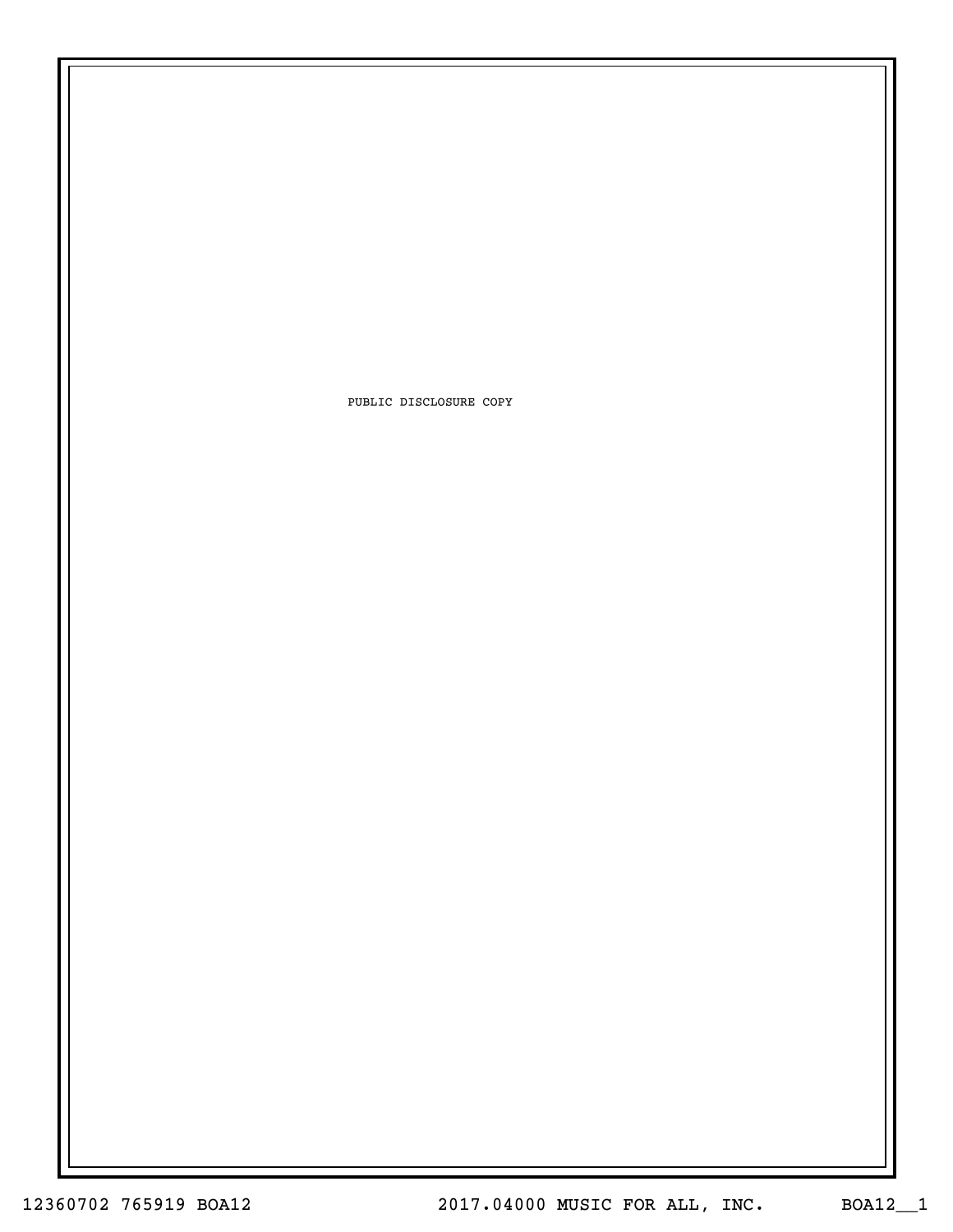PUBLIC DISCLOSURE COPY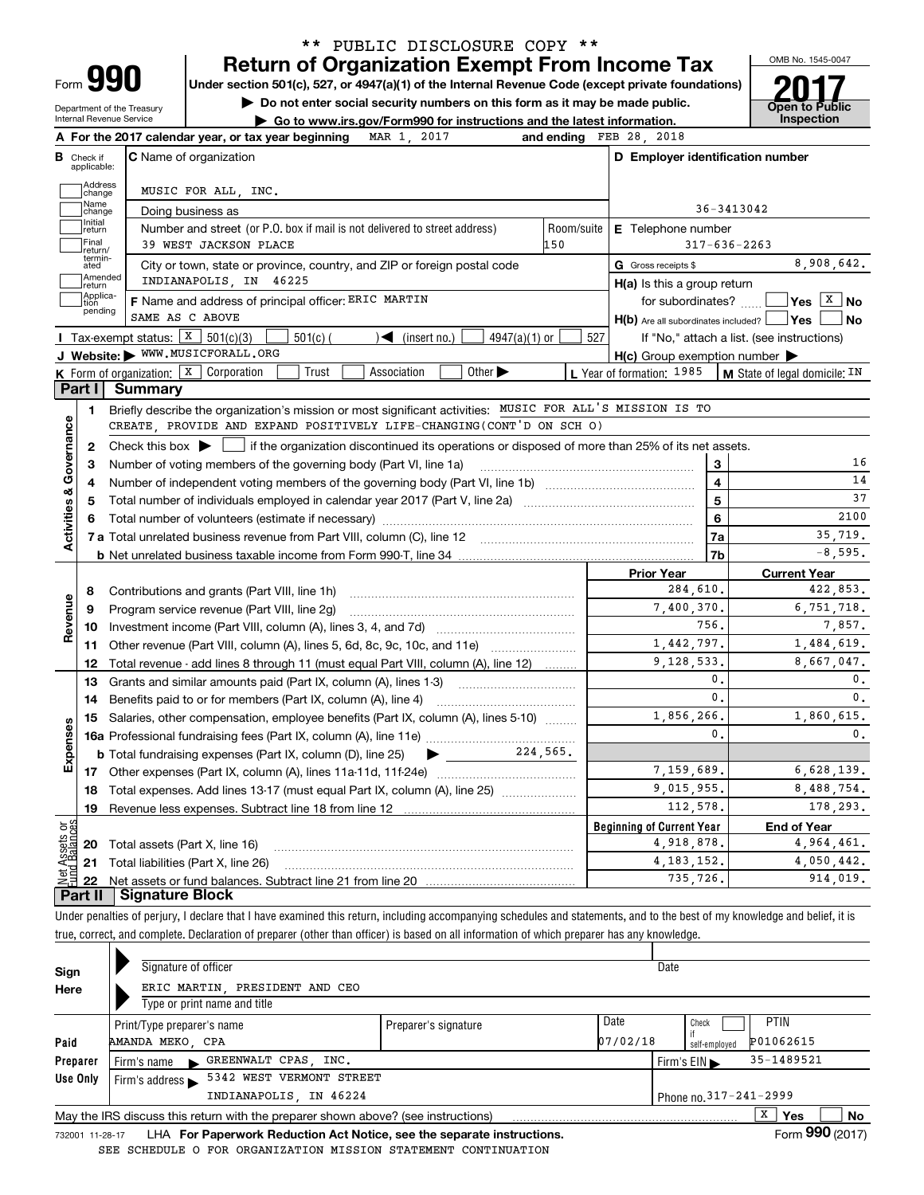** PUBLIC DISCLOSURE COPY **

# Form 990 — Return of Organization Exempt From Income Tax

**Under section 501(c), 527, or 4947(a)(1) of the Internal Revenue Code (except private foundations)**

▶ Do not enter social security numbers on this form as it may be made public.

▶ Go to www.irs.gov/Form990 for instructions and the latest information.

Department of the Treasury
Internal Revenue Service

OMB No. 1545-0047

**2017**

**Open to Public Inspection**

**A** For the 2017 calendar year, or tax year beginning MAR 1, 2017 and ending FEB 28, 2018

**B** Check if applicable: Address change; Name change; Initial return; Final return/terminated; Amended return; Application pending

**C** Name of organization: MUSIC FOR ALL, INC.

Doing business as

Number and street (or P.O. box if mail is not delivered to street address): 39 WEST JACKSON PLACE — Room/suite: 150

City or town, state or province, country, and ZIP or foreign postal code: INDIANAPOLIS, IN 46225

**D** Employer identification number: 36-3413042

**E** Telephone number: 317-636-2263

**G** Gross receipts $ 8,908,642.

**F** Name and address of principal officer: ERIC MARTIN, SAME AS C ABOVE

**H(a)** Is this a group return for subordinates? [ ] Yes [X] No

**H(b)** Are all subordinates included? [ ] Yes [ ] No — If "No," attach a list. (see instructions)

**H(c)** Group exemption number ▶

**I** Tax-exempt status: [X] 501(c)(3) [ ] 501(c)( ) ◀ (insert no.) [ ] 4947(a)(1) or [ ] 527

**J** Website: ▶ WWW.MUSICFORALL.ORG

**K** Form of organization: [X] Corporation [ ] Trust [ ] Association [ ] Other ▶

**L** Year of formation: 1985

**M** State of legal domicile: IN

## Part I Summary

**Activities & Governance**

1. Briefly describe the organization's mission or most significant activities: MUSIC FOR ALL'S MISSION IS TO CREATE, PROVIDE AND EXPAND POSITIVELY LIFE-CHANGING(CONT'D ON SCH O)
2. Check this box ▶ [ ] if the organization discontinued its operations or disposed of more than 25% of its net assets.

| Line | Description | | Value |
|---|---|---|---|
| 3 | Number of voting members of the governing body (Part VI, line 1a) | 3 | 16 |
| 4 | Number of independent voting members of the governing body (Part VI, line 1b) | 4 | 14 |
| 5 | Total number of individuals employed in calendar year 2017 (Part V, line 2a) | 5 | 37 |
| 6 | Total number of volunteers (estimate if necessary) | 6 | 2100 |
| 7a | Total unrelated business revenue from Part VIII, column (C), line 12 | 7a | 35,719. |
| 7b | Net unrelated business taxable income from Form 990-T, line 34 | 7b | -8,595. |

**Revenue / Expenses**

| Line | Description | Prior Year | Current Year |
|---|---|---|---|
| 8 | Contributions and grants (Part VIII, line 1h) | 284,610. | 422,853. |
| 9 | Program service revenue (Part VIII, line 2g) | 7,400,370. | 6,751,718. |
| 10 | Investment income (Part VIII, column (A), lines 3, 4, and 7d) | 756. | 7,857. |
| 11 | Other revenue (Part VIII, column (A), lines 5, 6d, 8c, 9c, 10c, and 11e) | 1,442,797. | 1,484,619. |
| 12 | Total revenue - add lines 8 through 11 (must equal Part VIII, column (A), line 12) | 9,128,533. | 8,667,047. |
| 13 | Grants and similar amounts paid (Part IX, column (A), lines 1-3) | 0. | 0. |
| 14 | Benefits paid to or for members (Part IX, column (A), line 4) | 0. | 0. |
| 15 | Salaries, other compensation, employee benefits (Part IX, column (A), lines 5-10) | 1,856,266. | 1,860,615. |
| 16a | Professional fundraising fees (Part IX, column (A), line 11e) | 0. | 0. |
| b | Total fundraising expenses (Part IX, column (D), line 25) ▶ 224,565. | | |
| 17 | Other expenses (Part IX, column (A), lines 11a-11d, 11f-24e) | 7,159,689. | 6,628,139. |
| 18 | Total expenses. Add lines 13-17 (must equal Part IX, column (A), line 25) | 9,015,955. | 8,488,754. |
| 19 | Revenue less expenses. Subtract line 18 from line 12 | 112,578. | 178,293. |

**Net Assets or Fund Balances**

| Line | Description | Beginning of Current Year | End of Year |
|---|---|---|---|
| 20 | Total assets (Part X, line 16) | 4,918,878. | 4,964,461. |
| 21 | Total liabilities (Part X, line 26) | 4,183,152. | 4,050,442. |
| 22 | Net assets or fund balances. Subtract line 21 from line 20 | 735,726. | 914,019. |

## Part II Signature Block

Under penalties of perjury, I declare that I have examined this return, including accompanying schedules and statements, and to the best of my knowledge and belief, it is true, correct, and complete. Declaration of preparer (other than officer) is based on all information of which preparer has any knowledge.

**Sign Here**

Signature of officer — Date

ERIC MARTIN, PRESIDENT AND CEO
Type or print name and title

**Paid Preparer Use Only**

| Print/Type preparer's name | Preparer's signature | Date | Check if self-employed | PTIN |
|---|---|---|---|---|
| AMANDA MEKO, CPA | | 07/02/18 | | P01062615 |

Firm's name ▶ GREENWALT CPAS, INC. — Firm's EIN ▶ 35-1489521

Firm's address ▶ 5342 WEST VERMONT STREET, INDIANAPOLIS, IN 46224 — Phone no. 317-241-2999

May the IRS discuss this return with the preparer shown above? (see instructions) [X] Yes [ ] No

732001 11-28-17 LHA For Paperwork Reduction Act Notice, see the separate instructions. Form **990** (2017)

SEE SCHEDULE O FOR ORGANIZATION MISSION STATEMENT CONTINUATION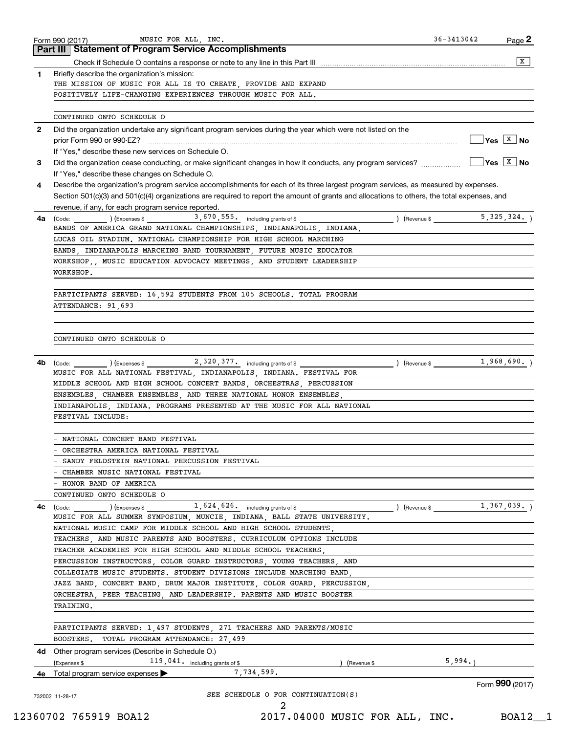Form 990 (2017) MUSIC FOR ALL, INC. 36-3413042 Page **2**

## Part III Statement of Program Service Accomplishments

Check if Schedule O contains a response or note to any line in this Part III .......... [X]

**1** Briefly describe the organization's mission:

THE MISSION OF MUSIC FOR ALL IS TO CREATE, PROVIDE AND EXPAND POSITIVELY LIFE-CHANGING EXPERIENCES THROUGH MUSIC FOR ALL.

CONTINUED ONTO SCHEDULE O

**2** Did the organization undertake any significant program services during the year which were not listed on the prior Form 990 or 990-EZ? .......... [ ] Yes [X] No

If "Yes," describe these new services on Schedule O.

**3** Did the organization cease conducting, or make significant changes in how it conducts, any program services? .......... [ ] Yes [X] No

If "Yes," describe these changes on Schedule O.

**4** Describe the organization's program service accomplishments for each of its three largest program services, as measured by expenses. Section 501(c)(3) and 501(c)(4) organizations are required to report the amount of grants and allocations to others, the total expenses, and revenue, if any, for each program service reported.

**4a** (Code: ) (Expenses $ 3,670,555. including grants of $ ) (Revenue $ 5,325,324. )

BANDS OF AMERICA GRAND NATIONAL CHAMPIONSHIPS, INDIANAPOLIS, INDIANA, LUCAS OIL STADIUM. NATIONAL CHAMPIONSHIP FOR HIGH SCHOOL MARCHING BANDS, INDIANAPOLIS MARCHING BAND TOURNAMENT, FUTURE MUSIC EDUCATOR WORKSHOP,, MUSIC EDUCATION ADVOCACY MEETINGS, AND STUDENT LEADERSHIP WORKSHOP.

PARTICIPANTS SERVED: 16,592 STUDENTS FROM 105 SCHOOLS. TOTAL PROGRAM ATTENDANCE: 91,693

CONTINUED ONTO SCHEDULE O

**4b** (Code: ) (Expenses $ 2,320,377. including grants of $ ) (Revenue $ 1,968,690. )

MUSIC FOR ALL NATIONAL FESTIVAL, INDIANAPOLIS, INDIANA. FESTIVAL FOR MIDDLE SCHOOL AND HIGH SCHOOL CONCERT BANDS, ORCHESTRAS, PERCUSSION ENSEMBLES, CHAMBER ENSEMBLES, AND THREE NATIONAL HONOR ENSEMBLES, INDIANAPOLIS, INDIANA. PROGRAMS PRESENTED AT THE MUSIC FOR ALL NATIONAL FESTIVAL INCLUDE:

- NATIONAL CONCERT BAND FESTIVAL
- ORCHESTRA AMERICA NATIONAL FESTIVAL
- SANDY FELDSTEIN NATIONAL PERCUSSION FESTIVAL
- CHAMBER MUSIC NATIONAL FESTIVAL
- HONOR BAND OF AMERICA

CONTINUED ONTO SCHEDULE O

**4c** (Code: ) (Expenses $ 1,624,626. including grants of $ ) (Revenue $ 1,367,039. )

MUSIC FOR ALL SUMMER SYMPOSIUM, MUNCIE, INDIANA, BALL STATE UNIVERSITY. NATIONAL MUSIC CAMP FOR MIDDLE SCHOOL AND HIGH SCHOOL STUDENTS, TEACHERS, AND MUSIC PARENTS AND BOOSTERS. CURRICULUM OPTIONS INCLUDE TEACHER ACADEMIES FOR HIGH SCHOOL AND MIDDLE SCHOOL TEACHERS, PERCUSSION INSTRUCTORS, COLOR GUARD INSTRUCTORS, YOUNG TEACHERS, AND COLLEGIATE MUSIC STUDENTS. STUDENT DIVISIONS INCLUDE MARCHING BAND, JAZZ BAND, CONCERT BAND, DRUM MAJOR INSTITUTE, COLOR GUARD, PERCUSSION, ORCHESTRA, PEER TEACHING, AND LEADERSHIP. PARENTS AND MUSIC BOOSTER TRAINING.

PARTICIPANTS SERVED: 1,497 STUDENTS, 271 TEACHERS AND PARENTS/MUSIC BOOSTERS. TOTAL PROGRAM ATTENDANCE: 27,499

**4d** Other program services (Describe in Schedule O.)

(Expenses $ 119,041. including grants of $ ) (Revenue $ 5,994.)

**4e** Total program service expenses ▶ 7,734,599.

Form **990** (2017)

SEE SCHEDULE O FOR CONTINUATION(S)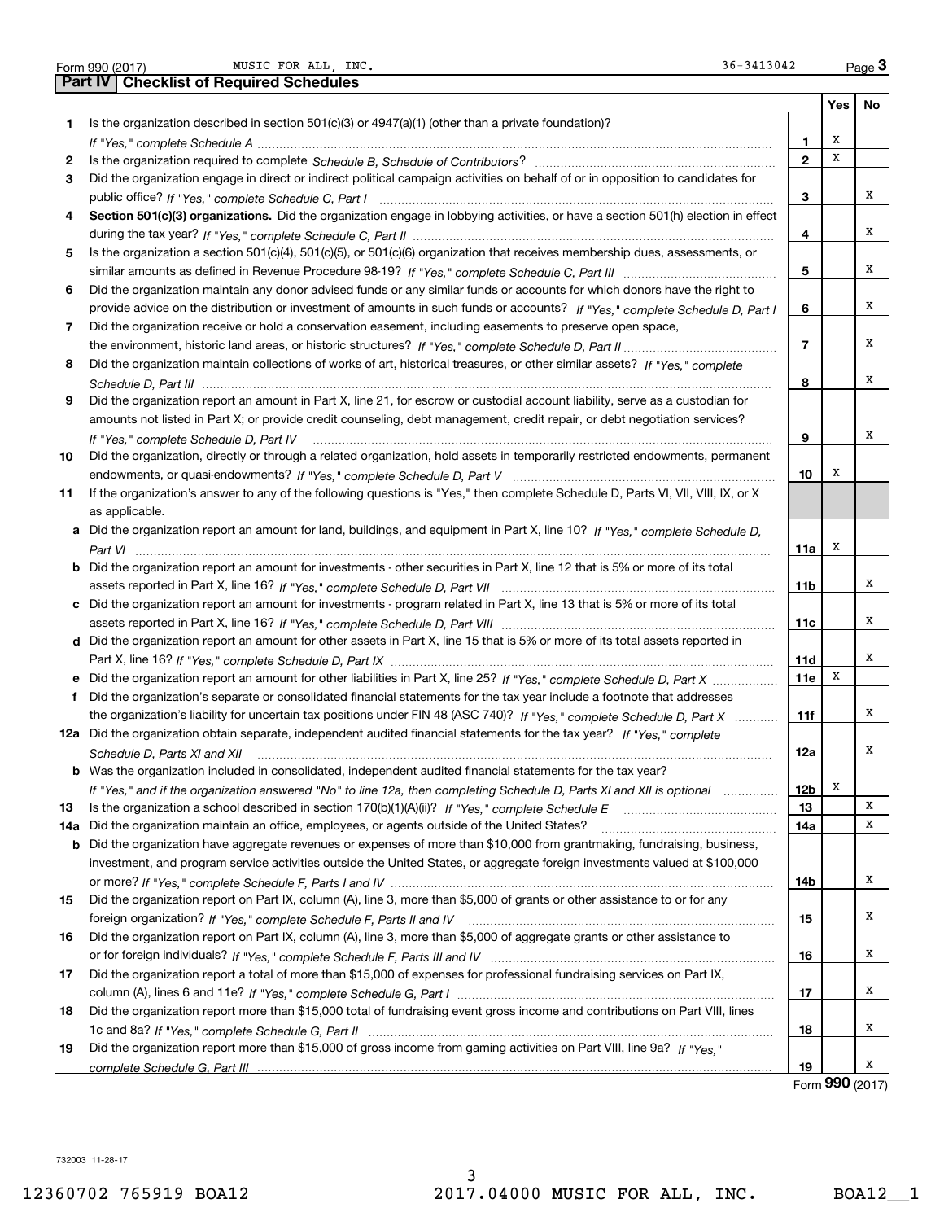Form 990 (2017) MUSIC FOR ALL, INC. 36-3413042 Page 3

## Part IV Checklist of Required Schedules

| | | | Yes | No |
|---|---|---|---|---|
| 1 | Is the organization described in section 501(c)(3) or 4947(a)(1) (other than a private foundation)? *If "Yes," complete Schedule A* | 1 | X | |
| 2 | Is the organization required to complete *Schedule B, Schedule of Contributors*? | 2 | X | |
| 3 | Did the organization engage in direct or indirect political campaign activities on behalf of or in opposition to candidates for public office? *If "Yes," complete Schedule C, Part I* | 3 | | X |
| 4 | **Section 501(c)(3) organizations.** Did the organization engage in lobbying activities, or have a section 501(h) election in effect during the tax year? *If "Yes," complete Schedule C, Part II* | 4 | | X |
| 5 | Is the organization a section 501(c)(4), 501(c)(5), or 501(c)(6) organization that receives membership dues, assessments, or similar amounts as defined in Revenue Procedure 98-19? *If "Yes," complete Schedule C, Part III* | 5 | | X |
| 6 | Did the organization maintain any donor advised funds or any similar funds or accounts for which donors have the right to provide advice on the distribution or investment of amounts in such funds or accounts? *If "Yes," complete Schedule D, Part I* | 6 | | X |
| 7 | Did the organization receive or hold a conservation easement, including easements to preserve open space, the environment, historic land areas, or historic structures? *If "Yes," complete Schedule D, Part II* | 7 | | X |
| 8 | Did the organization maintain collections of works of art, historical treasures, or other similar assets? *If "Yes," complete Schedule D, Part III* | 8 | | X |
| 9 | Did the organization report an amount in Part X, line 21, for escrow or custodial account liability, serve as a custodian for amounts not listed in Part X; or provide credit counseling, debt management, credit repair, or debt negotiation services? *If "Yes," complete Schedule D, Part IV* | 9 | | X |
| 10 | Did the organization, directly or through a related organization, hold assets in temporarily restricted endowments, permanent endowments, or quasi-endowments? *If "Yes," complete Schedule D, Part V* | 10 | X | |
| 11 | If the organization's answer to any of the following questions is "Yes," then complete Schedule D, Parts VI, VII, VIII, IX, or X as applicable. | | | |
| a | Did the organization report an amount for land, buildings, and equipment in Part X, line 10? *If "Yes," complete Schedule D, Part VI* | 11a | X | |
| b | Did the organization report an amount for investments - other securities in Part X, line 12 that is 5% or more of its total assets reported in Part X, line 16? *If "Yes," complete Schedule D, Part VII* | 11b | | X |
| c | Did the organization report an amount for investments - program related in Part X, line 13 that is 5% or more of its total assets reported in Part X, line 16? *If "Yes," complete Schedule D, Part VIII* | 11c | | X |
| d | Did the organization report an amount for other assets in Part X, line 15 that is 5% or more of its total assets reported in Part X, line 16? *If "Yes," complete Schedule D, Part IX* | 11d | | X |
| e | Did the organization report an amount for other liabilities in Part X, line 25? *If "Yes," complete Schedule D, Part X* | 11e | X | |
| f | Did the organization's separate or consolidated financial statements for the tax year include a footnote that addresses the organization's liability for uncertain tax positions under FIN 48 (ASC 740)? *If "Yes," complete Schedule D, Part X* | 11f | | X |
| 12a | Did the organization obtain separate, independent audited financial statements for the tax year? *If "Yes," complete Schedule D, Parts XI and XII* | 12a | | X |
| b | Was the organization included in consolidated, independent audited financial statements for the tax year? *If "Yes," and if the organization answered "No" to line 12a, then completing Schedule D, Parts XI and XII is optional* | 12b | X | |
| 13 | Is the organization a school described in section 170(b)(1)(A)(ii)? *If "Yes," complete Schedule E* | 13 | | X |
| 14a | Did the organization maintain an office, employees, or agents outside of the United States? | 14a | | X |
| b | Did the organization have aggregate revenues or expenses of more than $10,000 from grantmaking, fundraising, business, investment, and program service activities outside the United States, or aggregate foreign investments valued at $100,000 or more? *If "Yes," complete Schedule F, Parts I and IV* | 14b | | X |
| 15 | Did the organization report on Part IX, column (A), line 3, more than $5,000 of grants or other assistance to or for any foreign organization? *If "Yes," complete Schedule F, Parts II and IV* | 15 | | X |
| 16 | Did the organization report on Part IX, column (A), line 3, more than $5,000 of aggregate grants or other assistance to or for foreign individuals? *If "Yes," complete Schedule F, Parts III and IV* | 16 | | X |
| 17 | Did the organization report a total of more than $15,000 of expenses for professional fundraising services on Part IX, column (A), lines 6 and 11e? *If "Yes," complete Schedule G, Part I* | 17 | | X |
| 18 | Did the organization report more than $15,000 total of fundraising event gross income and contributions on Part VIII, lines 1c and 8a? *If "Yes," complete Schedule G, Part II* | 18 | | X |
| 19 | Did the organization report more than $15,000 of gross income from gaming activities on Part VIII, line 9a? *If "Yes," complete Schedule G, Part III* | 19 | | X |

Form **990** (2017)

732003 11-28-17

12360702 765919 BOA12 2017.04000 MUSIC FOR ALL, INC. BOA12__1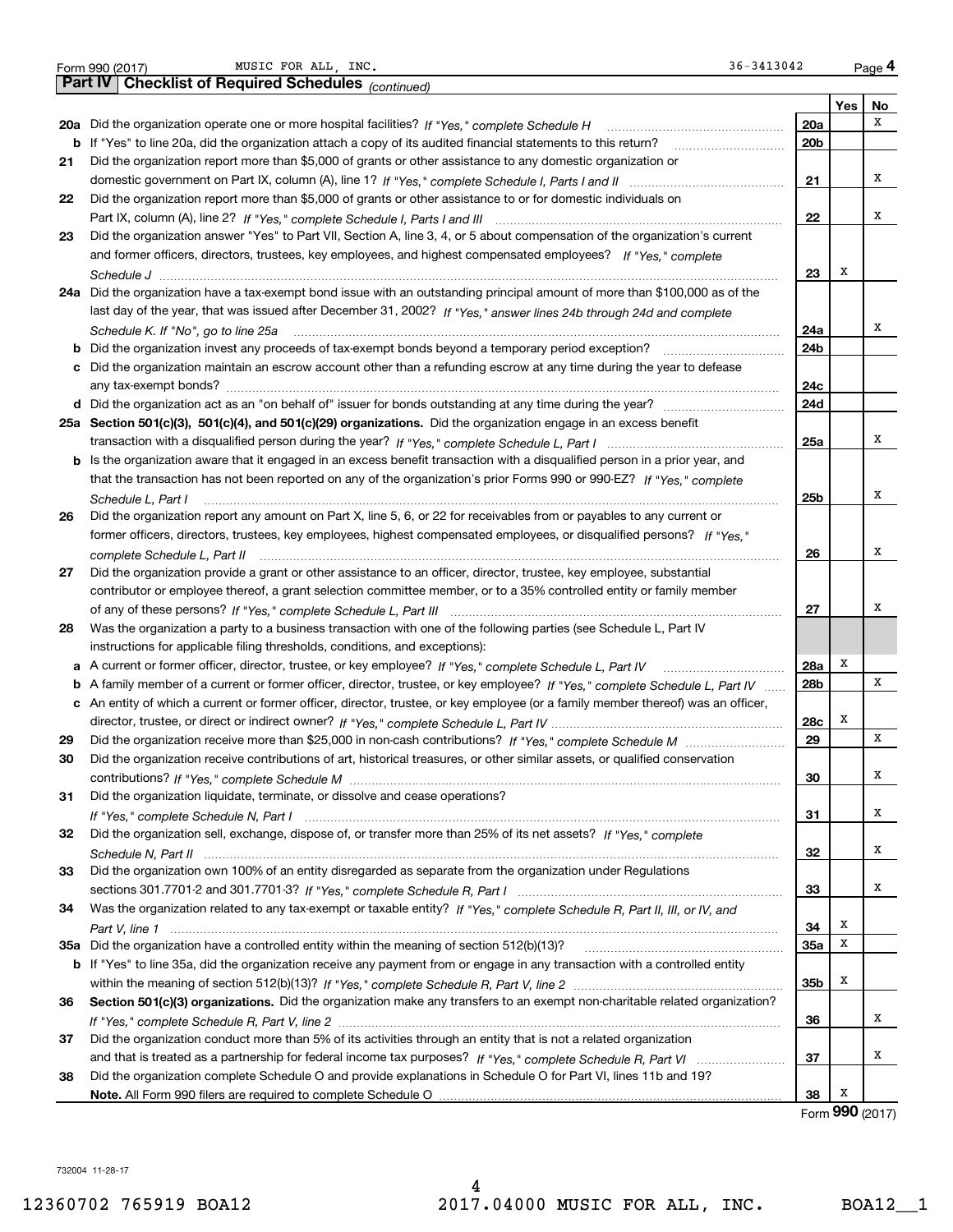Form 990 (2017) MUSIC FOR ALL, INC. 36-3413042 Page 4

## Part IV Checklist of Required Schedules *(continued)*

| | | | Yes | No |
|---|---|---|---|---|
| 20a | Did the organization operate one or more hospital facilities? *If "Yes," complete Schedule H* | 20a | | X |
| b | If "Yes" to line 20a, did the organization attach a copy of its audited financial statements to this return? | 20b | | |
| 21 | Did the organization report more than $5,000 of grants or other assistance to any domestic organization or domestic government on Part IX, column (A), line 1? *If "Yes," complete Schedule I, Parts I and II* | 21 | | X |
| 22 | Did the organization report more than $5,000 of grants or other assistance to or for domestic individuals on Part IX, column (A), line 2? *If "Yes," complete Schedule I, Parts I and III* | 22 | | X |
| 23 | Did the organization answer "Yes" to Part VII, Section A, line 3, 4, or 5 about compensation of the organization's current and former officers, directors, trustees, key employees, and highest compensated employees? *If "Yes," complete Schedule J* | 23 | X | |
| 24a | Did the organization have a tax-exempt bond issue with an outstanding principal amount of more than $100,000 as of the last day of the year, that was issued after December 31, 2002? *If "Yes," answer lines 24b through 24d and complete Schedule K. If "No", go to line 25a* | 24a | | X |
| b | Did the organization invest any proceeds of tax-exempt bonds beyond a temporary period exception? | 24b | | |
| c | Did the organization maintain an escrow account other than a refunding escrow at any time during the year to defease any tax-exempt bonds? | 24c | | |
| d | Did the organization act as an "on behalf of" issuer for bonds outstanding at any time during the year? | 24d | | |
| 25a | **Section 501(c)(3), 501(c)(4), and 501(c)(29) organizations.** Did the organization engage in an excess benefit transaction with a disqualified person during the year? *If "Yes," complete Schedule L, Part I* | 25a | | X |
| b | Is the organization aware that it engaged in an excess benefit transaction with a disqualified person in a prior year, and that the transaction has not been reported on any of the organization's prior Forms 990 or 990-EZ? *If "Yes," complete Schedule L, Part I* | 25b | | X |
| 26 | Did the organization report any amount on Part X, line 5, 6, or 22 for receivables from or payables to any current or former officers, directors, trustees, key employees, highest compensated employees, or disqualified persons? *If "Yes," complete Schedule L, Part II* | 26 | | X |
| 27 | Did the organization provide a grant or other assistance to an officer, director, trustee, key employee, substantial contributor or employee thereof, a grant selection committee member, or to a 35% controlled entity or family member of any of these persons? *If "Yes," complete Schedule L, Part III* | 27 | | X |
| 28 | Was the organization a party to a business transaction with one of the following parties (see Schedule L, Part IV instructions for applicable filing thresholds, conditions, and exceptions): | | | |
| a | A current or former officer, director, trustee, or key employee? *If "Yes," complete Schedule L, Part IV* | 28a | X | |
| b | A family member of a current or former officer, director, trustee, or key employee? *If "Yes," complete Schedule L, Part IV* | 28b | | X |
| c | An entity of which a current or former officer, director, trustee, or key employee (or a family member thereof) was an officer, director, trustee, or direct or indirect owner? *If "Yes," complete Schedule L, Part IV* | 28c | X | |
| 29 | Did the organization receive more than $25,000 in non-cash contributions? *If "Yes," complete Schedule M* | 29 | | X |
| 30 | Did the organization receive contributions of art, historical treasures, or other similar assets, or qualified conservation contributions? *If "Yes," complete Schedule M* | 30 | | X |
| 31 | Did the organization liquidate, terminate, or dissolve and cease operations? *If "Yes," complete Schedule N, Part I* | 31 | | X |
| 32 | Did the organization sell, exchange, dispose of, or transfer more than 25% of its net assets? *If "Yes," complete Schedule N, Part II* | 32 | | X |
| 33 | Did the organization own 100% of an entity disregarded as separate from the organization under Regulations sections 301.7701-2 and 301.7701-3? *If "Yes," complete Schedule R, Part I* | 33 | | X |
| 34 | Was the organization related to any tax-exempt or taxable entity? *If "Yes," complete Schedule R, Part II, III, or IV, and Part V, line 1* | 34 | X | |
| 35a | Did the organization have a controlled entity within the meaning of section 512(b)(13)? | 35a | X | |
| b | If "Yes" to line 35a, did the organization receive any payment from or engage in any transaction with a controlled entity within the meaning of section 512(b)(13)? *If "Yes," complete Schedule R, Part V, line 2* | 35b | X | |
| 36 | **Section 501(c)(3) organizations.** Did the organization make any transfers to an exempt non-charitable related organization? *If "Yes," complete Schedule R, Part V, line 2* | 36 | | X |
| 37 | Did the organization conduct more than 5% of its activities through an entity that is not a related organization and that is treated as a partnership for federal income tax purposes? *If "Yes," complete Schedule R, Part VI* | 37 | | X |
| 38 | Did the organization complete Schedule O and provide explanations in Schedule O for Part VI, lines 11b and 19? **Note.** All Form 990 filers are required to complete Schedule O | 38 | X | |

Form **990** (2017)

732004 11-28-17

12360702 765919 BOA12 2017.04000 MUSIC FOR ALL, INC. BOA12__1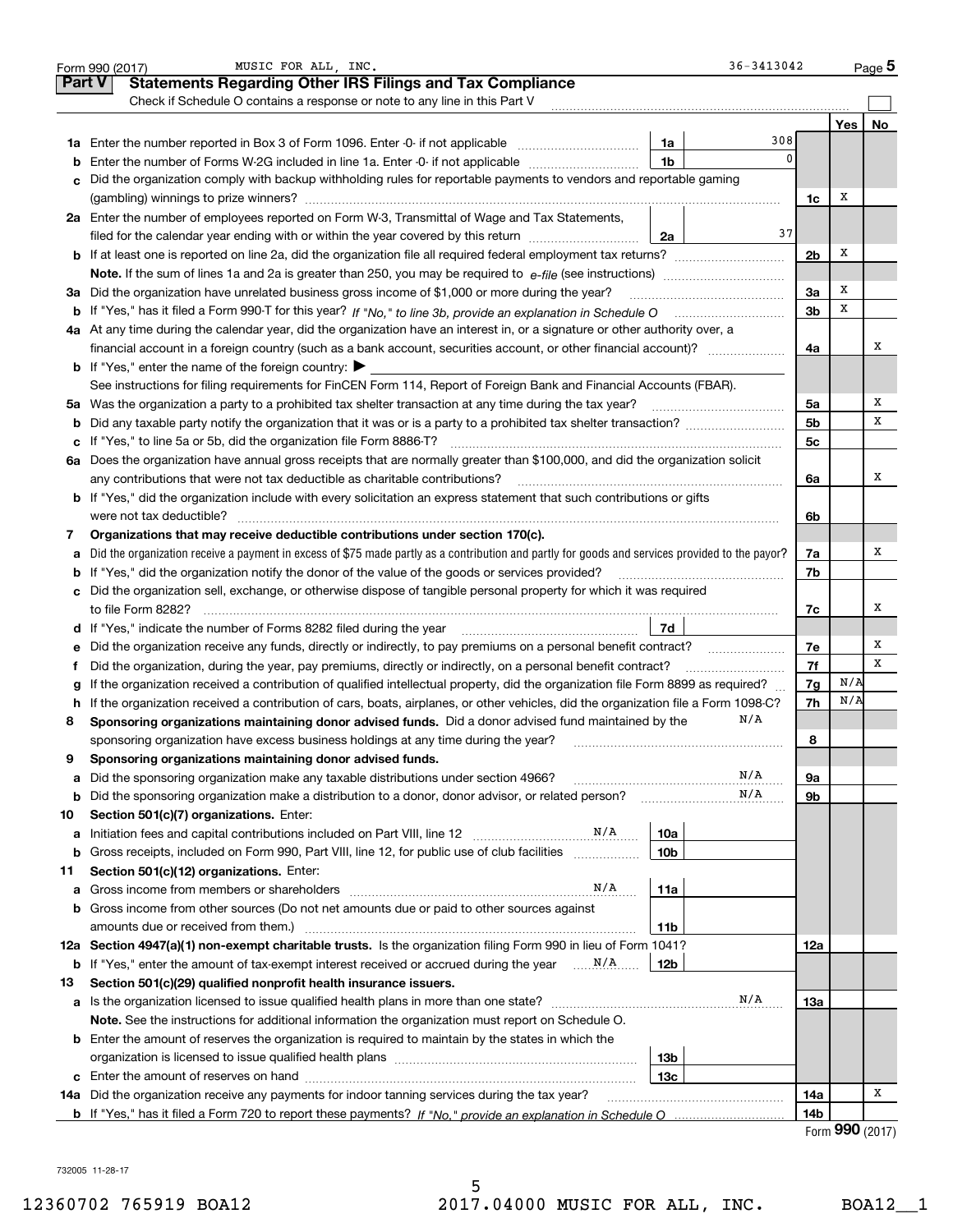Form 990 (2017) MUSIC FOR ALL, INC. 36-3413042 Page 5

## Part V Statements Regarding Other IRS Filings and Tax Compliance

Check if Schedule O contains a response or note to any line in this Part V

| | | | | | Yes | No |
|---|---|---|---|---|---|---|
| **1a** | Enter the number reported in Box 3 of Form 1096. Enter -0- if not applicable | 1a | 308 | | | |
| **b** | Enter the number of Forms W-2G included in line 1a. Enter -0- if not applicable | 1b | 0 | | | |
| **c** | Did the organization comply with backup withholding rules for reportable payments to vendors and reportable gaming (gambling) winnings to prize winners? | | | 1c | X | |
| **2a** | Enter the number of employees reported on Form W-3, Transmittal of Wage and Tax Statements, filed for the calendar year ending with or within the year covered by this return | 2a | 37 | | | |
| **b** | If at least one is reported on line 2a, did the organization file all required federal employment tax returns? | | | 2b | X | |
| | **Note.** If the sum of lines 1a and 2a is greater than 250, you may be required to *e-file* (see instructions) | | | | | |
| **3a** | Did the organization have unrelated business gross income of $1,000 or more during the year? | | | 3a | X | |
| **b** | If "Yes," has it filed a Form 990-T for this year? *If "No," to line 3b, provide an explanation in Schedule O* | | | 3b | X | |
| **4a** | At any time during the calendar year, did the organization have an interest in, or a signature or other authority over, a financial account in a foreign country (such as a bank account, securities account, or other financial account)? | | | 4a | | X |
| **b** | If "Yes," enter the name of the foreign country: ▶ | | | | | |
| | See instructions for filing requirements for FinCEN Form 114, Report of Foreign Bank and Financial Accounts (FBAR). | | | | | |
| **5a** | Was the organization a party to a prohibited tax shelter transaction at any time during the tax year? | | | 5a | | X |
| **b** | Did any taxable party notify the organization that it was or is a party to a prohibited tax shelter transaction? | | | 5b | | X |
| **c** | If "Yes," to line 5a or 5b, did the organization file Form 8886-T? | | | 5c | | |
| **6a** | Does the organization have annual gross receipts that are normally greater than $100,000, and did the organization solicit any contributions that were not tax deductible as charitable contributions? | | | 6a | | X |
| **b** | If "Yes," did the organization include with every solicitation an express statement that such contributions or gifts were not tax deductible? | | | 6b | | |
| **7** | **Organizations that may receive deductible contributions under section 170(c).** | | | | | |
| **a** | Did the organization receive a payment in excess of $75 made partly as a contribution and partly for goods and services provided to the payor? | | | 7a | | X |
| **b** | If "Yes," did the organization notify the donor of the value of the goods or services provided? | | | 7b | | |
| **c** | Did the organization sell, exchange, or otherwise dispose of tangible personal property for which it was required to file Form 8282? | | | 7c | | X |
| **d** | If "Yes," indicate the number of Forms 8282 filed during the year | 7d | | | | |
| **e** | Did the organization receive any funds, directly or indirectly, to pay premiums on a personal benefit contract? | | | 7e | | X |
| **f** | Did the organization, during the year, pay premiums, directly or indirectly, on a personal benefit contract? | | | 7f | | X |
| **g** | If the organization received a contribution of qualified intellectual property, did the organization file Form 8899 as required? | | | 7g | N/A | |
| **h** | If the organization received a contribution of cars, boats, airplanes, or other vehicles, did the organization file a Form 1098-C? | | | 7h | N/A | |
| **8** | **Sponsoring organizations maintaining donor advised funds.** Did a donor advised fund maintained by the sponsoring organization have excess business holdings at any time during the year? N/A | | | 8 | | |
| **9** | **Sponsoring organizations maintaining donor advised funds.** | | | | | |
| **a** | Did the sponsoring organization make any taxable distributions under section 4966? N/A | | | 9a | | |
| **b** | Did the sponsoring organization make a distribution to a donor, donor advisor, or related person? N/A | | | 9b | | |
| **10** | **Section 501(c)(7) organizations.** Enter: | | | | | |
| **a** | Initiation fees and capital contributions included on Part VIII, line 12 N/A | 10a | | | | |
| **b** | Gross receipts, included on Form 990, Part VIII, line 12, for public use of club facilities | 10b | | | | |
| **11** | **Section 501(c)(12) organizations.** Enter: | | | | | |
| **a** | Gross income from members or shareholders N/A | 11a | | | | |
| **b** | Gross income from other sources (Do not net amounts due or paid to other sources against amounts due or received from them.) | 11b | | | | |
| **12a** | **Section 4947(a)(1) non-exempt charitable trusts.** Is the organization filing Form 990 in lieu of Form 1041? | | | 12a | | |
| **b** | If "Yes," enter the amount of tax-exempt interest received or accrued during the year N/A | 12b | | | | |
| **13** | **Section 501(c)(29) qualified nonprofit health insurance issuers.** | | | | | |
| **a** | Is the organization licensed to issue qualified health plans in more than one state? N/A | | | 13a | | |
| | **Note.** See the instructions for additional information the organization must report on Schedule O. | | | | | |
| **b** | Enter the amount of reserves the organization is required to maintain by the states in which the organization is licensed to issue qualified health plans | 13b | | | | |
| **c** | Enter the amount of reserves on hand | 13c | | | | |
| **14a** | Did the organization receive any payments for indoor tanning services during the tax year? | | | 14a | | X |
| **b** | If "Yes," has it filed a Form 720 to report these payments? *If "No," provide an explanation in Schedule O* | | | 14b | | |

Form **990** (2017)

732005 11-28-17

12360702 765919 BOA12 2017.04000 MUSIC FOR ALL, INC. BOA12__1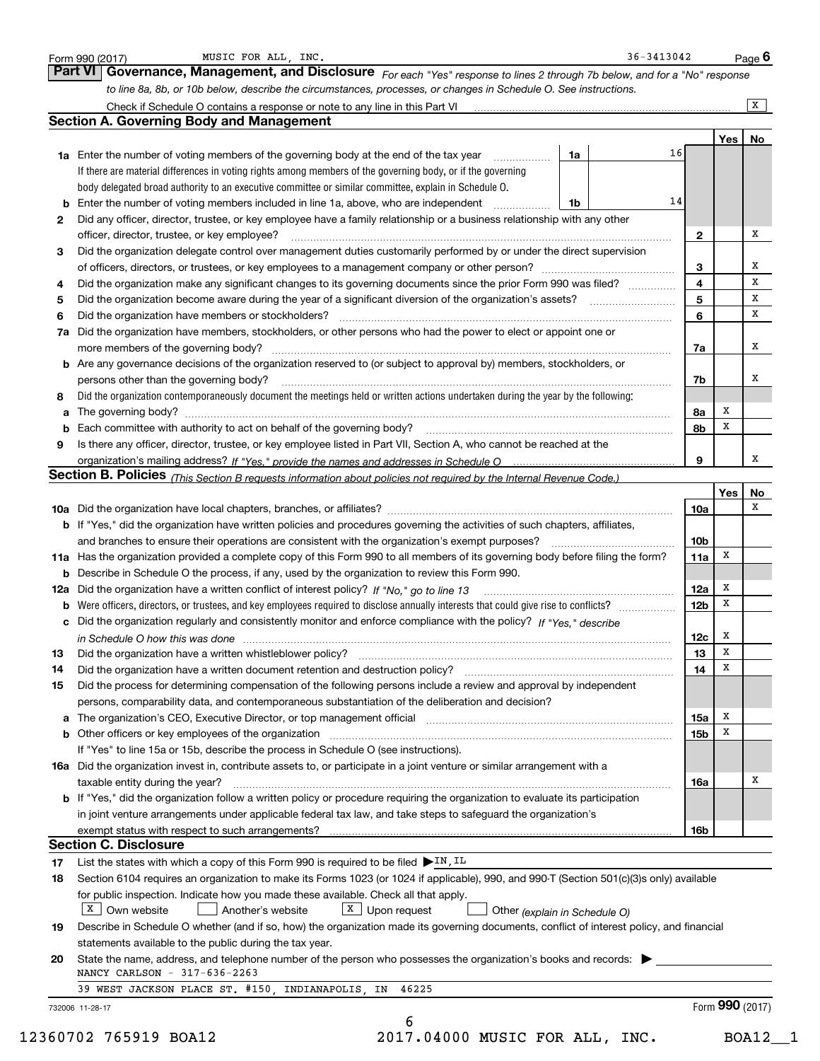Form 990 (2017) MUSIC FOR ALL, INC. 36-3413042 Page 6

## Part VI Governance, Management, and Disclosure

*For each "Yes" response to lines 2 through 7b below, and for a "No" response to line 8a, 8b, or 10b below, describe the circumstances, processes, or changes in Schedule O. See instructions.*

Check if Schedule O contains a response or note to any line in this Part VI ..... [X]

### Section A. Governing Body and Management

| | | | | Yes | No |
|---|---|---|---|---|---|
| **1a** | Enter the number of voting members of the governing body at the end of the tax year. If there are material differences in voting rights among members of the governing body, or if the governing body delegated broad authority to an executive committee or similar committee, explain in Schedule O. | 1a | 16 | | |
| **b** | Enter the number of voting members included in line 1a, above, who are independent | 1b | 14 | | |
| **2** | Did any officer, director, trustee, or key employee have a family relationship or a business relationship with any other officer, director, trustee, or key employee? | 2 | | | X |
| **3** | Did the organization delegate control over management duties customarily performed by or under the direct supervision of officers, directors, or trustees, or key employees to a management company or other person? | 3 | | | X |
| **4** | Did the organization make any significant changes to its governing documents since the prior Form 990 was filed? | 4 | | | X |
| **5** | Did the organization become aware during the year of a significant diversion of the organization's assets? | 5 | | | X |
| **6** | Did the organization have members or stockholders? | 6 | | | X |
| **7a** | Did the organization have members, stockholders, or other persons who had the power to elect or appoint one or more members of the governing body? | 7a | | | X |
| **b** | Are any governance decisions of the organization reserved to (or subject to approval by) members, stockholders, or persons other than the governing body? | 7b | | | X |
| **8** | Did the organization contemporaneously document the meetings held or written actions undertaken during the year by the following: | | | | |
| **a** | The governing body? | 8a | | X | |
| **b** | Each committee with authority to act on behalf of the governing body? | 8b | | X | |
| **9** | Is there any officer, director, trustee, or key employee listed in Part VII, Section A, who cannot be reached at the organization's mailing address? *If "Yes," provide the names and addresses in Schedule O* | 9 | | | X |

### Section B. Policies *(This Section B requests information about policies not required by the Internal Revenue Code.)*

| | | | Yes | No |
|---|---|---|---|---|
| **10a** | Did the organization have local chapters, branches, or affiliates? | 10a | | X |
| **b** | If "Yes," did the organization have written policies and procedures governing the activities of such chapters, affiliates, and branches to ensure their operations are consistent with the organization's exempt purposes? | 10b | | |
| **11a** | Has the organization provided a complete copy of this Form 990 to all members of its governing body before filing the form? | 11a | X | |
| **b** | Describe in Schedule O the process, if any, used by the organization to review this Form 990. | | | |
| **12a** | Did the organization have a written conflict of interest policy? *If "No," go to line 13* | 12a | X | |
| **b** | Were officers, directors, or trustees, and key employees required to disclose annually interests that could give rise to conflicts? | 12b | X | |
| **c** | Did the organization regularly and consistently monitor and enforce compliance with the policy? *If "Yes," describe in Schedule O how this was done* | 12c | X | |
| **13** | Did the organization have a written whistleblower policy? | 13 | X | |
| **14** | Did the organization have a written document retention and destruction policy? | 14 | X | |
| **15** | Did the process for determining compensation of the following persons include a review and approval by independent persons, comparability data, and contemporaneous substantiation of the deliberation and decision? | | | |
| **a** | The organization's CEO, Executive Director, or top management official | 15a | X | |
| **b** | Other officers or key employees of the organization | 15b | X | |
| | If "Yes" to line 15a or 15b, describe the process in Schedule O (see instructions). | | | |
| **16a** | Did the organization invest in, contribute assets to, or participate in a joint venture or similar arrangement with a taxable entity during the year? | 16a | | X |
| **b** | If "Yes," did the organization follow a written policy or procedure requiring the organization to evaluate its participation in joint venture arrangements under applicable federal tax law, and take steps to safeguard the organization's exempt status with respect to such arrangements? | 16b | | |

### Section C. Disclosure

**17** List the states with which a copy of this Form 990 is required to be filed ▶ IN, IL

**18** Section 6104 requires an organization to make its Forms 1023 (or 1024 if applicable), 990, and 990-T (Section 501(c)(3)s only) available for public inspection. Indicate how you made these available. Check all that apply.

[X] Own website  [ ] Another's website  [X] Upon request  [ ] Other *(explain in Schedule O)*

**19** Describe in Schedule O whether (and if so, how) the organization made its governing documents, conflict of interest policy, and financial statements available to the public during the tax year.

**20** State the name, address, and telephone number of the person who possesses the organization's books and records: ▶

NANCY CARLSON - 317-636-2263
39 WEST JACKSON PLACE ST. #150, INDIANAPOLIS, IN 46225

732006 11-28-17 Form **990** (2017)

12360702 765919 BOA12 2017.04000 MUSIC FOR ALL, INC. BOA12__1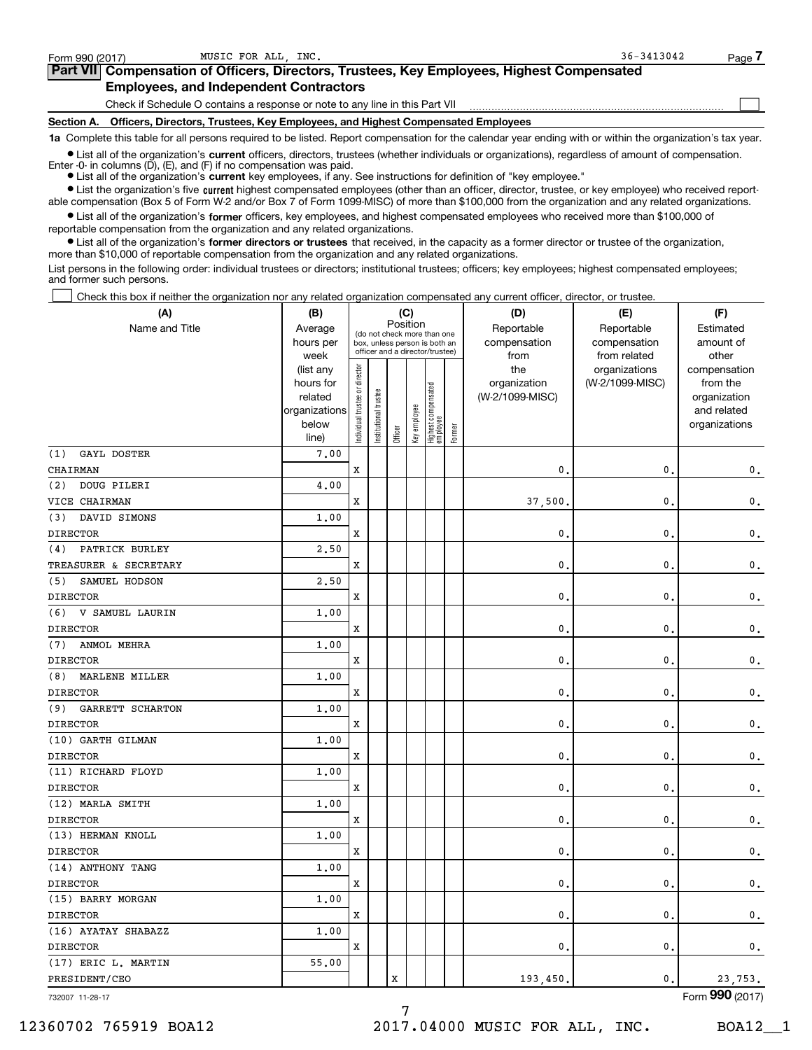Form 990 (2017) MUSIC FOR ALL, INC. 36-3413042 Page 7

## Part VII Compensation of Officers, Directors, Trustees, Key Employees, Highest Compensated Employees, and Independent Contractors

Check if Schedule O contains a response or note to any line in this Part VII ☐

### Section A. Officers, Directors, Trustees, Key Employees, and Highest Compensated Employees

**1a** Complete this table for all persons required to be listed. Report compensation for the calendar year ending with or within the organization's tax year.

- List all of the organization's **current** officers, directors, trustees (whether individuals or organizations), regardless of amount of compensation. Enter -0- in columns (D), (E), and (F) if no compensation was paid.
- List all of the organization's **current** key employees, if any. See instructions for definition of "key employee."
- List the organization's five **current** highest compensated employees (other than an officer, director, trustee, or key employee) who received reportable compensation (Box 5 of Form W-2 and/or Box 7 of Form 1099-MISC) of more than $100,000 from the organization and any related organizations.
- List all of the organization's **former** officers, key employees, and highest compensated employees who received more than $100,000 of reportable compensation from the organization and any related organizations.
- List all of the organization's **former directors or trustees** that received, in the capacity as a former director or trustee of the organization, more than $10,000 of reportable compensation from the organization and any related organizations.

List persons in the following order: individual trustees or directors; institutional trustees; officers; key employees; highest compensated employees; and former such persons.

☐ Check this box if neither the organization nor any related organization compensated any current officer, director, or trustee.

| (A) Name and Title | (B) Average hours per week (list any hours for related organizations below line) | (C) Position: Individual trustee or director | Institutional trustee | Officer | Key employee | Highest compensated employee | Former | (D) Reportable compensation from the organization (W-2/1099-MISC) | (E) Reportable compensation from related organizations (W-2/1099-MISC) | (F) Estimated amount of other compensation from the organization and related organizations |
|---|---|---|---|---|---|---|---|---|---|---|
| (1) GAYL DOSTER<br>CHAIRMAN | 7.00 | X | | | | | | 0. | 0. | 0. |
| (2) DOUG PILERI<br>VICE CHAIRMAN | 4.00 | X | | | | | | 37,500. | 0. | 0. |
| (3) DAVID SIMONS<br>DIRECTOR | 1.00 | X | | | | | | 0. | 0. | 0. |
| (4) PATRICK BURLEY<br>TREASURER & SECRETARY | 2.50 | X | | | | | | 0. | 0. | 0. |
| (5) SAMUEL HODSON<br>DIRECTOR | 2.50 | X | | | | | | 0. | 0. | 0. |
| (6) V SAMUEL LAURIN<br>DIRECTOR | 1.00 | X | | | | | | 0. | 0. | 0. |
| (7) ANMOL MEHRA<br>DIRECTOR | 1.00 | X | | | | | | 0. | 0. | 0. |
| (8) MARLENE MILLER<br>DIRECTOR | 1.00 | X | | | | | | 0. | 0. | 0. |
| (9) GARRETT SCHARTON<br>DIRECTOR | 1.00 | X | | | | | | 0. | 0. | 0. |
| (10) GARTH GILMAN<br>DIRECTOR | 1.00 | X | | | | | | 0. | 0. | 0. |
| (11) RICHARD FLOYD<br>DIRECTOR | 1.00 | X | | | | | | 0. | 0. | 0. |
| (12) MARLA SMITH<br>DIRECTOR | 1.00 | X | | | | | | 0. | 0. | 0. |
| (13) HERMAN KNOLL<br>DIRECTOR | 1.00 | X | | | | | | 0. | 0. | 0. |
| (14) ANTHONY TANG<br>DIRECTOR | 1.00 | X | | | | | | 0. | 0. | 0. |
| (15) BARRY MORGAN<br>DIRECTOR | 1.00 | X | | | | | | 0. | 0. | 0. |
| (16) AYATAY SHABAZZ<br>DIRECTOR | 1.00 | X | | | | | | 0. | 0. | 0. |
| (17) ERIC L. MARTIN<br>PRESIDENT/CEO | 55.00 | | | X | | | | 193,450. | 0. | 23,753. |

732007 11-28-17 Form 990 (2017)

12360702 765919 BOA12 2017.04000 MUSIC FOR ALL, INC. BOA12__1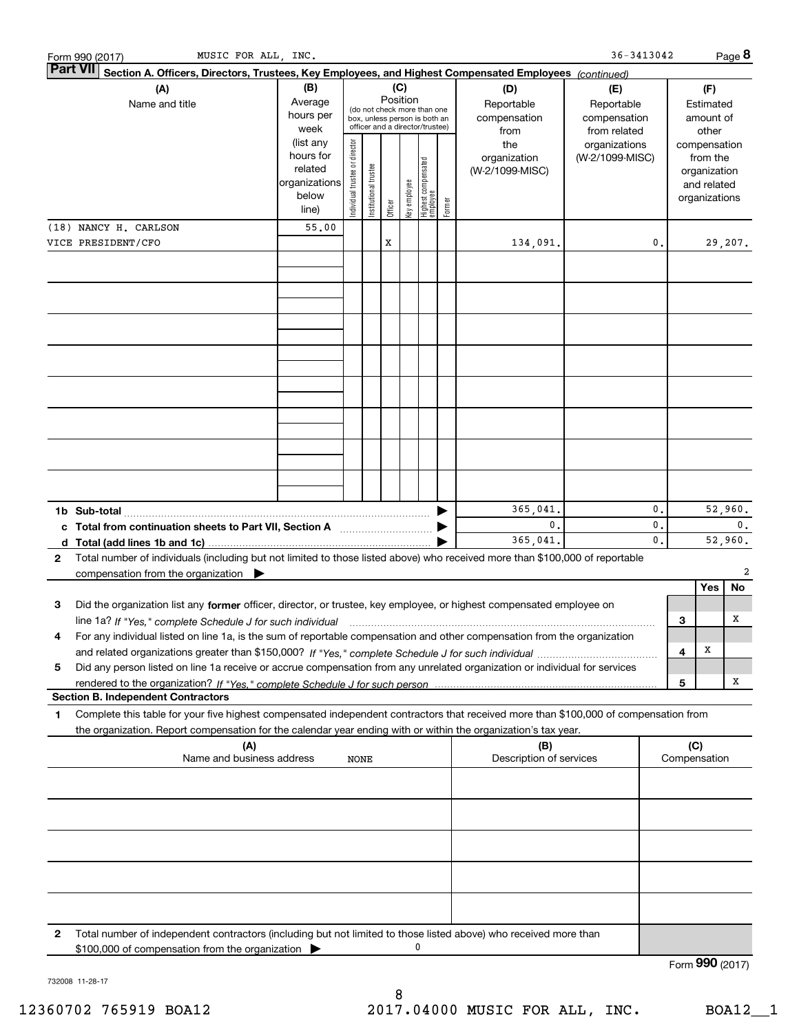Form 990 (2017) MUSIC FOR ALL, INC. 36-3413042 Page **8**

**Part VII** **Section A. Officers, Directors, Trustees, Key Employees, and Highest Compensated Employees** *(continued)*

| (A) Name and title | (B) Average hours per week (list any hours for related organizations below line) | (C) Position: Individual trustee or director | Institutional trustee | Officer | Key employee | Highest compensated employee | Former | (D) Reportable compensation from the organization (W-2/1099-MISC) | (E) Reportable compensation from related organizations (W-2/1099-MISC) | (F) Estimated amount of other compensation from the organization and related organizations |
|---|---|---|---|---|---|---|---|---|---|---|
| (18) NANCY H. CARLSON | 55.00 | | | | | | | | | |
| VICE PRESIDENT/CFO | | | | X | | | | 134,091. | 0. | 29,207. |
| | | | | | | | | | | |
| | | | | | | | | | | |
| | | | | | | | | | | |
| | | | | | | | | | | |
| | | | | | | | | | | |
| | | | | | | | | | | |
| | | | | | | | | | | |
| | | | | | | | | | | |
| **1b Sub-total** | | | | | | | | 365,041. | 0. | 52,960. |
| **c Total from continuation sheets to Part VII, Section A** | | | | | | | | 0. | 0. | 0. |
| **d Total (add lines 1b and 1c)** | | | | | | | | 365,041. | 0. | 52,960. |

**2** Total number of individuals (including but not limited to those listed above) who received more than $100,000 of reportable compensation from the organization ▶ 2

| | | | Yes | No |
|---|---|---|---|---|
| **3** | Did the organization list any **former** officer, director, or trustee, key employee, or highest compensated employee on line 1a? *If "Yes," complete Schedule J for such individual* | 3 | | X |
| **4** | For any individual listed on line 1a, is the sum of reportable compensation and other compensation from the organization and related organizations greater than $150,000? *If "Yes," complete Schedule J for such individual* | 4 | X | |
| **5** | Did any person listed on line 1a receive or accrue compensation from any unrelated organization or individual for services rendered to the organization? *If "Yes," complete Schedule J for such person* | 5 | | X |

**Section B. Independent Contractors**

**1** Complete this table for your five highest compensated independent contractors that received more than $100,000 of compensation from the organization. Report compensation for the calendar year ending with or within the organization's tax year.

| (A) Name and business address | (B) Description of services | (C) Compensation |
|---|---|---|
| NONE | | |
| | | |
| | | |
| | | |
| | | |

**2** Total number of independent contractors (including but not limited to those listed above) who received more than $100,000 of compensation from the organization ▶ 0

Form **990** (2017)

732008 11-28-17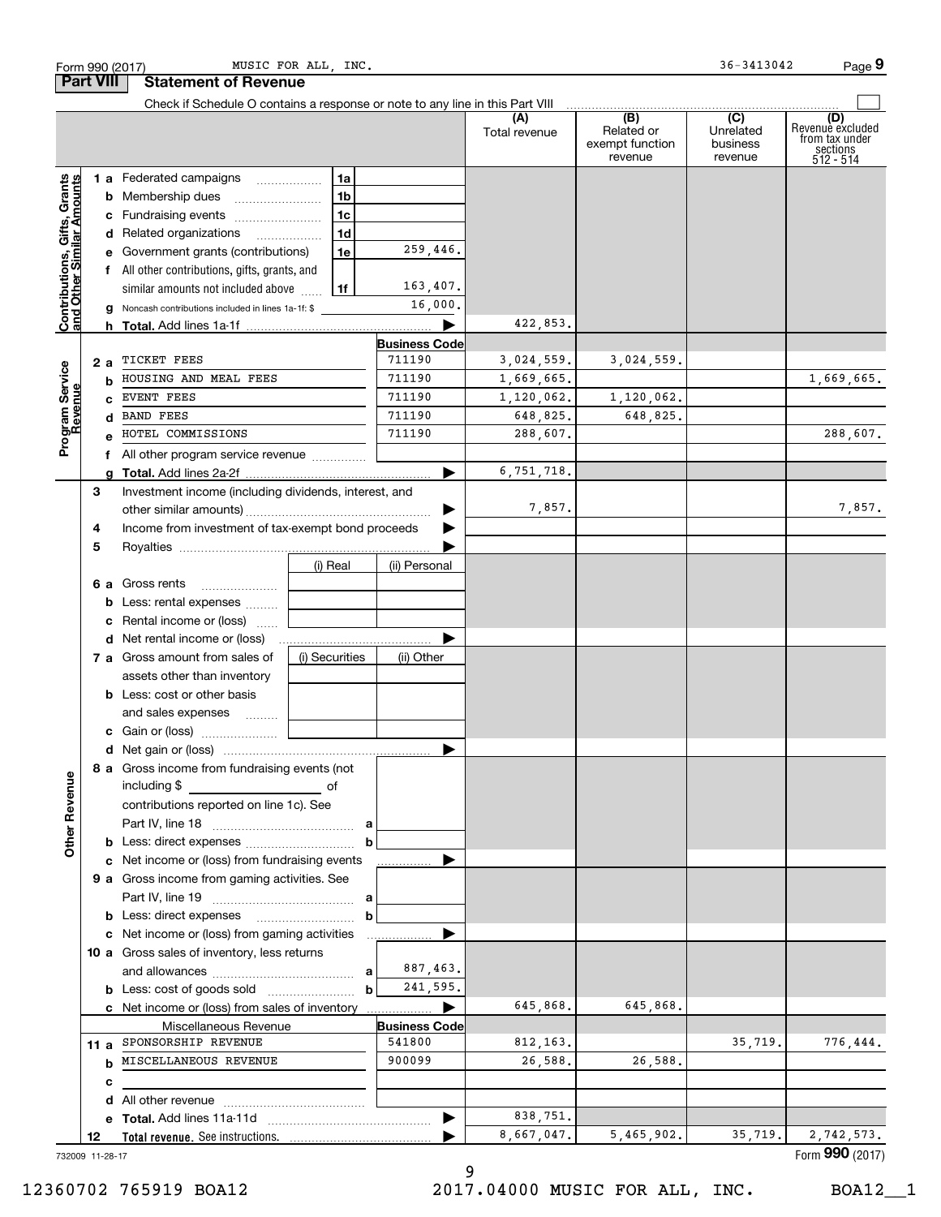Form 990 (2017) MUSIC FOR ALL, INC. 36-3413042 Page 9

## Part VIII Statement of Revenue

Check if Schedule O contains a response or note to any line in this Part VIII

| | | | | (A) Total revenue | (B) Related or exempt function revenue | (C) Unrelated business revenue | (D) Revenue excluded from tax under sections 512 - 514 |
|---|---|---|---|---|---|---|---|
| **Contributions, Gifts, Grants and Other Similar Amounts** | 1 a Federated campaigns | 1a | | | | | |
| | b Membership dues | 1b | | | | | |
| | c Fundraising events | 1c | | | | | |
| | d Related organizations | 1d | | | | | |
| | e Government grants (contributions) | 1e | 259,446. | | | | |
| | f All other contributions, gifts, grants, and similar amounts not included above | 1f | 163,407. | | | | |
| | g Noncash contributions included in lines 1a-1f: $ | | 16,000. | | | | |
| | h **Total.** Add lines 1a-1f | | ▶ | 422,853. | | | |
| **Program Service Revenue** | | | **Business Code** | | | | |
| | 2 a TICKET FEES | | 711190 | 3,024,559. | 3,024,559. | | |
| | b HOUSING AND MEAL FEES | | 711190 | 1,669,665. | | | 1,669,665. |
| | c EVENT FEES | | 711190 | 1,120,062. | 1,120,062. | | |
| | d BAND FEES | | 711190 | 648,825. | 648,825. | | |
| | e HOTEL COMMISSIONS | | 711190 | 288,607. | | | 288,607. |
| | f All other program service revenue | | | | | | |
| | g **Total.** Add lines 2a-2f | | ▶ | 6,751,718. | | | |
| **Other Revenue** | 3 Investment income (including dividends, interest, and other similar amounts) | | ▶ | 7,857. | | | 7,857. |
| | 4 Income from investment of tax-exempt bond proceeds | | ▶ | | | | |
| | 5 Royalties | | ▶ | | | | |
| | | (i) Real | (ii) Personal | | | | |
| | 6 a Gross rents | | | | | | |
| | b Less: rental expenses | | | | | | |
| | c Rental income or (loss) | | | | | | |
| | d Net rental income or (loss) | | ▶ | | | | |
| | | (i) Securities | (ii) Other | | | | |
| | 7 a Gross amount from sales of assets other than inventory | | | | | | |
| | b Less: cost or other basis and sales expenses | | | | | | |
| | c Gain or (loss) | | | | | | |
| | d Net gain or (loss) | | ▶ | | | | |
| | 8 a Gross income from fundraising events (not including $ ______ of contributions reported on line 1c). See Part IV, line 18 | a | | | | | |
| | b Less: direct expenses | b | | | | | |
| | c Net income or (loss) from fundraising events | | ▶ | | | | |
| | 9 a Gross income from gaming activities. See Part IV, line 19 | a | | | | | |
| | b Less: direct expenses | b | | | | | |
| | c Net income or (loss) from gaming activities | | ▶ | | | | |
| | 10 a Gross sales of inventory, less returns and allowances | a | 887,463. | | | | |
| | b Less: cost of goods sold | b | 241,595. | | | | |
| | c Net income or (loss) from sales of inventory | | ▶ | 645,868. | 645,868. | | |
| | Miscellaneous Revenue | | **Business Code** | | | | |
| | 11 a SPONSORSHIP REVENUE | | 541800 | 812,163. | | 35,719. | 776,444. |
| | b MISCELLANEOUS REVENUE | | 900099 | 26,588. | 26,588. | | |
| | c | | | | | | |
| | d All other revenue | | | | | | |
| | e **Total.** Add lines 11a-11d | | ▶ | 838,751. | | | |
| | 12 **Total revenue.** See instructions. | | ▶ | 8,667,047. | 5,465,902. | 35,719. | 2,742,573. |

732009 11-28-17

Form **990** (2017)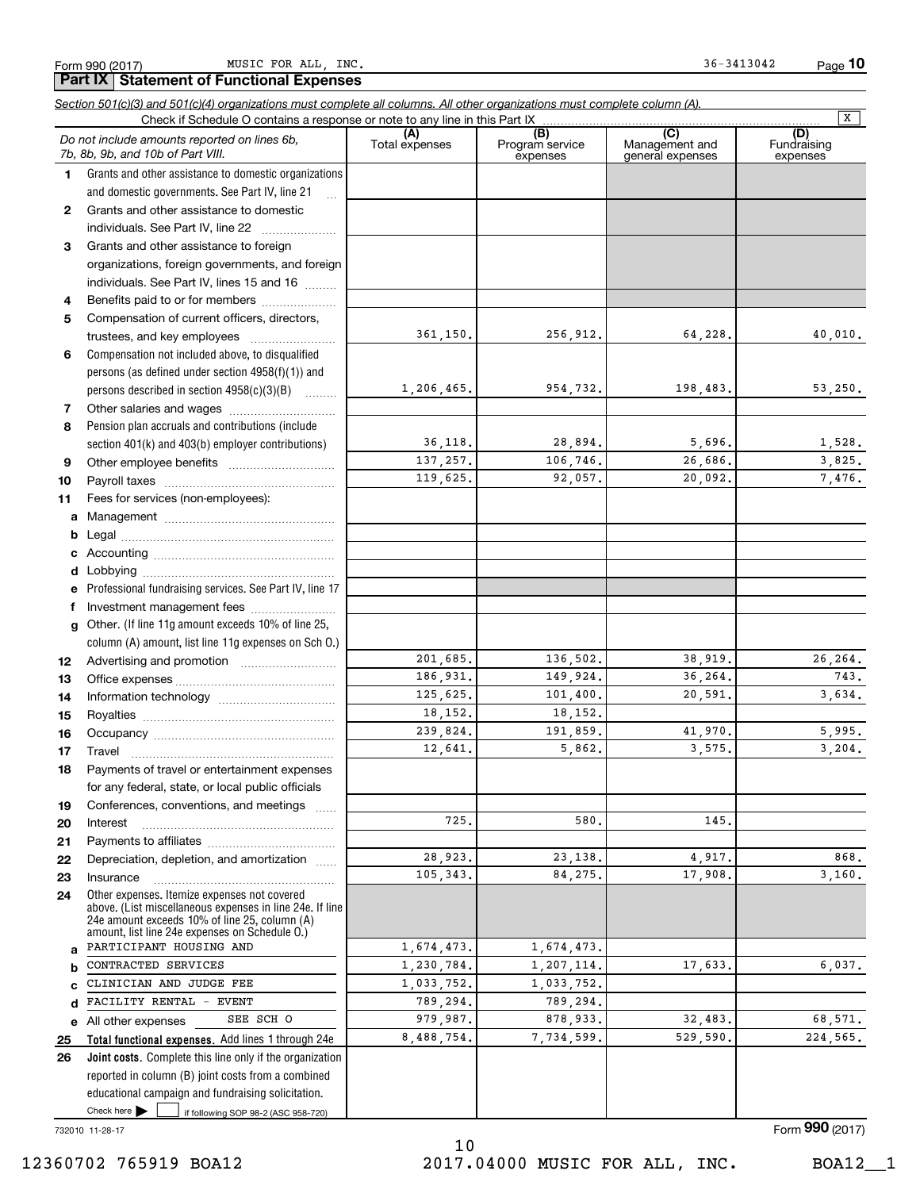Form 990 (2017) MUSIC FOR ALL, INC. 36-3413042 Page **10**

## Part IX Statement of Functional Expenses

*Section 501(c)(3) and 501(c)(4) organizations must complete all columns. All other organizations must complete column (A).*

Check if Schedule O contains a response or note to any line in this Part IX [X]

| | *Do not include amounts reported on lines 6b, 7b, 8b, 9b, and 10b of Part VIII.* | (A) Total expenses | (B) Program service expenses | (C) Management and general expenses | (D) Fundraising expenses |
|---|---|---|---|---|---|
| 1 | Grants and other assistance to domestic organizations and domestic governments. See Part IV, line 21 | | | | |
| 2 | Grants and other assistance to domestic individuals. See Part IV, line 22 | | | | |
| 3 | Grants and other assistance to foreign organizations, foreign governments, and foreign individuals. See Part IV, lines 15 and 16 | | | | |
| 4 | Benefits paid to or for members | | | | |
| 5 | Compensation of current officers, directors, trustees, and key employees | 361,150. | 256,912. | 64,228. | 40,010. |
| 6 | Compensation not included above, to disqualified persons (as defined under section 4958(f)(1)) and persons described in section 4958(c)(3)(B) | 1,206,465. | 954,732. | 198,483. | 53,250. |
| 7 | Other salaries and wages | | | | |
| 8 | Pension plan accruals and contributions (include section 401(k) and 403(b) employer contributions) | 36,118. | 28,894. | 5,696. | 1,528. |
| 9 | Other employee benefits | 137,257. | 106,746. | 26,686. | 3,825. |
| 10 | Payroll taxes | 119,625. | 92,057. | 20,092. | 7,476. |
| 11 | Fees for services (non-employees): | | | | |
| a | Management | | | | |
| b | Legal | | | | |
| c | Accounting | | | | |
| d | Lobbying | | | | |
| e | Professional fundraising services. See Part IV, line 17 | | | | |
| f | Investment management fees | | | | |
| g | Other. (If line 11g amount exceeds 10% of line 25, column (A) amount, list line 11g expenses on Sch O.) | | | | |
| 12 | Advertising and promotion | 201,685. | 136,502. | 38,919. | 26,264. |
| 13 | Office expenses | 186,931. | 149,924. | 36,264. | 743. |
| 14 | Information technology | 125,625. | 101,400. | 20,591. | 3,634. |
| 15 | Royalties | 18,152. | 18,152. | | |
| 16 | Occupancy | 239,824. | 191,859. | 41,970. | 5,995. |
| 17 | Travel | 12,641. | 5,862. | 3,575. | 3,204. |
| 18 | Payments of travel or entertainment expenses for any federal, state, or local public officials | | | | |
| 19 | Conferences, conventions, and meetings | | | | |
| 20 | Interest | 725. | 580. | 145. | |
| 21 | Payments to affiliates | | | | |
| 22 | Depreciation, depletion, and amortization | 28,923. | 23,138. | 4,917. | 868. |
| 23 | Insurance | 105,343. | 84,275. | 17,908. | 3,160. |
| 24 | Other expenses. Itemize expenses not covered above. (List miscellaneous expenses in line 24e. If line 24e amount exceeds 10% of line 25, column (A) amount, list line 24e expenses on Schedule O.) | | | | |
| a | PARTICIPANT HOUSING AND | 1,674,473. | 1,674,473. | | |
| b | CONTRACTED SERVICES | 1,230,784. | 1,207,114. | 17,633. | 6,037. |
| c | CLINICIAN AND JUDGE FEE | 1,033,752. | 1,033,752. | | |
| d | FACILITY RENTAL - EVENT | 789,294. | 789,294. | | |
| e | All other expenses SEE SCH O | 979,987. | 878,933. | 32,483. | 68,571. |
| 25 | **Total functional expenses.** Add lines 1 through 24e | 8,488,754. | 7,734,599. | 529,590. | 224,565. |
| 26 | **Joint costs.** Complete this line only if the organization reported in column (B) joint costs from a combined educational campaign and fundraising solicitation. Check here [ ] if following SOP 98-2 (ASC 958-720) | | | | |

732010 11-28-17

Form **990** (2017)

12360702 765919 BOA12 2017.04000 MUSIC FOR ALL, INC. BOA12__1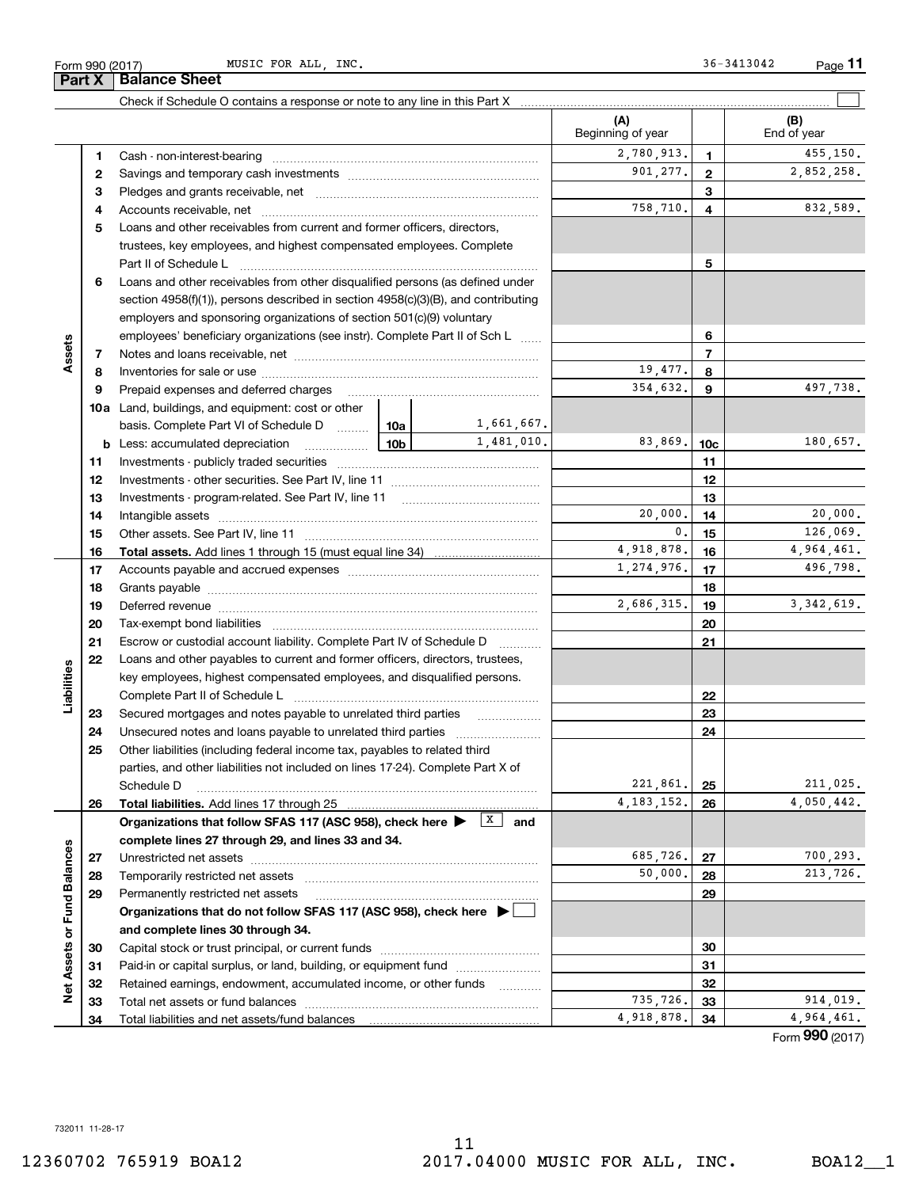Form 990 (2017) MUSIC FOR ALL, INC. 36-3413042

## Part X Balance Sheet

Check if Schedule O contains a response or note to any line in this Part X

| | | | | (A) Beginning of year | | (B) End of year |
|---|---|---|---|---|---|---|
| **Assets** | 1 | Cash - non-interest-bearing | | 2,780,913. | 1 | 455,150. |
| | 2 | Savings and temporary cash investments | | 901,277. | 2 | 2,852,258. |
| | 3 | Pledges and grants receivable, net | | | 3 | |
| | 4 | Accounts receivable, net | | 758,710. | 4 | 832,589. |
| | 5 | Loans and other receivables from current and former officers, directors, trustees, key employees, and highest compensated employees. Complete Part II of Schedule L | | | 5 | |
| | 6 | Loans and other receivables from other disqualified persons (as defined under section 4958(f)(1)), persons described in section 4958(c)(3)(B), and contributing employers and sponsoring organizations of section 501(c)(9) voluntary employees' beneficiary organizations (see instr). Complete Part II of Sch L | | | 6 | |
| | 7 | Notes and loans receivable, net | | | 7 | |
| | 8 | Inventories for sale or use | | 19,477. | 8 | |
| | 9 | Prepaid expenses and deferred charges | | 354,632. | 9 | 497,738. |
| | 10a | Land, buildings, and equipment: cost or other basis. Complete Part VI of Schedule D | 10a 1,661,667. | | | |
| | b | Less: accumulated depreciation | 10b 1,481,010. | 83,869. | 10c | 180,657. |
| | 11 | Investments - publicly traded securities | | | 11 | |
| | 12 | Investments - other securities. See Part IV, line 11 | | | 12 | |
| | 13 | Investments - program-related. See Part IV, line 11 | | | 13 | |
| | 14 | Intangible assets | | 20,000. | 14 | 20,000. |
| | 15 | Other assets. See Part IV, line 11 | | 0. | 15 | 126,069. |
| | 16 | **Total assets.** Add lines 1 through 15 (must equal line 34) | | 4,918,878. | 16 | 4,964,461. |
| **Liabilities** | 17 | Accounts payable and accrued expenses | | 1,274,976. | 17 | 496,798. |
| | 18 | Grants payable | | | 18 | |
| | 19 | Deferred revenue | | 2,686,315. | 19 | 3,342,619. |
| | 20 | Tax-exempt bond liabilities | | | 20 | |
| | 21 | Escrow or custodial account liability. Complete Part IV of Schedule D | | | 21 | |
| | 22 | Loans and other payables to current and former officers, directors, trustees, key employees, highest compensated employees, and disqualified persons. Complete Part II of Schedule L | | | 22 | |
| | 23 | Secured mortgages and notes payable to unrelated third parties | | | 23 | |
| | 24 | Unsecured notes and loans payable to unrelated third parties | | | 24 | |
| | 25 | Other liabilities (including federal income tax, payables to related third parties, and other liabilities not included on lines 17-24). Complete Part X of Schedule D | | 221,861. | 25 | 211,025. |
| | 26 | **Total liabilities.** Add lines 17 through 25 | | 4,183,152. | 26 | 4,050,442. |
| **Net Assets or Fund Balances** | | **Organizations that follow SFAS 117 (ASC 958), check here ▶ [X] and complete lines 27 through 29, and lines 33 and 34.** | | | | |
| | 27 | Unrestricted net assets | | 685,726. | 27 | 700,293. |
| | 28 | Temporarily restricted net assets | | 50,000. | 28 | 213,726. |
| | 29 | Permanently restricted net assets | | | 29 | |
| | | **Organizations that do not follow SFAS 117 (ASC 958), check here ▶ [ ] and complete lines 30 through 34.** | | | | |
| | 30 | Capital stock or trust principal, or current funds | | | 30 | |
| | 31 | Paid-in or capital surplus, or land, building, or equipment fund | | | 31 | |
| | 32 | Retained earnings, endowment, accumulated income, or other funds | | | 32 | |
| | 33 | Total net assets or fund balances | | 735,726. | 33 | 914,019. |
| | 34 | Total liabilities and net assets/fund balances | | 4,918,878. | 34 | 4,964,461. |

Form **990** (2017)

732011 11-28-17

12360702 765919 BOA12 2017.04000 MUSIC FOR ALL, INC. BOA12__1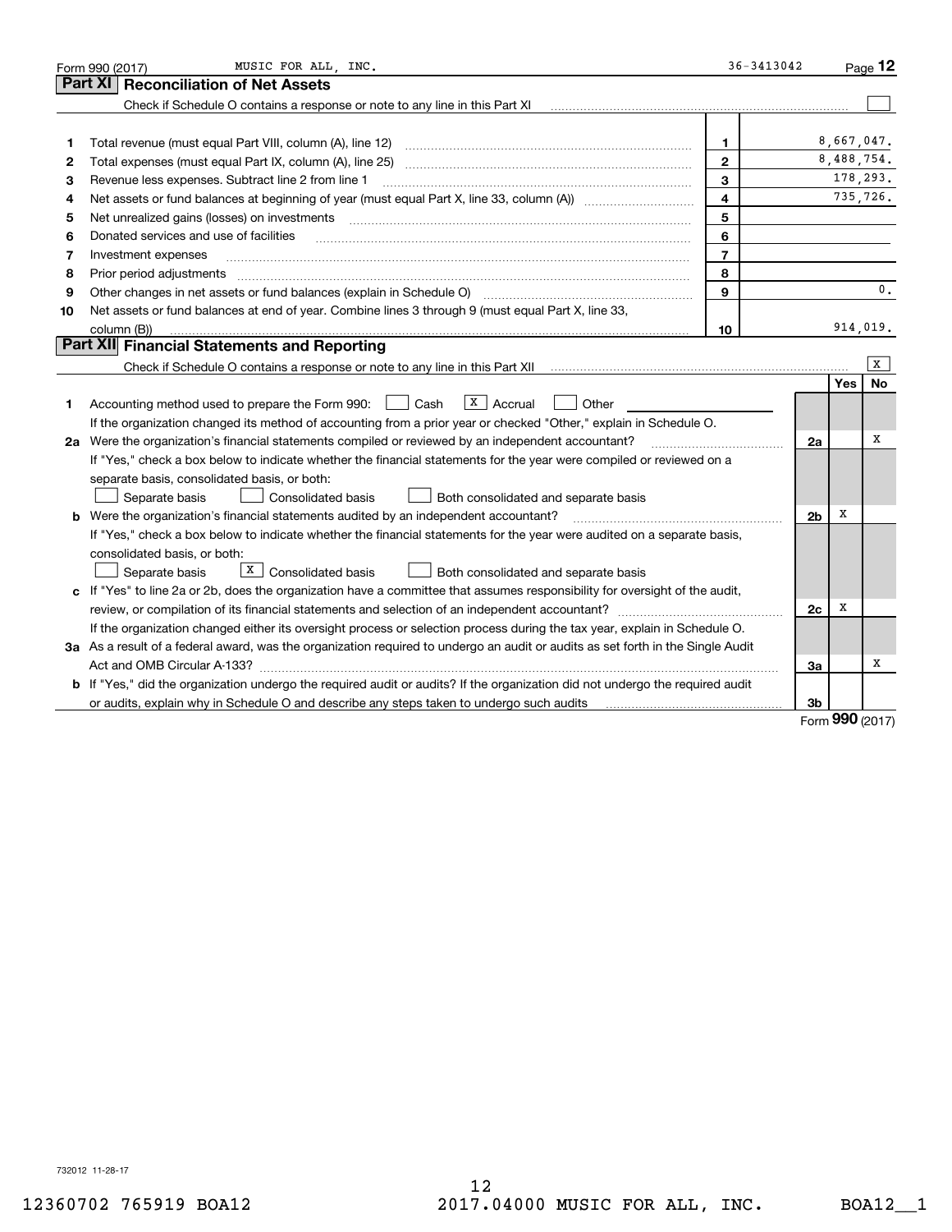Form 990 (2017) MUSIC FOR ALL, INC. 36-3413042 Page 12

## Part XI Reconciliation of Net Assets

Check if Schedule O contains a response or note to any line in this Part XI [ ]

| | | | |
|---|---|---|---|
| 1 | Total revenue (must equal Part VIII, column (A), line 12) | 1 | 8,667,047. |
| 2 | Total expenses (must equal Part IX, column (A), line 25) | 2 | 8,488,754. |
| 3 | Revenue less expenses. Subtract line 2 from line 1 | 3 | 178,293. |
| 4 | Net assets or fund balances at beginning of year (must equal Part X, line 33, column (A)) | 4 | 735,726. |
| 5 | Net unrealized gains (losses) on investments | 5 | |
| 6 | Donated services and use of facilities | 6 | |
| 7 | Investment expenses | 7 | |
| 8 | Prior period adjustments | 8 | |
| 9 | Other changes in net assets or fund balances (explain in Schedule O) | 9 | 0. |
| 10 | Net assets or fund balances at end of year. Combine lines 3 through 9 (must equal Part X, line 33, column (B)) | 10 | 914,019. |

## Part XII Financial Statements and Reporting

Check if Schedule O contains a response or note to any line in this Part XII [X]

| | | | Yes | No |
|---|---|---|---|---|
| 1 | Accounting method used to prepare the Form 990: [ ] Cash [X] Accrual [ ] Other<br>If the organization changed its method of accounting from a prior year or checked "Other," explain in Schedule O. | | | |
| 2a | Were the organization's financial statements compiled or reviewed by an independent accountant?<br>If "Yes," check a box below to indicate whether the financial statements for the year were compiled or reviewed on a separate basis, consolidated basis, or both:<br>[ ] Separate basis [ ] Consolidated basis [ ] Both consolidated and separate basis | 2a | | X |
| b | Were the organization's financial statements audited by an independent accountant?<br>If "Yes," check a box below to indicate whether the financial statements for the year were audited on a separate basis, consolidated basis, or both:<br>[ ] Separate basis [X] Consolidated basis [ ] Both consolidated and separate basis | 2b | X | |
| c | If "Yes" to line 2a or 2b, does the organization have a committee that assumes responsibility for oversight of the audit, review, or compilation of its financial statements and selection of an independent accountant?<br>If the organization changed either its oversight process or selection process during the tax year, explain in Schedule O. | 2c | X | |
| 3a | As a result of a federal award, was the organization required to undergo an audit or audits as set forth in the Single Audit Act and OMB Circular A-133? | 3a | | X |
| b | If "Yes," did the organization undergo the required audit or audits? If the organization did not undergo the required audit or audits, explain why in Schedule O and describe any steps taken to undergo such audits | 3b | | |

Form 990 (2017)

732012 11-28-17

12360702 765919 BOA12 2017.04000 MUSIC FOR ALL, INC. BOA12__1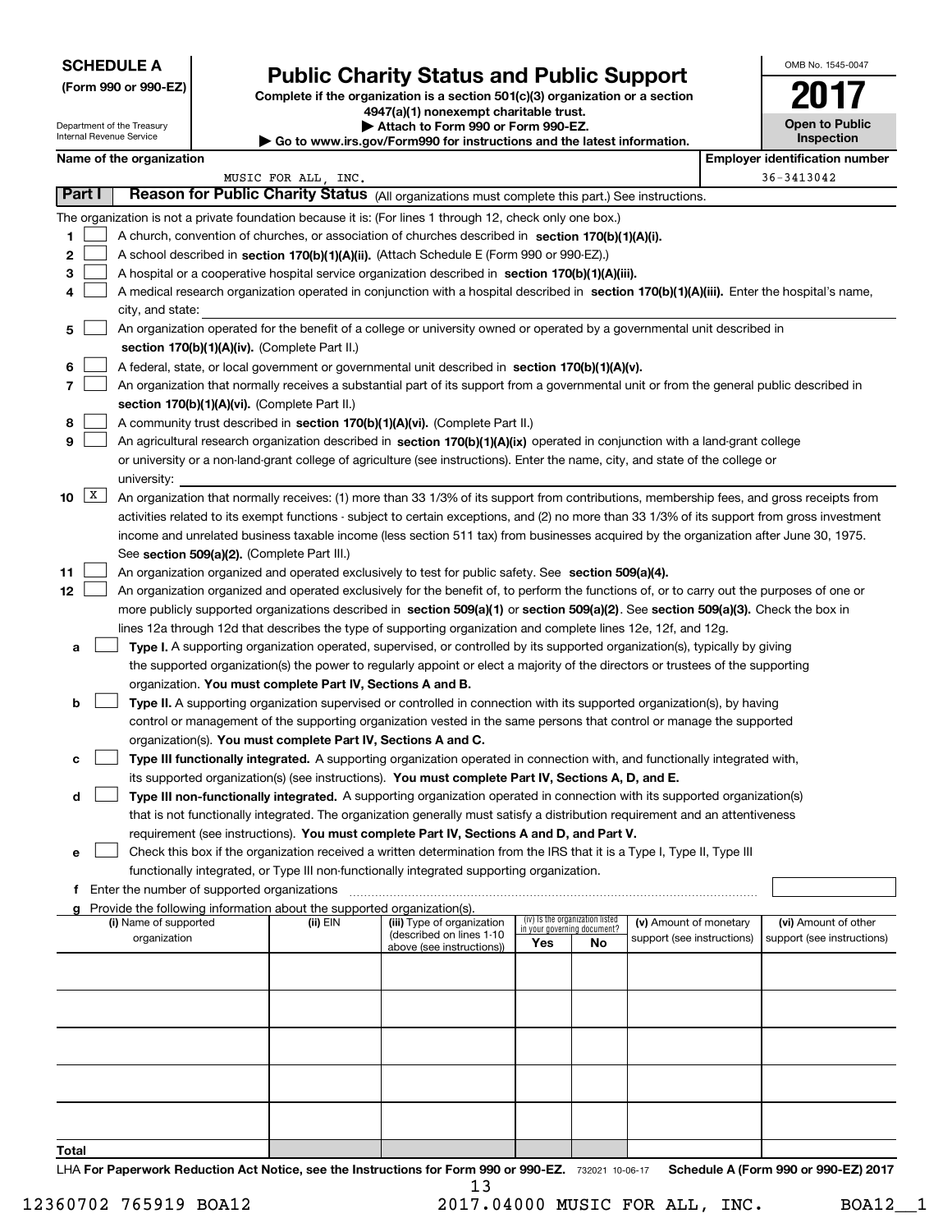**SCHEDULE A**
**(Form 990 or 990-EZ)**

Department of the Treasury
Internal Revenue Service

# Public Charity Status and Public Support

**Complete if the organization is a section 501(c)(3) organization or a section 4947(a)(1) nonexempt charitable trust.**
**▶ Attach to Form 990 or Form 990-EZ.**
**▶ Go to www.irs.gov/Form990 for instructions and the latest information.**

OMB No. 1545-0047

**2017**

**Open to Public Inspection**

| **Name of the organization** | **Employer identification number** |
|---|---|
| MUSIC FOR ALL, INC. | 36-3413042 |

## Part I — Reason for Public Charity Status (All organizations must complete this part.) See instructions.

The organization is not a private foundation because it is: (For lines 1 through 12, check only one box.)

1 ☐ A church, convention of churches, or association of churches described in **section 170(b)(1)(A)(i).**

2 ☐ A school described in **section 170(b)(1)(A)(ii).** (Attach Schedule E (Form 990 or 990-EZ).)

3 ☐ A hospital or a cooperative hospital service organization described in **section 170(b)(1)(A)(iii).**

4 ☐ A medical research organization operated in conjunction with a hospital described in **section 170(b)(1)(A)(iii).** Enter the hospital's name, city, and state:

5 ☐ An organization operated for the benefit of a college or university owned or operated by a governmental unit described in **section 170(b)(1)(A)(iv).** (Complete Part II.)

6 ☐ A federal, state, or local government or governmental unit described in **section 170(b)(1)(A)(v).**

7 ☐ An organization that normally receives a substantial part of its support from a governmental unit or from the general public described in **section 170(b)(1)(A)(vi).** (Complete Part II.)

8 ☐ A community trust described in **section 170(b)(1)(A)(vi).** (Complete Part II.)

9 ☐ An agricultural research organization described in **section 170(b)(1)(A)(ix)** operated in conjunction with a land-grant college or university or a non-land-grant college of agriculture (see instructions). Enter the name, city, and state of the college or university:

10 ☒ An organization that normally receives: (1) more than 33 1/3% of its support from contributions, membership fees, and gross receipts from activities related to its exempt functions - subject to certain exceptions, and (2) no more than 33 1/3% of its support from gross investment income and unrelated business taxable income (less section 511 tax) from businesses acquired by the organization after June 30, 1975. See **section 509(a)(2).** (Complete Part III.)

11 ☐ An organization organized and operated exclusively to test for public safety. See **section 509(a)(4).**

12 ☐ An organization organized and operated exclusively for the benefit of, to perform the functions of, or to carry out the purposes of one or more publicly supported organizations described in **section 509(a)(1)** or **section 509(a)(2).** See **section 509(a)(3).** Check the box in lines 12a through 12d that describes the type of supporting organization and complete lines 12e, 12f, and 12g.

a ☐ **Type I.** A supporting organization operated, supervised, or controlled by its supported organization(s), typically by giving the supported organization(s) the power to regularly appoint or elect a majority of the directors or trustees of the supporting organization. **You must complete Part IV, Sections A and B.**

b ☐ **Type II.** A supporting organization supervised or controlled in connection with its supported organization(s), by having control or management of the supporting organization vested in the same persons that control or manage the supported organization(s). **You must complete Part IV, Sections A and C.**

c ☐ **Type III functionally integrated.** A supporting organization operated in connection with, and functionally integrated with, its supported organization(s) (see instructions). **You must complete Part IV, Sections A, D, and E.**

d ☐ **Type III non-functionally integrated.** A supporting organization operated in connection with its supported organization(s) that is not functionally integrated. The organization generally must satisfy a distribution requirement and an attentiveness requirement (see instructions). **You must complete Part IV, Sections A and D, and Part V.**

e ☐ Check this box if the organization received a written determination from the IRS that it is a Type I, Type II, Type III functionally integrated, or Type III non-functionally integrated supporting organization.

f Enter the number of supported organizations

g Provide the following information about the supported organization(s).

| (i) Name of supported organization | (ii) EIN | (iii) Type of organization (described on lines 1-10 above (see instructions)) | (iv) Is the organization listed in your governing document? Yes | No | (v) Amount of monetary support (see instructions) | (vi) Amount of other support (see instructions) |
|---|---|---|---|---|---|---|
| | | | | | | |
| | | | | | | |
| | | | | | | |
| | | | | | | |
| | | | | | | |
| **Total** | | | | | | |

LHA **For Paperwork Reduction Act Notice, see the Instructions for Form 990 or 990-EZ.** 732021 10-06-17 **Schedule A (Form 990 or 990-EZ) 2017**

12360702 765919 BOA12 2017.04000 MUSIC FOR ALL, INC. BOA12__1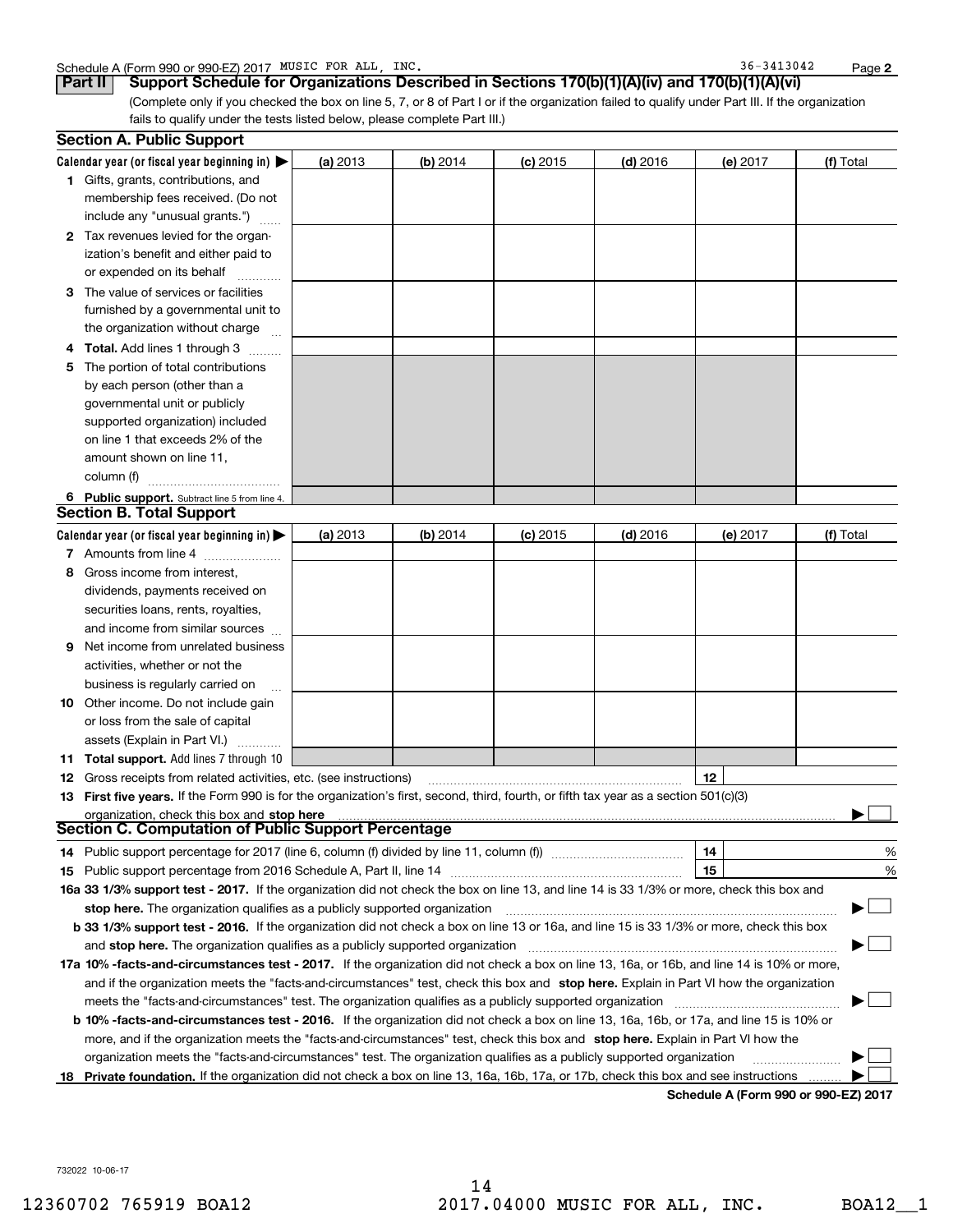Schedule A (Form 990 or 990-EZ) 2017 MUSIC FOR ALL, INC. 36-3413042

## Part II Support Schedule for Organizations Described in Sections 170(b)(1)(A)(iv) and 170(b)(1)(A)(vi)

(Complete only if you checked the box on line 5, 7, or 8 of Part I or if the organization failed to qualify under Part III. If the organization fails to qualify under the tests listed below, please complete Part III.)

### Section A. Public Support

| Calendar year (or fiscal year beginning in) ▶ | (a) 2013 | (b) 2014 | (c) 2015 | (d) 2016 | (e) 2017 | (f) Total |
|---|---|---|---|---|---|---|
| **1** Gifts, grants, contributions, and membership fees received. (Do not include any "unusual grants.") | | | | | | |
| **2** Tax revenues levied for the organization's benefit and either paid to or expended on its behalf | | | | | | |
| **3** The value of services or facilities furnished by a governmental unit to the organization without charge | | | | | | |
| **4 Total.** Add lines 1 through 3 | | | | | | |
| **5** The portion of total contributions by each person (other than a governmental unit or publicly supported organization) included on line 1 that exceeds 2% of the amount shown on line 11, column (f) | | | | | | |
| **6 Public support.** Subtract line 5 from line 4. | | | | | | |

### Section B. Total Support

| Calendar year (or fiscal year beginning in) ▶ | (a) 2013 | (b) 2014 | (c) 2015 | (d) 2016 | (e) 2017 | (f) Total |
|---|---|---|---|---|---|---|
| **7** Amounts from line 4 | | | | | | |
| **8** Gross income from interest, dividends, payments received on securities loans, rents, royalties, and income from similar sources | | | | | | |
| **9** Net income from unrelated business activities, whether or not the business is regularly carried on | | | | | | |
| **10** Other income. Do not include gain or loss from the sale of capital assets (Explain in Part VI.) | | | | | | |
| **11 Total support.** Add lines 7 through 10 | | | | | | |

**12** Gross receipts from related activities, etc. (see instructions) **12**

**13 First five years.** If the Form 990 is for the organization's first, second, third, fourth, or fifth tax year as a section 501(c)(3) organization, check this box and **stop here** ▶ ☐

### Section C. Computation of Public Support Percentage

**14** Public support percentage for 2017 (line 6, column (f) divided by line 11, column (f)) **14** %

**15** Public support percentage from 2016 Schedule A, Part II, line 14 **15** %

**16a 33 1/3% support test - 2017.** If the organization did not check the box on line 13, and line 14 is 33 1/3% or more, check this box and **stop here.** The organization qualifies as a publicly supported organization ▶ ☐

**b 33 1/3% support test - 2016.** If the organization did not check a box on line 13 or 16a, and line 15 is 33 1/3% or more, check this box and **stop here.** The organization qualifies as a publicly supported organization ▶ ☐

**17a 10% -facts-and-circumstances test - 2017.** If the organization did not check a box on line 13, 16a, or 16b, and line 14 is 10% or more, and if the organization meets the "facts-and-circumstances" test, check this box and **stop here.** Explain in Part VI how the organization meets the "facts-and-circumstances" test. The organization qualifies as a publicly supported organization ▶ ☐

**b 10% -facts-and-circumstances test - 2016.** If the organization did not check a box on line 13, 16a, 16b, or 17a, and line 15 is 10% or more, and if the organization meets the "facts-and-circumstances" test, check this box and **stop here.** Explain in Part VI how the organization meets the "facts-and-circumstances" test. The organization qualifies as a publicly supported organization ▶ ☐

**18 Private foundation.** If the organization did not check a box on line 13, 16a, 16b, 17a, or 17b, check this box and see instructions ▶ ☐

**Schedule A (Form 990 or 990-EZ) 2017**

732022 10-06-17

12360702 765919 BOA12 2017.04000 MUSIC FOR ALL, INC. BOA12__1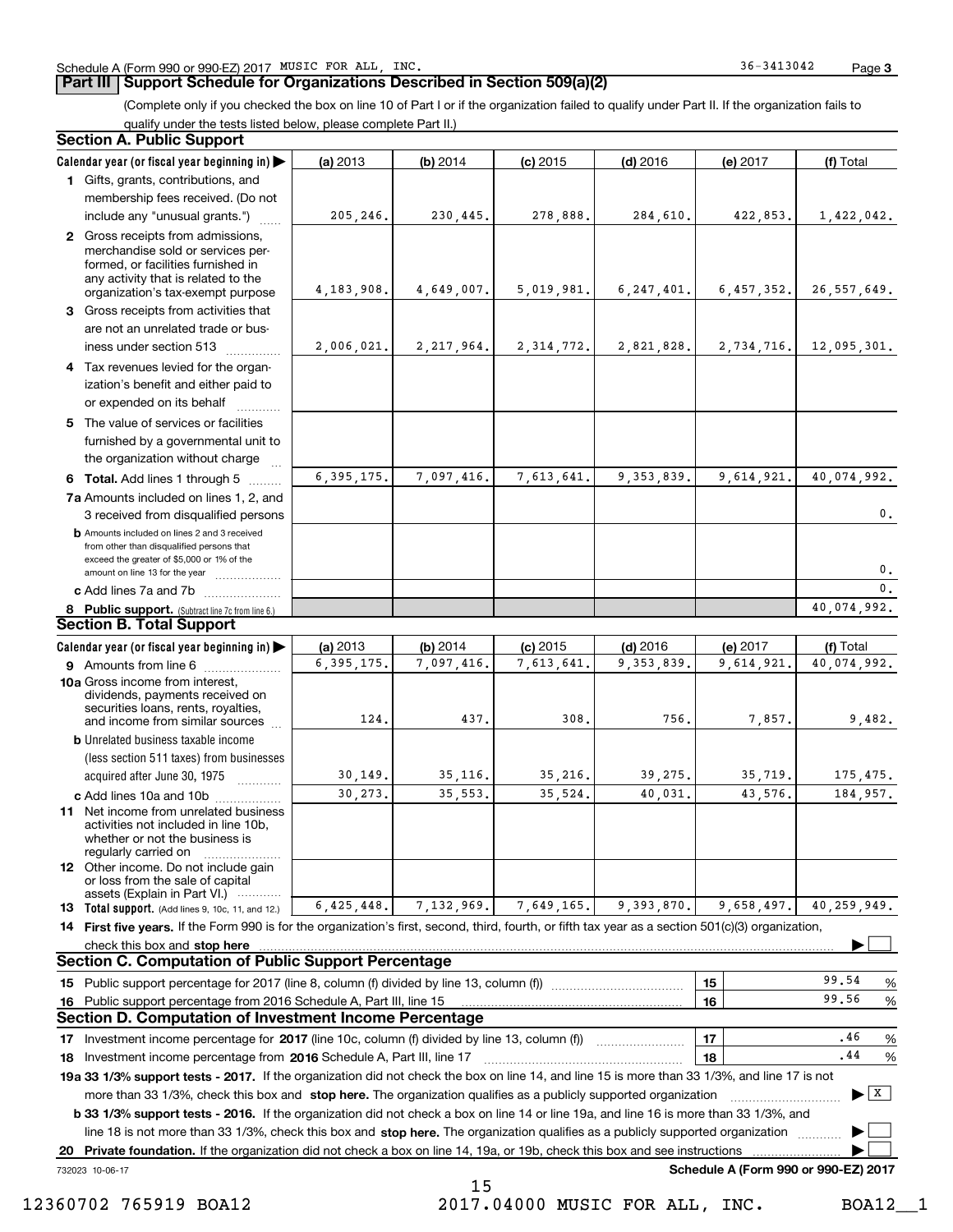Schedule A (Form 990 or 990-EZ) 2017 MUSIC FOR ALL, INC. 36-3413042

## Part III Support Schedule for Organizations Described in Section 509(a)(2)

(Complete only if you checked the box on line 10 of Part I or if the organization failed to qualify under Part II. If the organization fails to qualify under the tests listed below, please complete Part II.)

### Section A. Public Support

| Calendar year (or fiscal year beginning in) ▶ | (a) 2013 | (b) 2014 | (c) 2015 | (d) 2016 | (e) 2017 | (f) Total |
|---|---|---|---|---|---|---|
| **1** Gifts, grants, contributions, and membership fees received. (Do not include any "unusual grants.") | 205,246. | 230,445. | 278,888. | 284,610. | 422,853. | 1,422,042. |
| **2** Gross receipts from admissions, merchandise sold or services performed, or facilities furnished in any activity that is related to the organization's tax-exempt purpose | 4,183,908. | 4,649,007. | 5,019,981. | 6,247,401. | 6,457,352. | 26,557,649. |
| **3** Gross receipts from activities that are not an unrelated trade or business under section 513 | 2,006,021. | 2,217,964. | 2,314,772. | 2,821,828. | 2,734,716. | 12,095,301. |
| **4** Tax revenues levied for the organization's benefit and either paid to or expended on its behalf | | | | | | |
| **5** The value of services or facilities furnished by a governmental unit to the organization without charge | | | | | | |
| **6 Total.** Add lines 1 through 5 | 6,395,175. | 7,097,416. | 7,613,641. | 9,353,839. | 9,614,921. | 40,074,992. |
| **7a** Amounts included on lines 1, 2, and 3 received from disqualified persons | | | | | | 0. |
| **b** Amounts included on lines 2 and 3 received from other than disqualified persons that exceed the greater of $5,000 or 1% of the amount on line 13 for the year | | | | | | 0. |
| **c** Add lines 7a and 7b | | | | | | 0. |
| **8 Public support.** (Subtract line 7c from line 6.) | | | | | | 40,074,992. |

### Section B. Total Support

| Calendar year (or fiscal year beginning in) ▶ | (a) 2013 | (b) 2014 | (c) 2015 | (d) 2016 | (e) 2017 | (f) Total |
|---|---|---|---|---|---|---|
| **9** Amounts from line 6 | 6,395,175. | 7,097,416. | 7,613,641. | 9,353,839. | 9,614,921. | 40,074,992. |
| **10a** Gross income from interest, dividends, payments received on securities loans, rents, royalties, and income from similar sources | 124. | 437. | 308. | 756. | 7,857. | 9,482. |
| **b** Unrelated business taxable income (less section 511 taxes) from businesses acquired after June 30, 1975 | 30,149. | 35,116. | 35,216. | 39,275. | 35,719. | 175,475. |
| **c** Add lines 10a and 10b | 30,273. | 35,553. | 35,524. | 40,031. | 43,576. | 184,957. |
| **11** Net income from unrelated business activities not included in line 10b, whether or not the business is regularly carried on | | | | | | |
| **12** Other income. Do not include gain or loss from the sale of capital assets (Explain in Part VI.) | | | | | | |
| **13 Total support.** (Add lines 9, 10c, 11, and 12.) | 6,425,448. | 7,132,969. | 7,649,165. | 9,393,870. | 9,658,497. | 40,259,949. |

**14 First five years.** If the Form 990 is for the organization's first, second, third, fourth, or fifth tax year as a section 501(c)(3) organization, check this box and **stop here** ▶ ☐

### Section C. Computation of Public Support Percentage

| | | |
|---|---|---|
| **15** Public support percentage for 2017 (line 8, column (f) divided by line 13, column (f)) | 15 | 99.54 % |
| **16** Public support percentage from 2016 Schedule A, Part III, line 15 | 16 | 99.56 % |

### Section D. Computation of Investment Income Percentage

| | | |
|---|---|---|
| **17** Investment income percentage for **2017** (line 10c, column (f) divided by line 13, column (f)) | 17 | .46 % |
| **18** Investment income percentage from **2016** Schedule A, Part III, line 17 | 18 | .44 % |

**19a 33 1/3% support tests - 2017.** If the organization did not check the box on line 14, and line 15 is more than 33 1/3%, and line 17 is not more than 33 1/3%, check this box and **stop here.** The organization qualifies as a publicly supported organization ▶ ☒

**b 33 1/3% support tests - 2016.** If the organization did not check a box on line 14 or line 19a, and line 16 is more than 33 1/3%, and line 18 is not more than 33 1/3%, check this box and **stop here.** The organization qualifies as a publicly supported organization ▶ ☐

**20 Private foundation.** If the organization did not check a box on line 14, 19a, or 19b, check this box and see instructions ▶ ☐

732023 10-06-17 **Schedule A (Form 990 or 990-EZ) 2017**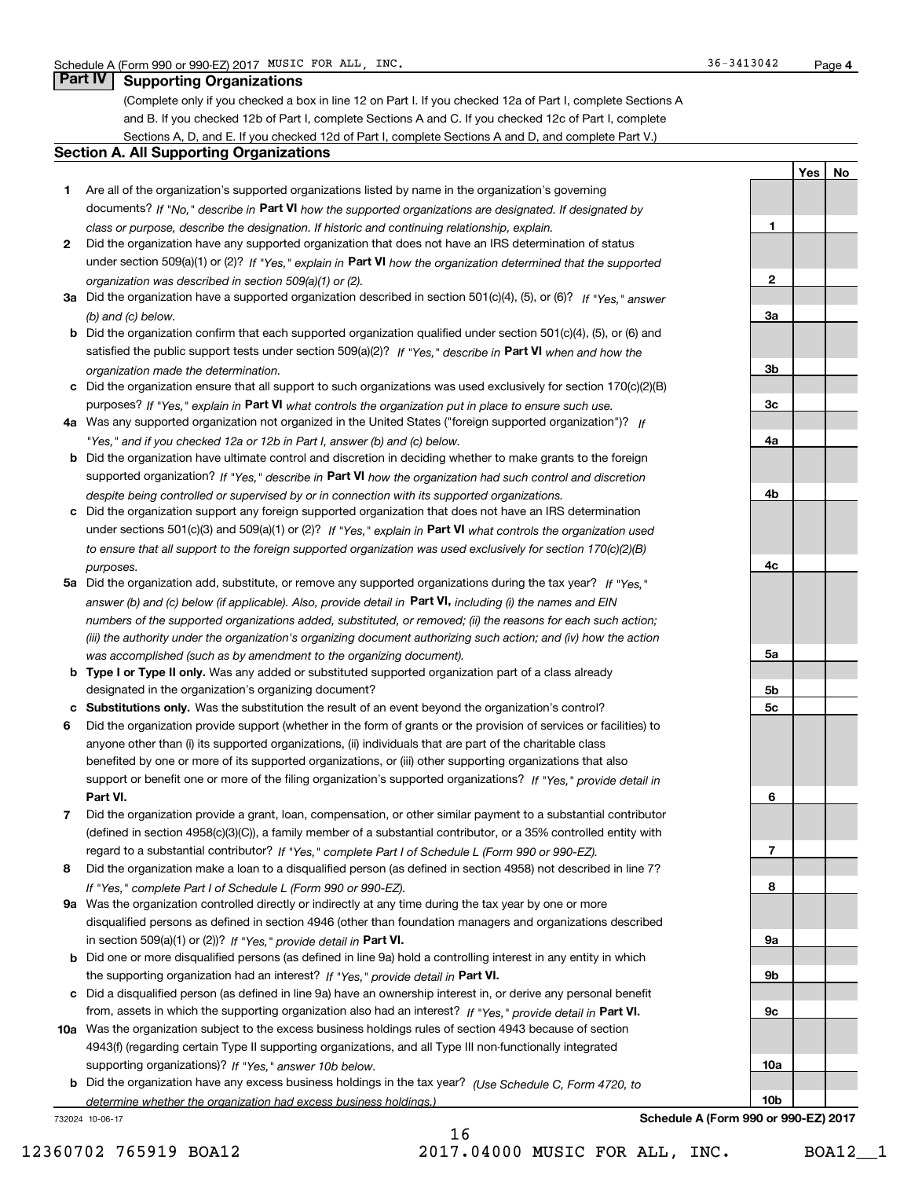Schedule A (Form 990 or 990-EZ) 2017 MUSIC FOR ALL, INC. 36-3413042 Page **4**

## Part IV Supporting Organizations

(Complete only if you checked a box in line 12 on Part I. If you checked 12a of Part I, complete Sections A and B. If you checked 12b of Part I, complete Sections A and C. If you checked 12c of Part I, complete Sections A, D, and E. If you checked 12d of Part I, complete Sections A and D, and complete Part V.)

### Section A. All Supporting Organizations

| | | | Yes | No |
|---|---|---|---|---|
| **1** | Are all of the organization's supported organizations listed by name in the organization's governing documents? *If "No," describe in* **Part VI** *how the supported organizations are designated. If designated by class or purpose, describe the designation. If historic and continuing relationship, explain.* | **1** | | |
| **2** | Did the organization have any supported organization that does not have an IRS determination of status under section 509(a)(1) or (2)? *If "Yes," explain in* **Part VI** *how the organization determined that the supported organization was described in section 509(a)(1) or (2).* | **2** | | |
| **3a** | Did the organization have a supported organization described in section 501(c)(4), (5), or (6)? *If "Yes," answer (b) and (c) below.* | **3a** | | |
| **b** | Did the organization confirm that each supported organization qualified under section 501(c)(4), (5), or (6) and satisfied the public support tests under section 509(a)(2)? *If "Yes," describe in* **Part VI** *when and how the organization made the determination.* | **3b** | | |
| **c** | Did the organization ensure that all support to such organizations was used exclusively for section 170(c)(2)(B) purposes? *If "Yes," explain in* **Part VI** *what controls the organization put in place to ensure such use.* | **3c** | | |
| **4a** | Was any supported organization not organized in the United States ("foreign supported organization")? *If "Yes," and if you checked 12a or 12b in Part I, answer (b) and (c) below.* | **4a** | | |
| **b** | Did the organization have ultimate control and discretion in deciding whether to make grants to the foreign supported organization? *If "Yes," describe in* **Part VI** *how the organization had such control and discretion despite being controlled or supervised by or in connection with its supported organizations.* | **4b** | | |
| **c** | Did the organization support any foreign supported organization that does not have an IRS determination under sections 501(c)(3) and 509(a)(1) or (2)? *If "Yes," explain in* **Part VI** *what controls the organization used to ensure that all support to the foreign supported organization was used exclusively for section 170(c)(2)(B) purposes.* | **4c** | | |
| **5a** | Did the organization add, substitute, or remove any supported organizations during the tax year? *If "Yes," answer (b) and (c) below (if applicable). Also, provide detail in* **Part VI,** *including (i) the names and EIN numbers of the supported organizations added, substituted, or removed; (ii) the reasons for each such action; (iii) the authority under the organization's organizing document authorizing such action; and (iv) how the action was accomplished (such as by amendment to the organizing document).* | **5a** | | |
| **b** | **Type I or Type II only.** Was any added or substituted supported organization part of a class already designated in the organization's organizing document? | **5b** | | |
| **c** | **Substitutions only.** Was the substitution the result of an event beyond the organization's control? | **5c** | | |
| **6** | Did the organization provide support (whether in the form of grants or the provision of services or facilities) to anyone other than (i) its supported organizations, (ii) individuals that are part of the charitable class benefited by one or more of its supported organizations, or (iii) other supporting organizations that also support or benefit one or more of the filing organization's supported organizations? *If "Yes," provide detail in* **Part VI.** | **6** | | |
| **7** | Did the organization provide a grant, loan, compensation, or other similar payment to a substantial contributor (defined in section 4958(c)(3)(C)), a family member of a substantial contributor, or a 35% controlled entity with regard to a substantial contributor? *If "Yes," complete Part I of Schedule L (Form 990 or 990-EZ).* | **7** | | |
| **8** | Did the organization make a loan to a disqualified person (as defined in section 4958) not described in line 7? *If "Yes," complete Part I of Schedule L (Form 990 or 990-EZ).* | **8** | | |
| **9a** | Was the organization controlled directly or indirectly at any time during the tax year by one or more disqualified persons as defined in section 4946 (other than foundation managers and organizations described in section 509(a)(1) or (2))? *If "Yes," provide detail in* **Part VI.** | **9a** | | |
| **b** | Did one or more disqualified persons (as defined in line 9a) hold a controlling interest in any entity in which the supporting organization had an interest? *If "Yes," provide detail in* **Part VI.** | **9b** | | |
| **c** | Did a disqualified person (as defined in line 9a) have an ownership interest in, or derive any personal benefit from, assets in which the supporting organization also had an interest? *If "Yes," provide detail in* **Part VI.** | **9c** | | |
| **10a** | Was the organization subject to the excess business holdings rules of section 4943 because of section 4943(f) (regarding certain Type II supporting organizations, and all Type III non-functionally integrated supporting organizations)? *If "Yes," answer 10b below.* | **10a** | | |
| **b** | Did the organization have any excess business holdings in the tax year? *(Use Schedule C, Form 4720, to determine whether the organization had excess business holdings.)* | **10b** | | |

732024 10-06-17 **Schedule A (Form 990 or 990-EZ) 2017**

12360702 765919 BOA12 2017.04000 MUSIC FOR ALL, INC. BOA12__1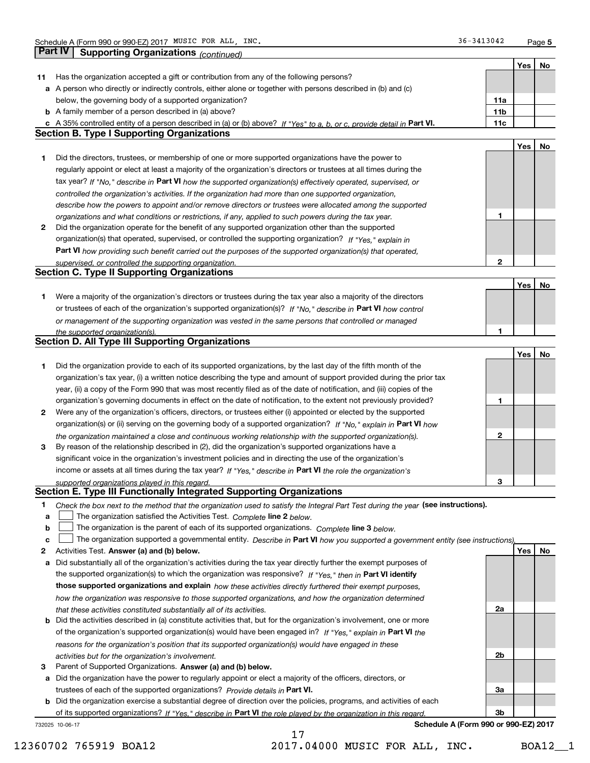Schedule A (Form 990 or 990-EZ) 2017 MUSIC FOR ALL, INC. 36-3413042

## Part IV Supporting Organizations *(continued)*

| | | | Yes | No |
|---|---|---|---|---|
| **11** | Has the organization accepted a gift or contribution from any of the following persons? | | | |
| **a** | A person who directly or indirectly controls, either alone or together with persons described in (b) and (c) below, the governing body of a supported organization? | **11a** | | |
| **b** | A family member of a person described in (a) above? | **11b** | | |
| **c** | A 35% controlled entity of a person described in (a) or (b) above? *If "Yes" to a, b, or c, provide detail in* **Part VI.** | **11c** | | |

### Section B. Type I Supporting Organizations

| | | | Yes | No |
|---|---|---|---|---|
| **1** | Did the directors, trustees, or membership of one or more supported organizations have the power to regularly appoint or elect at least a majority of the organization's directors or trustees at all times during the tax year? *If "No," describe in* **Part VI** *how the supported organization(s) effectively operated, supervised, or controlled the organization's activities. If the organization had more than one supported organization, describe how the powers to appoint and/or remove directors or trustees were allocated among the supported organizations and what conditions or restrictions, if any, applied to such powers during the tax year.* | **1** | | |
| **2** | Did the organization operate for the benefit of any supported organization other than the supported organization(s) that operated, supervised, or controlled the supporting organization? *If "Yes," explain in* **Part VI** *how providing such benefit carried out the purposes of the supported organization(s) that operated, supervised, or controlled the supporting organization.* | **2** | | |

### Section C. Type II Supporting Organizations

| | | | Yes | No |
|---|---|---|---|---|
| **1** | Were a majority of the organization's directors or trustees during the tax year also a majority of the directors or trustees of each of the organization's supported organization(s)? *If "No," describe in* **Part VI** *how control or management of the supporting organization was vested in the same persons that controlled or managed the supported organization(s).* | **1** | | |

### Section D. All Type III Supporting Organizations

| | | | Yes | No |
|---|---|---|---|---|
| **1** | Did the organization provide to each of its supported organizations, by the last day of the fifth month of the organization's tax year, (i) a written notice describing the type and amount of support provided during the prior tax year, (ii) a copy of the Form 990 that was most recently filed as of the date of notification, and (iii) copies of the organization's governing documents in effect on the date of notification, to the extent not previously provided? | **1** | | |
| **2** | Were any of the organization's officers, directors, or trustees either (i) appointed or elected by the supported organization(s) or (ii) serving on the governing body of a supported organization? *If "No," explain in* **Part VI** *how the organization maintained a close and continuous working relationship with the supported organization(s).* | **2** | | |
| **3** | By reason of the relationship described in (2), did the organization's supported organizations have a significant voice in the organization's investment policies and in directing the use of the organization's income or assets at all times during the tax year? *If "Yes," describe in* **Part VI** *the role the organization's supported organizations played in this regard.* | **3** | | |

### Section E. Type III Functionally Integrated Supporting Organizations

**1** *Check the box next to the method that the organization used to satisfy the Integral Part Test during the year* **(see instructions).**

- **a** ☐ The organization satisfied the Activities Test. *Complete* **line 2** *below.*
- **b** ☐ The organization is the parent of each of its supported organizations. *Complete* **line 3** *below.*
- **c** ☐ The organization supported a governmental entity. *Describe in* **Part VI** *how you supported a government entity (see instructions).*

| | | | Yes | No |
|---|---|---|---|---|
| **2** | Activities Test. **Answer (a) and (b) below.** | | | |
| **a** | Did substantially all of the organization's activities during the tax year directly further the exempt purposes of the supported organization(s) to which the organization was responsive? *If "Yes," then in* **Part VI identify those supported organizations and explain** *how these activities directly furthered their exempt purposes, how the organization was responsive to those supported organizations, and how the organization determined that these activities constituted substantially all of its activities.* | **2a** | | |
| **b** | Did the activities described in (a) constitute activities that, but for the organization's involvement, one or more of the organization's supported organization(s) would have been engaged in? *If "Yes," explain in* **Part VI** *the reasons for the organization's position that its supported organization(s) would have engaged in these activities but for the organization's involvement.* | **2b** | | |
| **3** | Parent of Supported Organizations. **Answer (a) and (b) below.** | | | |
| **a** | Did the organization have the power to regularly appoint or elect a majority of the officers, directors, or trustees of each of the supported organizations? *Provide details in* **Part VI.** | **3a** | | |
| **b** | Did the organization exercise a substantial degree of direction over the policies, programs, and activities of each of its supported organizations? *If "Yes," describe in* **Part VI** *the role played by the organization in this regard.* | **3b** | | |

732025 10-06-17 **Schedule A (Form 990 or 990-EZ) 2017**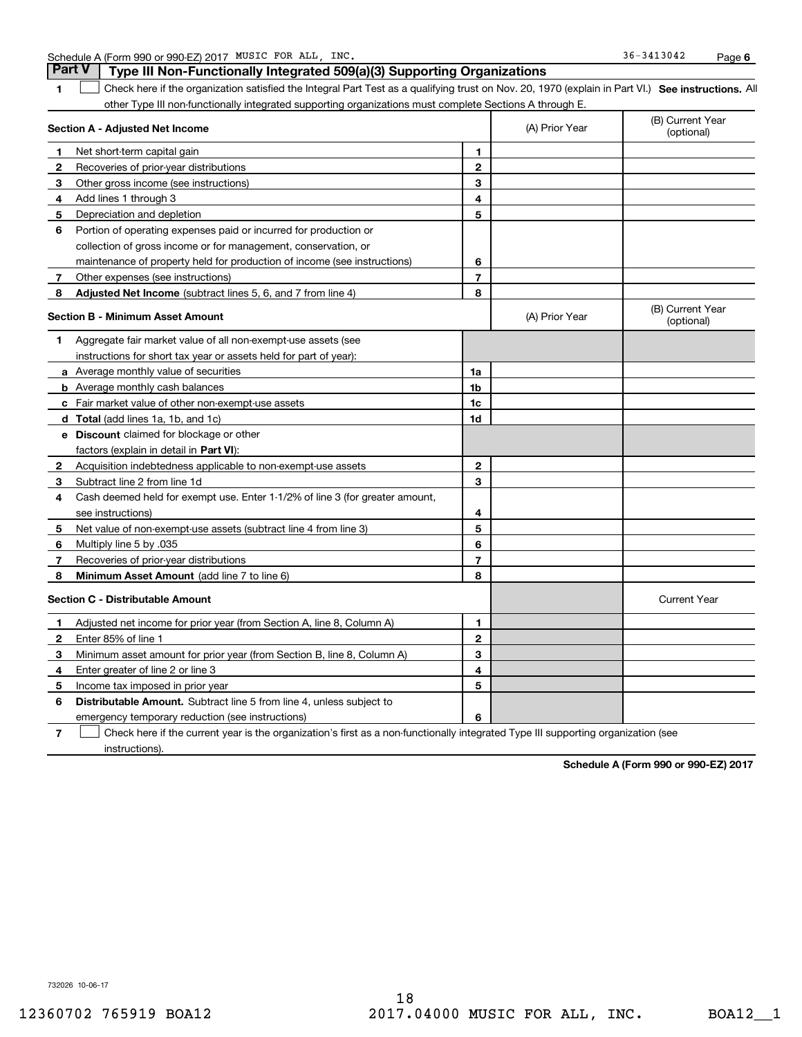Schedule A (Form 990 or 990-EZ) 2017 MUSIC FOR ALL, INC. 36-3413042 Page 6

## Part V Type III Non-Functionally Integrated 509(a)(3) Supporting Organizations

1 ☐ Check here if the organization satisfied the Integral Part Test as a qualifying trust on Nov. 20, 1970 (explain in Part VI.) **See instructions.** All other Type III non-functionally integrated supporting organizations must complete Sections A through E.

| **Section A - Adjusted Net Income** | | (A) Prior Year | (B) Current Year (optional) |
|---|---|---|---|
| **1** Net short-term capital gain | 1 | | |
| **2** Recoveries of prior-year distributions | 2 | | |
| **3** Other gross income (see instructions) | 3 | | |
| **4** Add lines 1 through 3 | 4 | | |
| **5** Depreciation and depletion | 5 | | |
| **6** Portion of operating expenses paid or incurred for production or collection of gross income or for management, conservation, or maintenance of property held for production of income (see instructions) | 6 | | |
| **7** Other expenses (see instructions) | 7 | | |
| **8** **Adjusted Net Income** (subtract lines 5, 6, and 7 from line 4) | 8 | | |

| **Section B - Minimum Asset Amount** | | (A) Prior Year | (B) Current Year (optional) |
|---|---|---|---|
| **1** Aggregate fair market value of all non-exempt-use assets (see instructions for short tax year or assets held for part of year): | | | |
| **a** Average monthly value of securities | 1a | | |
| **b** Average monthly cash balances | 1b | | |
| **c** Fair market value of other non-exempt-use assets | 1c | | |
| **d** **Total** (add lines 1a, 1b, and 1c) | 1d | | |
| **e** **Discount** claimed for blockage or other factors (explain in detail in **Part VI**): | | | |
| **2** Acquisition indebtedness applicable to non-exempt-use assets | 2 | | |
| **3** Subtract line 2 from line 1d | 3 | | |
| **4** Cash deemed held for exempt use. Enter 1-1/2% of line 3 (for greater amount, see instructions) | 4 | | |
| **5** Net value of non-exempt-use assets (subtract line 4 from line 3) | 5 | | |
| **6** Multiply line 5 by .035 | 6 | | |
| **7** Recoveries of prior-year distributions | 7 | | |
| **8** **Minimum Asset Amount** (add line 7 to line 6) | 8 | | |

| **Section C - Distributable Amount** | | | Current Year |
|---|---|---|---|
| **1** Adjusted net income for prior year (from Section A, line 8, Column A) | 1 | | |
| **2** Enter 85% of line 1 | 2 | | |
| **3** Minimum asset amount for prior year (from Section B, line 8, Column A) | 3 | | |
| **4** Enter greater of line 2 or line 3 | 4 | | |
| **5** Income tax imposed in prior year | 5 | | |
| **6** **Distributable Amount.** Subtract line 5 from line 4, unless subject to emergency temporary reduction (see instructions) | 6 | | |

7 ☐ Check here if the current year is the organization's first as a non-functionally integrated Type III supporting organization (see instructions).

**Schedule A (Form 990 or 990-EZ) 2017**

732026 10-06-17

12360702 765919 BOA12 2017.04000 MUSIC FOR ALL, INC. BOA12__1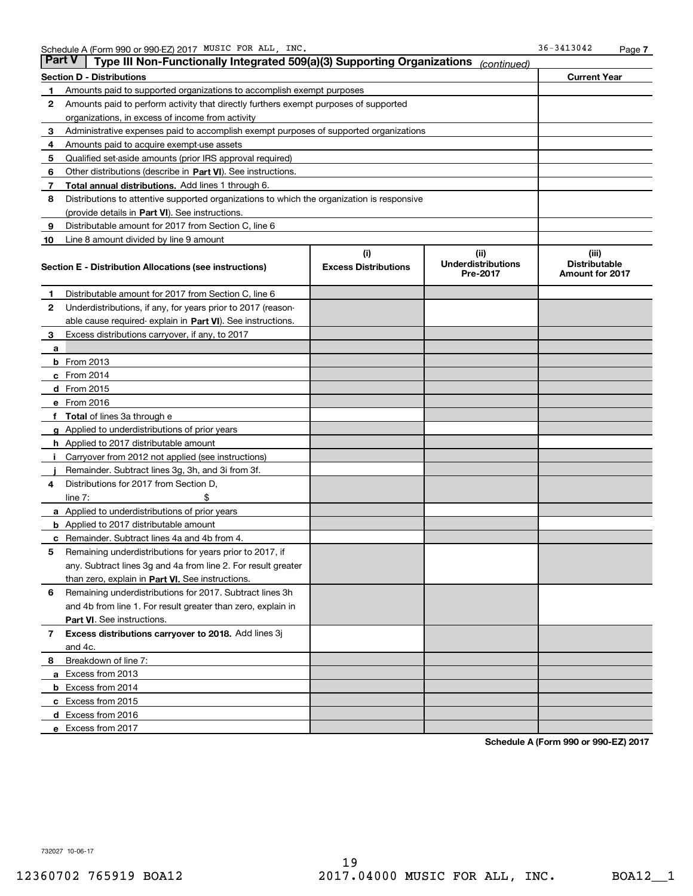Schedule A (Form 990 or 990-EZ) 2017 MUSIC FOR ALL, INC. 36-3413042 Page 7

## Part V Type III Non-Functionally Integrated 509(a)(3) Supporting Organizations *(continued)*

| Section D - Distributions | | Current Year |
|---|---|---|
| 1 | Amounts paid to supported organizations to accomplish exempt purposes | |
| 2 | Amounts paid to perform activity that directly furthers exempt purposes of supported organizations, in excess of income from activity | |
| 3 | Administrative expenses paid to accomplish exempt purposes of supported organizations | |
| 4 | Amounts paid to acquire exempt-use assets | |
| 5 | Qualified set-aside amounts (prior IRS approval required) | |
| 6 | Other distributions (describe in **Part VI**). See instructions. | |
| 7 | **Total annual distributions.** Add lines 1 through 6. | |
| 8 | Distributions to attentive supported organizations to which the organization is responsive (provide details in **Part VI**). See instructions. | |
| 9 | Distributable amount for 2017 from Section C, line 6 | |
| 10 | Line 8 amount divided by line 9 amount | |

| Section E - Distribution Allocations (see instructions) | (i) Excess Distributions | (ii) Underdistributions Pre-2017 | (iii) Distributable Amount for 2017 |
|---|---|---|---|
| **1** Distributable amount for 2017 from Section C, line 6 | | | |
| **2** Underdistributions, if any, for years prior to 2017 (reasonable cause required- explain in **Part VI**). See instructions. | | | |
| **3** Excess distributions carryover, if any, to 2017 | | | |
| **a** | | | |
| **b** From 2013 | | | |
| **c** From 2014 | | | |
| **d** From 2015 | | | |
| **e** From 2016 | | | |
| **f Total** of lines 3a through e | | | |
| **g** Applied to underdistributions of prior years | | | |
| **h** Applied to 2017 distributable amount | | | |
| **i** Carryover from 2012 not applied (see instructions) | | | |
| **j** Remainder. Subtract lines 3g, 3h, and 3i from 3f. | | | |
| **4** Distributions for 2017 from Section D, line 7: $ | | | |
| **a** Applied to underdistributions of prior years | | | |
| **b** Applied to 2017 distributable amount | | | |
| **c** Remainder. Subtract lines 4a and 4b from 4. | | | |
| **5** Remaining underdistributions for years prior to 2017, if any. Subtract lines 3g and 4a from line 2. For result greater than zero, explain in **Part VI.** See instructions. | | | |
| **6** Remaining underdistributions for 2017. Subtract lines 3h and 4b from line 1. For result greater than zero, explain in **Part VI**. See instructions. | | | |
| **7 Excess distributions carryover to 2018.** Add lines 3j and 4c. | | | |
| **8** Breakdown of line 7: | | | |
| **a** Excess from 2013 | | | |
| **b** Excess from 2014 | | | |
| **c** Excess from 2015 | | | |
| **d** Excess from 2016 | | | |
| **e** Excess from 2017 | | | |

**Schedule A (Form 990 or 990-EZ) 2017**

732027 10-06-17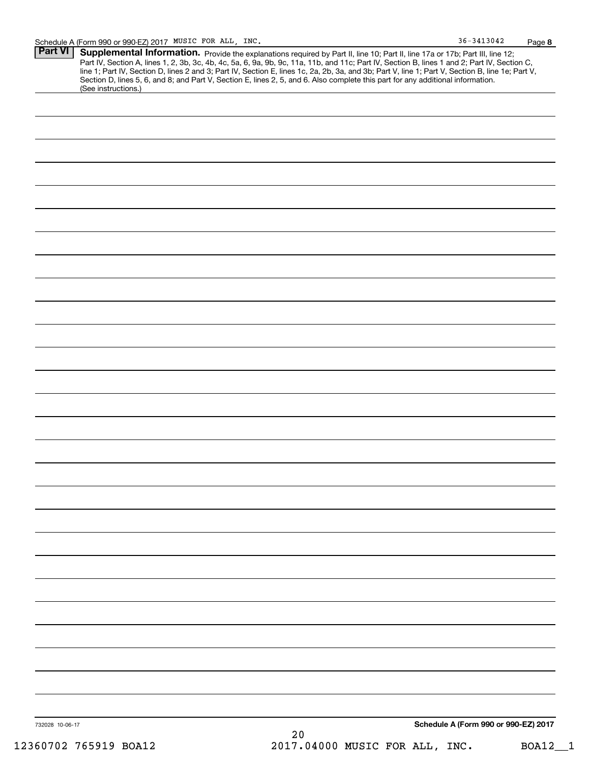Schedule A (Form 990 or 990-EZ) 2017 MUSIC FOR ALL, INC. 36-3413042 Page **8**

## Part VI Supplemental Information.

Provide the explanations required by Part II, line 10; Part II, line 17a or 17b; Part III, line 12; Part IV, Section A, lines 1, 2, 3b, 3c, 4b, 4c, 5a, 6, 9a, 9b, 9c, 11a, 11b, and 11c; Part IV, Section B, lines 1 and 2; Part IV, Section C, line 1; Part IV, Section D, lines 2 and 3; Part IV, Section E, lines 1c, 2a, 2b, 3a, and 3b; Part V, line 1; Part V, Section B, line 1e; Part V, Section D, lines 5, 6, and 8; and Part V, Section E, lines 2, 5, and 6. Also complete this part for any additional information. (See instructions.)

732028 10-06-17

**Schedule A (Form 990 or 990-EZ) 2017**

12360702 765919 BOA12 2017.04000 MUSIC FOR ALL, INC. BOA12__1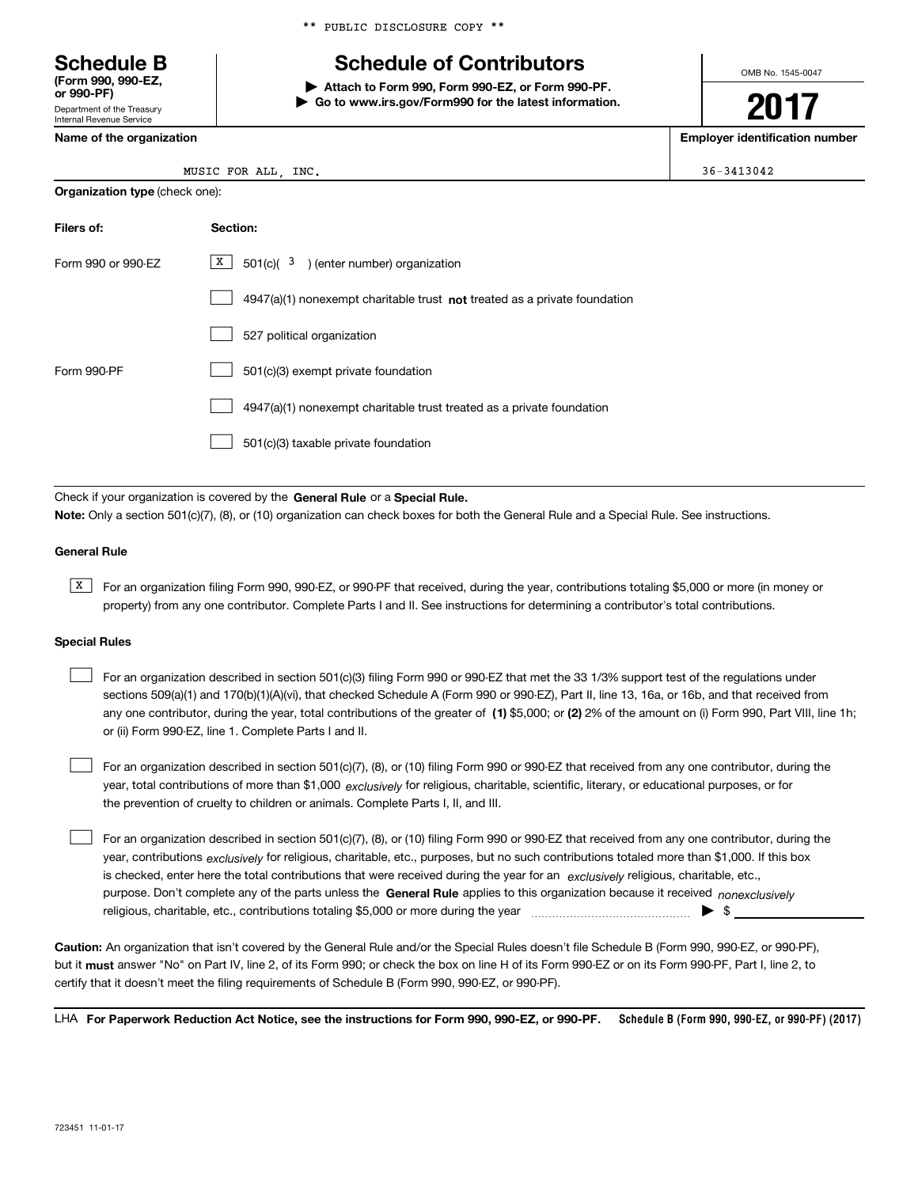** PUBLIC DISCLOSURE COPY **

# Schedule B

**(Form 990, 990-EZ, or 990-PF)**

Department of the Treasury
Internal Revenue Service

## Schedule of Contributors

**▶ Attach to Form 990, Form 990-EZ, or Form 990-PF.**
**▶ Go to www.irs.gov/Form990 for the latest information.**

OMB No. 1545-0047

**2017**

**Name of the organization**: MUSIC FOR ALL, INC.

**Employer identification number**: 36-3413042

**Organization type** (check one):

| Filers of: | Section: |
|---|---|
| Form 990 or 990-EZ | [X] 501(c)( 3 ) (enter number) organization |
| | [ ] 4947(a)(1) nonexempt charitable trust **not** treated as a private foundation |
| | [ ] 527 political organization |
| Form 990-PF | [ ] 501(c)(3) exempt private foundation |
| | [ ] 4947(a)(1) nonexempt charitable trust treated as a private foundation |
| | [ ] 501(c)(3) taxable private foundation |

Check if your organization is covered by the **General Rule** or a **Special Rule.**

**Note:** Only a section 501(c)(7), (8), or (10) organization can check boxes for both the General Rule and a Special Rule. See instructions.

### General Rule

[X] For an organization filing Form 990, 990-EZ, or 990-PF that received, during the year, contributions totaling $5,000 or more (in money or property) from any one contributor. Complete Parts I and II. See instructions for determining a contributor's total contributions.

### Special Rules

[ ] For an organization described in section 501(c)(3) filing Form 990 or 990-EZ that met the 33 1/3% support test of the regulations under sections 509(a)(1) and 170(b)(1)(A)(vi), that checked Schedule A (Form 990 or 990-EZ), Part II, line 13, 16a, or 16b, and that received from any one contributor, during the year, total contributions of the greater of **(1)** $5,000; or **(2)** 2% of the amount on (i) Form 990, Part VIII, line 1h; or (ii) Form 990-EZ, line 1. Complete Parts I and II.

[ ] For an organization described in section 501(c)(7), (8), or (10) filing Form 990 or 990-EZ that received from any one contributor, during the year, total contributions of more than $1,000 *exclusively* for religious, charitable, scientific, literary, or educational purposes, or for the prevention of cruelty to children or animals. Complete Parts I, II, and III.

[ ] For an organization described in section 501(c)(7), (8), or (10) filing Form 990 or 990-EZ that received from any one contributor, during the year, contributions *exclusively* for religious, charitable, etc., purposes, but no such contributions totaled more than $1,000. If this box is checked, enter here the total contributions that were received during the year for an *exclusively* religious, charitable, etc., purpose. Don't complete any of the parts unless the **General Rule** applies to this organization because it received *nonexclusively* religious, charitable, etc., contributions totaling $5,000 or more during the year ▶ $ ____________

**Caution:** An organization that isn't covered by the General Rule and/or the Special Rules doesn't file Schedule B (Form 990, 990-EZ, or 990-PF), but it **must** answer "No" on Part IV, line 2, of its Form 990; or check the box on line H of its Form 990-EZ or on its Form 990-PF, Part I, line 2, to certify that it doesn't meet the filing requirements of Schedule B (Form 990, 990-EZ, or 990-PF).

LHA **For Paperwork Reduction Act Notice, see the instructions for Form 990, 990-EZ, or 990-PF.** **Schedule B (Form 990, 990-EZ, or 990-PF) (2017)**

723451 11-01-17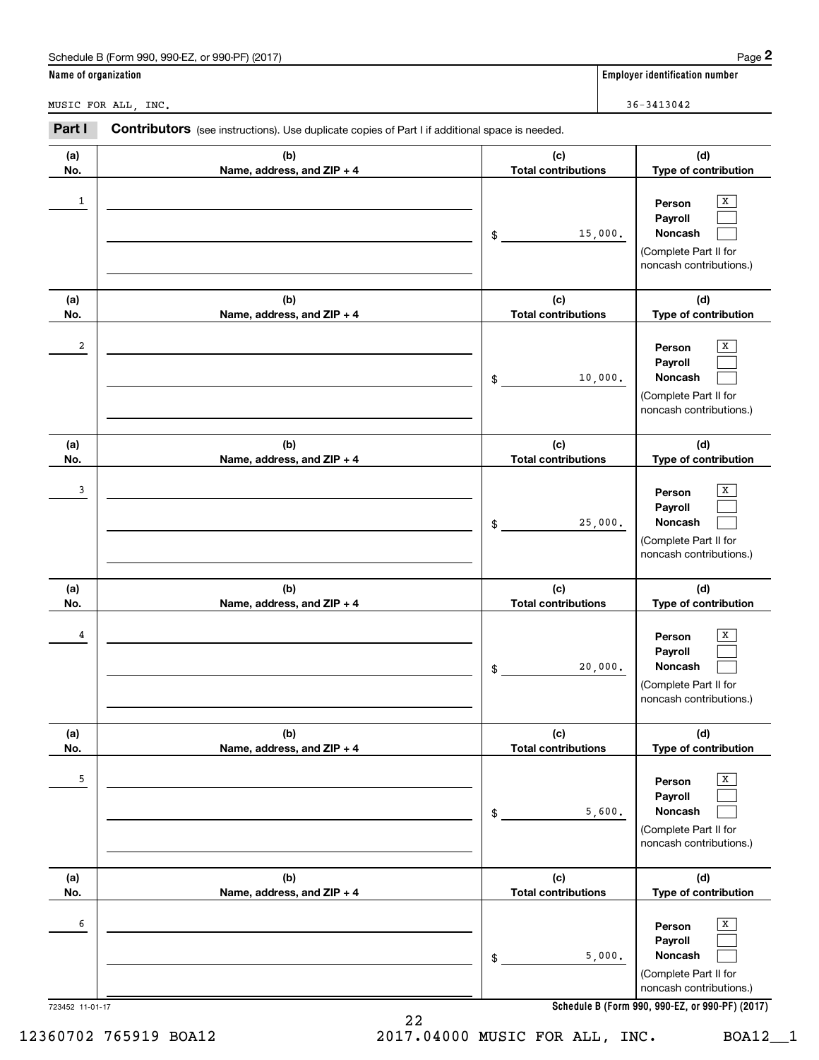Schedule B (Form 990, 990-EZ, or 990-PF) (2017)

**Name of organization**

MUSIC FOR ALL, INC.

**Employer identification number**

36-3413042

**Part I** **Contributors** (see instructions). Use duplicate copies of Part I if additional space is needed.

| (a) No. | (b) Name, address, and ZIP + 4 | (c) Total contributions | (d) Type of contribution |
|---|---|---|---|
| 1 | | $ 15,000. | Person [X] Payroll [ ] Noncash [ ] (Complete Part II for noncash contributions.) |
| 2 | | $ 10,000. | Person [X] Payroll [ ] Noncash [ ] (Complete Part II for noncash contributions.) |
| 3 | | $ 25,000. | Person [X] Payroll [ ] Noncash [ ] (Complete Part II for noncash contributions.) |
| 4 | | $ 20,000. | Person [X] Payroll [ ] Noncash [ ] (Complete Part II for noncash contributions.) |
| 5 | | $ 5,600. | Person [X] Payroll [ ] Noncash [ ] (Complete Part II for noncash contributions.) |
| 6 | | $ 5,000. | Person [X] Payroll [ ] Noncash [ ] (Complete Part II for noncash contributions.) |

723452 11-01-17

12360702 765919 BOA12 2017.04000 MUSIC FOR ALL, INC. BOA12__1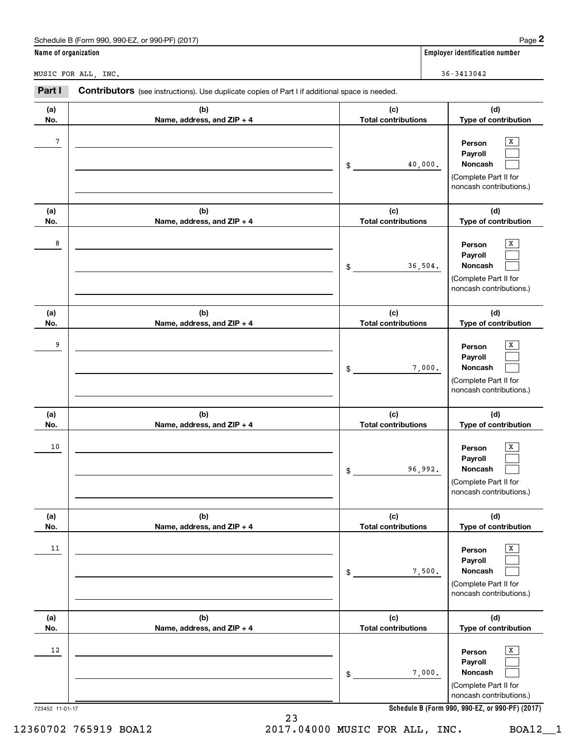Name of organization: MUSIC FOR ALL, INC.

Employer identification number: 36-3413042

**Part I** **Contributors** (see instructions). Use duplicate copies of Part I if additional space is needed.

| (a) No. | (b) Name, address, and ZIP + 4 | (c) Total contributions | (d) Type of contribution |
|---|---|---|---|
| 7 | | $ 40,000. | Person [X] Payroll [ ] Noncash [ ] (Complete Part II for noncash contributions.) |
| 8 | | $ 36,504. | Person [X] Payroll [ ] Noncash [ ] (Complete Part II for noncash contributions.) |
| 9 | | $ 7,000. | Person [X] Payroll [ ] Noncash [ ] (Complete Part II for noncash contributions.) |
| 10 | | $ 96,992. | Person [X] Payroll [ ] Noncash [ ] (Complete Part II for noncash contributions.) |
| 11 | | $ 7,500. | Person [X] Payroll [ ] Noncash [ ] (Complete Part II for noncash contributions.) |
| 12 | | $ 7,000. | Person [X] Payroll [ ] Noncash [ ] (Complete Part II for noncash contributions.) |

723452 11-01-17

12360702 765919 BOA12 2017.04000 MUSIC FOR ALL, INC. BOA12__1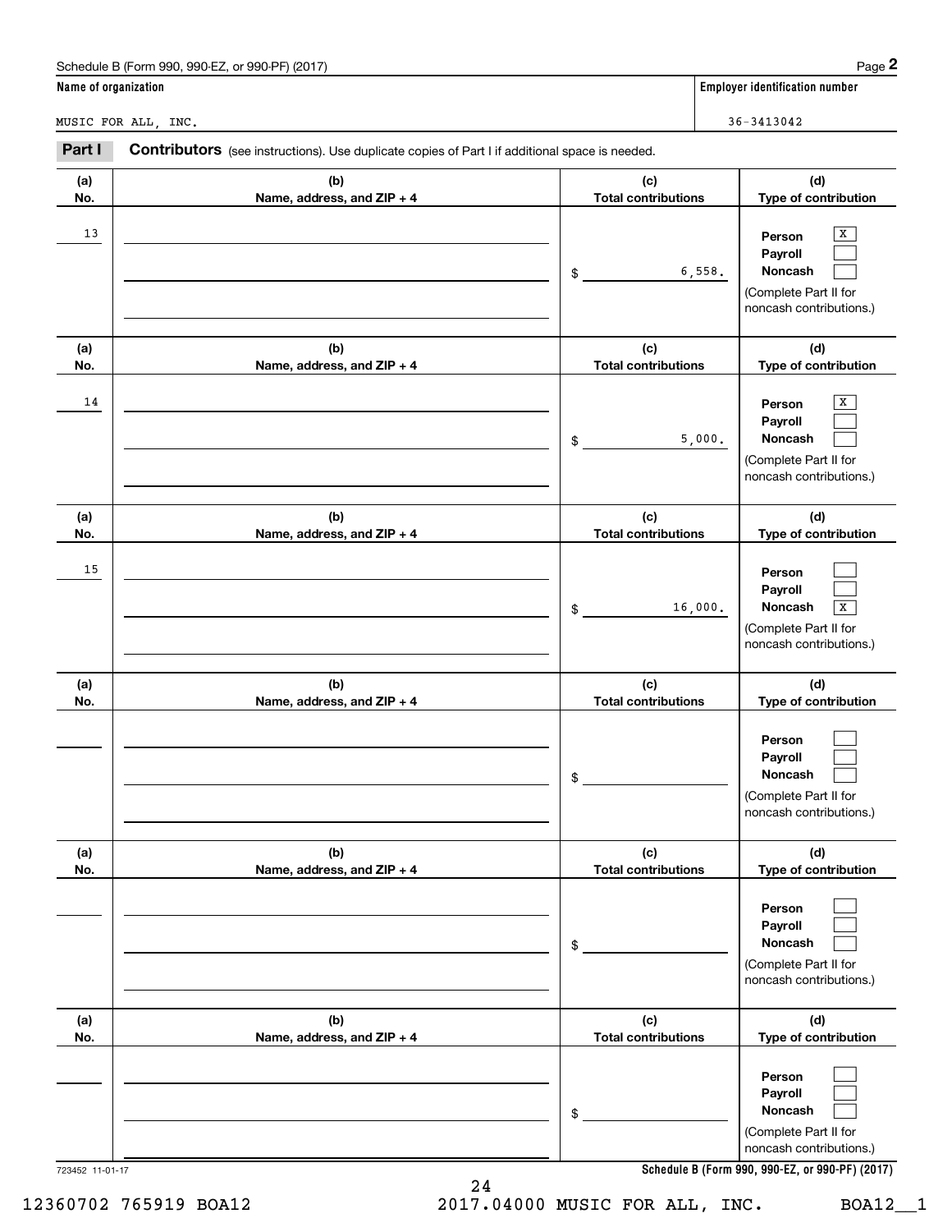Schedule B (Form 990, 990-EZ, or 990-PF) (2017)

**Name of organization**

MUSIC FOR ALL, INC.

**Employer identification number**

36-3413042

**Part I** **Contributors** (see instructions). Use duplicate copies of Part I if additional space is needed.

| (a) No. | (b) Name, address, and ZIP + 4 | (c) Total contributions | (d) Type of contribution |
|---|---|---|---|
| 13 | | $ 6,558. | Person [X] Payroll [ ] Noncash [ ] (Complete Part II for noncash contributions.) |
| 14 | | $ 5,000. | Person [X] Payroll [ ] Noncash [ ] (Complete Part II for noncash contributions.) |
| 15 | | $ 16,000. | Person [ ] Payroll [ ] Noncash [X] (Complete Part II for noncash contributions.) |
| | | $ | Person [ ] Payroll [ ] Noncash [ ] (Complete Part II for noncash contributions.) |
| | | $ | Person [ ] Payroll [ ] Noncash [ ] (Complete Part II for noncash contributions.) |
| | | $ | Person [ ] Payroll [ ] Noncash [ ] (Complete Part II for noncash contributions.) |

723452 11-01-17

Schedule B (Form 990, 990-EZ, or 990-PF) (2017)

12360702 765919 BOA12 2017.04000 MUSIC FOR ALL, INC. BOA12__1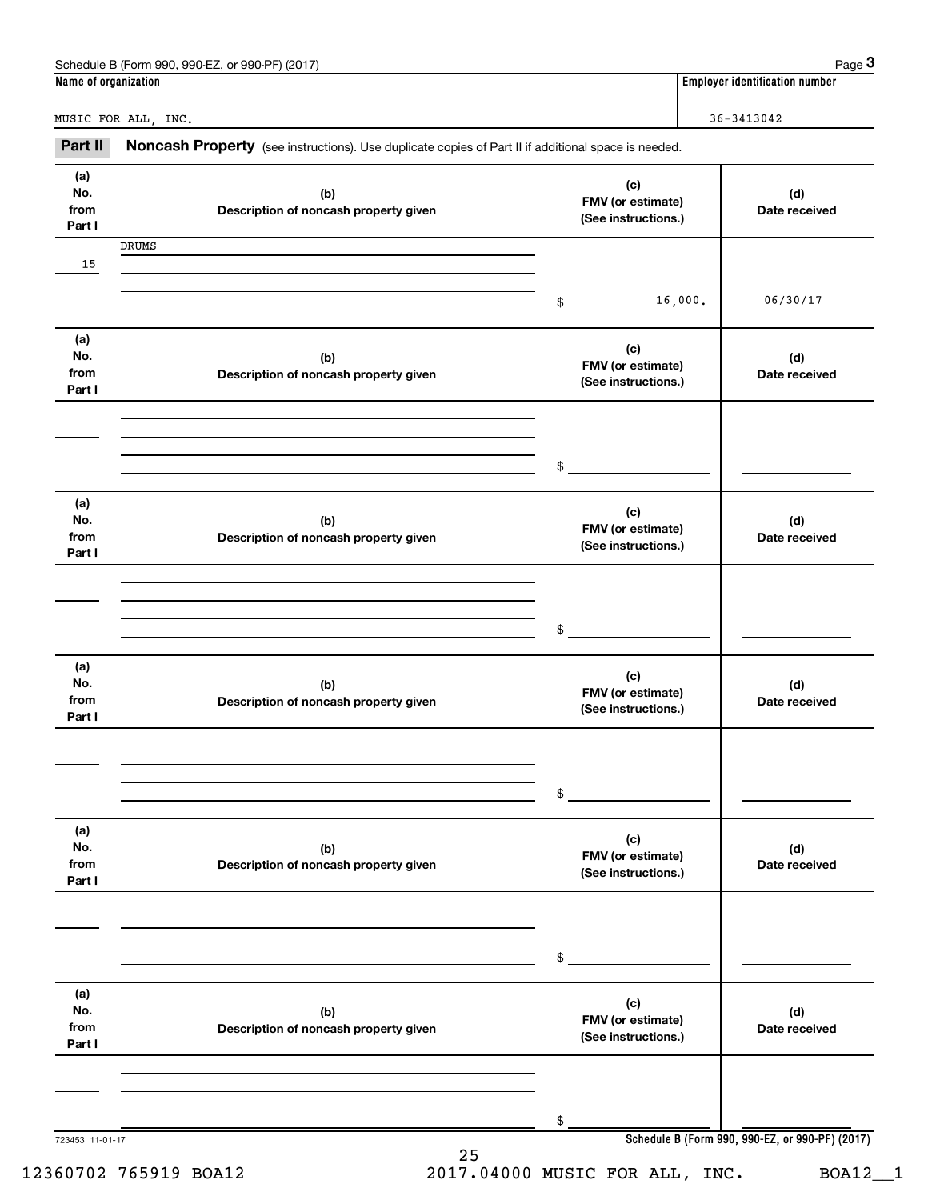Schedule B (Form 990, 990-EZ, or 990-PF) (2017) Page **3**

| Name of organization | Employer identification number |
| --- | --- |
| MUSIC FOR ALL, INC. | 36-3413042 |

**Part II** **Noncash Property** (see instructions). Use duplicate copies of Part II if additional space is needed.

| (a) No. from Part I | (b) Description of noncash property given | (c) FMV (or estimate) (See instructions.) | (d) Date received |
| --- | --- | --- | --- |
| 15 | DRUMS | $ 16,000. | 06/30/17 |

| (a) No. from Part I | (b) Description of noncash property given | (c) FMV (or estimate) (See instructions.) | (d) Date received |
| --- | --- | --- | --- |
| | | $ | |

| (a) No. from Part I | (b) Description of noncash property given | (c) FMV (or estimate) (See instructions.) | (d) Date received |
| --- | --- | --- | --- |
| | | $ | |

| (a) No. from Part I | (b) Description of noncash property given | (c) FMV (or estimate) (See instructions.) | (d) Date received |
| --- | --- | --- | --- |
| | | $ | |

| (a) No. from Part I | (b) Description of noncash property given | (c) FMV (or estimate) (See instructions.) | (d) Date received |
| --- | --- | --- | --- |
| | | $ | |

| (a) No. from Part I | (b) Description of noncash property given | (c) FMV (or estimate) (See instructions.) | (d) Date received |
| --- | --- | --- | --- |
| | | $ | |

723453 11-01-17 **Schedule B (Form 990, 990-EZ, or 990-PF) (2017)**

12360702 765919 BOA12 2017.04000 MUSIC FOR ALL, INC. BOA12__1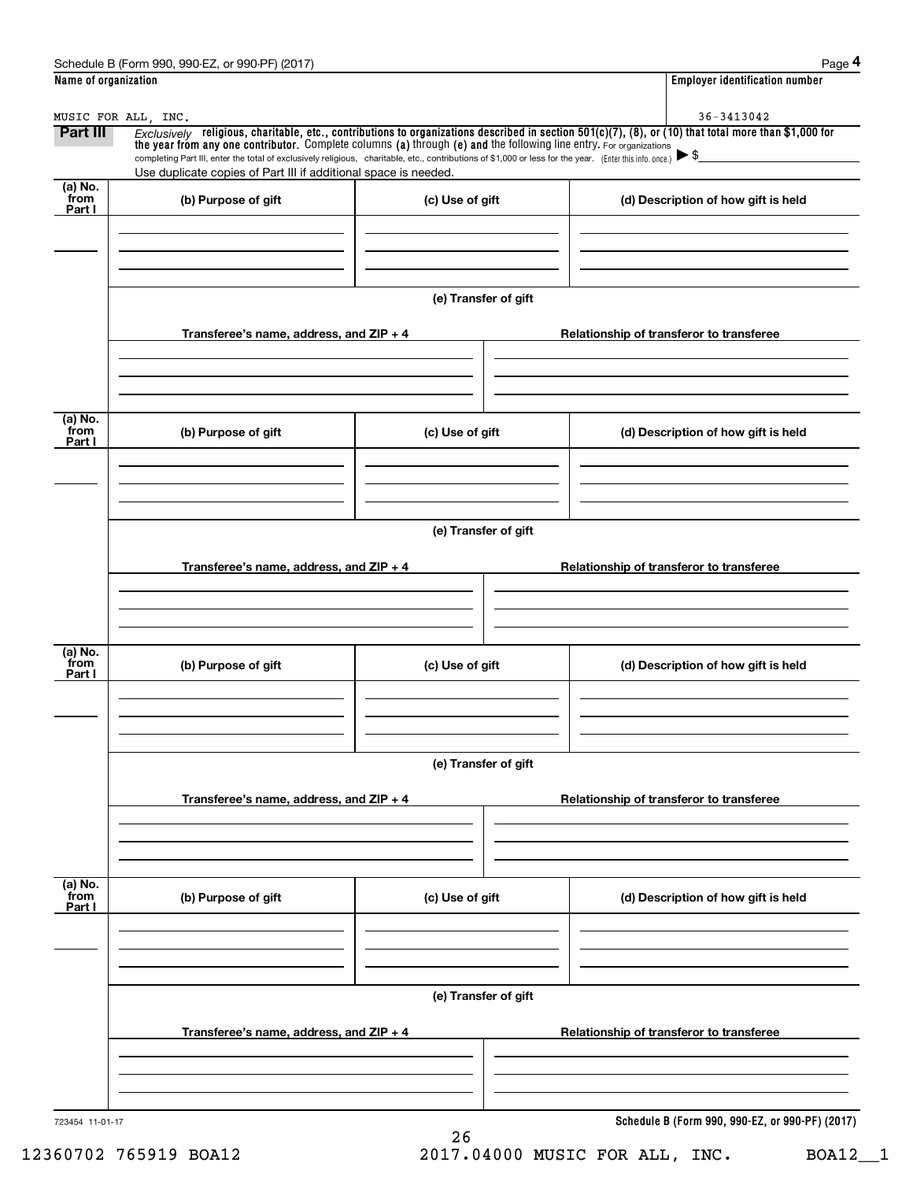Schedule B (Form 990, 990-EZ, or 990-PF) (2017)

| Name of organization | Employer identification number |
|---|---|
| MUSIC FOR ALL, INC. | 36-3413042 |

**Part III** *Exclusively* **religious, charitable, etc., contributions to organizations described in section 501(c)(7), (8), or (10) that total more than $1,000 for the year from any one contributor.** Complete columns **(a)** through **(e) and** the following line entry. For organizations completing Part III, enter the total of exclusively religious, charitable, etc., contributions of $1,000 or less for the year. (Enter this info. once.) ▶ $

Use duplicate copies of Part III if additional space is needed.

| (a) No. from Part I | (b) Purpose of gift | (c) Use of gift | (d) Description of how gift is held |
|---|---|---|---|
| | | | |

**(e) Transfer of gift**

| Transferee's name, address, and ZIP + 4 | Relationship of transferor to transferee |
|---|---|
| | |

| (a) No. from Part I | (b) Purpose of gift | (c) Use of gift | (d) Description of how gift is held |
|---|---|---|---|
| | | | |

**(e) Transfer of gift**

| Transferee's name, address, and ZIP + 4 | Relationship of transferor to transferee |
|---|---|
| | |

| (a) No. from Part I | (b) Purpose of gift | (c) Use of gift | (d) Description of how gift is held |
|---|---|---|---|
| | | | |

**(e) Transfer of gift**

| Transferee's name, address, and ZIP + 4 | Relationship of transferor to transferee |
|---|---|
| | |

| (a) No. from Part I | (b) Purpose of gift | (c) Use of gift | (d) Description of how gift is held |
|---|---|---|---|
| | | | |

**(e) Transfer of gift**

| Transferee's name, address, and ZIP + 4 | Relationship of transferor to transferee |
|---|---|
| | |

723454 11-01-17

**Schedule B (Form 990, 990-EZ, or 990-PF) (2017)**

12360702 765919 BOA12 2017.04000 MUSIC FOR ALL, INC. BOA12__1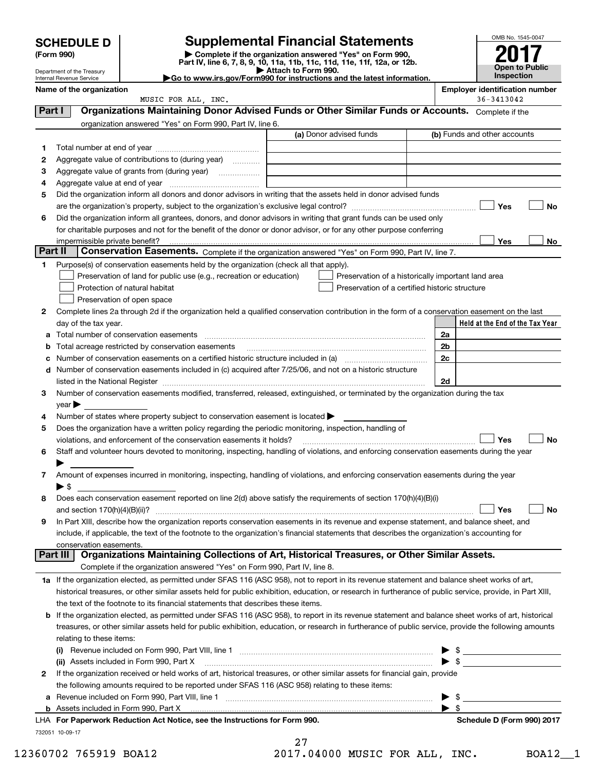# SCHEDULE D (Form 990)

Department of the Treasury
Internal Revenue Service

## Supplemental Financial Statements

▶ Complete if the organization answered "Yes" on Form 990, Part IV, line 6, 7, 8, 9, 10, 11a, 11b, 11c, 11d, 11e, 11f, 12a, or 12b.
▶ Attach to Form 990.
▶Go to www.irs.gov/Form990 for instructions and the latest information.

OMB No. 1545-0047

**2017**

**Open to Public Inspection**

**Name of the organization**
MUSIC FOR ALL, INC.

**Employer identification number**
36-3413042

## Part I Organizations Maintaining Donor Advised Funds or Other Similar Funds or Accounts.

Complete if the organization answered "Yes" on Form 990, Part IV, line 6.

| | | (a) Donor advised funds | (b) Funds and other accounts |
|---|---|---|---|
| 1 | Total number at end of year | | |
| 2 | Aggregate value of contributions to (during year) | | |
| 3 | Aggregate value of grants from (during year) | | |
| 4 | Aggregate value at end of year | | |

5 Did the organization inform all donors and donor advisors in writing that the assets held in donor advised funds are the organization's property, subject to the organization's exclusive legal control? ☐ Yes ☐ No

6 Did the organization inform all grantees, donors, and donor advisors in writing that grant funds can be used only for charitable purposes and not for the benefit of the donor or donor advisor, or for any other purpose conferring impermissible private benefit? ☐ Yes ☐ No

## Part II Conservation Easements.

Complete if the organization answered "Yes" on Form 990, Part IV, line 7.

1 Purpose(s) of conservation easements held by the organization (check all that apply).

- ☐ Preservation of land for public use (e.g., recreation or education)
- ☐ Protection of natural habitat
- ☐ Preservation of open space
- ☐ Preservation of a historically important land area
- ☐ Preservation of a certified historic structure

2 Complete lines 2a through 2d if the organization held a qualified conservation contribution in the form of a conservation easement on the last day of the tax year.

| | | | Held at the End of the Tax Year |
|---|---|---|---|
| a | Total number of conservation easements | 2a | |
| b | Total acreage restricted by conservation easements | 2b | |
| c | Number of conservation easements on a certified historic structure included in (a) | 2c | |
| d | Number of conservation easements included in (c) acquired after 7/25/06, and not on a historic structure listed in the National Register | 2d | |

3 Number of conservation easements modified, transferred, released, extinguished, or terminated by the organization during the tax year ▶

4 Number of states where property subject to conservation easement is located ▶

5 Does the organization have a written policy regarding the periodic monitoring, inspection, handling of violations, and enforcement of the conservation easements it holds? ☐ Yes ☐ No

6 Staff and volunteer hours devoted to monitoring, inspecting, handling of violations, and enforcing conservation easements during the year ▶

7 Amount of expenses incurred in monitoring, inspecting, handling of violations, and enforcing conservation easements during the year ▶ $

8 Does each conservation easement reported on line 2(d) above satisfy the requirements of section 170(h)(4)(B)(i) and section 170(h)(4)(B)(ii)? ☐ Yes ☐ No

9 In Part XIII, describe how the organization reports conservation easements in its revenue and expense statement, and balance sheet, and include, if applicable, the text of the footnote to the organization's financial statements that describes the organization's accounting for conservation easements.

## Part III Organizations Maintaining Collections of Art, Historical Treasures, or Other Similar Assets.

Complete if the organization answered "Yes" on Form 990, Part IV, line 8.

1a If the organization elected, as permitted under SFAS 116 (ASC 958), not to report in its revenue statement and balance sheet works of art, historical treasures, or other similar assets held for public exhibition, education, or research in furtherance of public service, provide, in Part XIII, the text of the footnote to its financial statements that describes these items.

b If the organization elected, as permitted under SFAS 116 (ASC 958), to report in its revenue statement and balance sheet works of art, historical treasures, or other similar assets held for public exhibition, education, or research in furtherance of public service, provide the following amounts relating to these items:

(i) Revenue included on Form 990, Part VIII, line 1 ▶ $

(ii) Assets included in Form 990, Part X ▶ $

2 If the organization received or held works of art, historical treasures, or other similar assets for financial gain, provide the following amounts required to be reported under SFAS 116 (ASC 958) relating to these items:

a Revenue included on Form 990, Part VIII, line 1 ▶ $

b Assets included in Form 990, Part X ▶ $

LHA **For Paperwork Reduction Act Notice, see the Instructions for Form 990.** **Schedule D (Form 990) 2017**

732051 10-09-17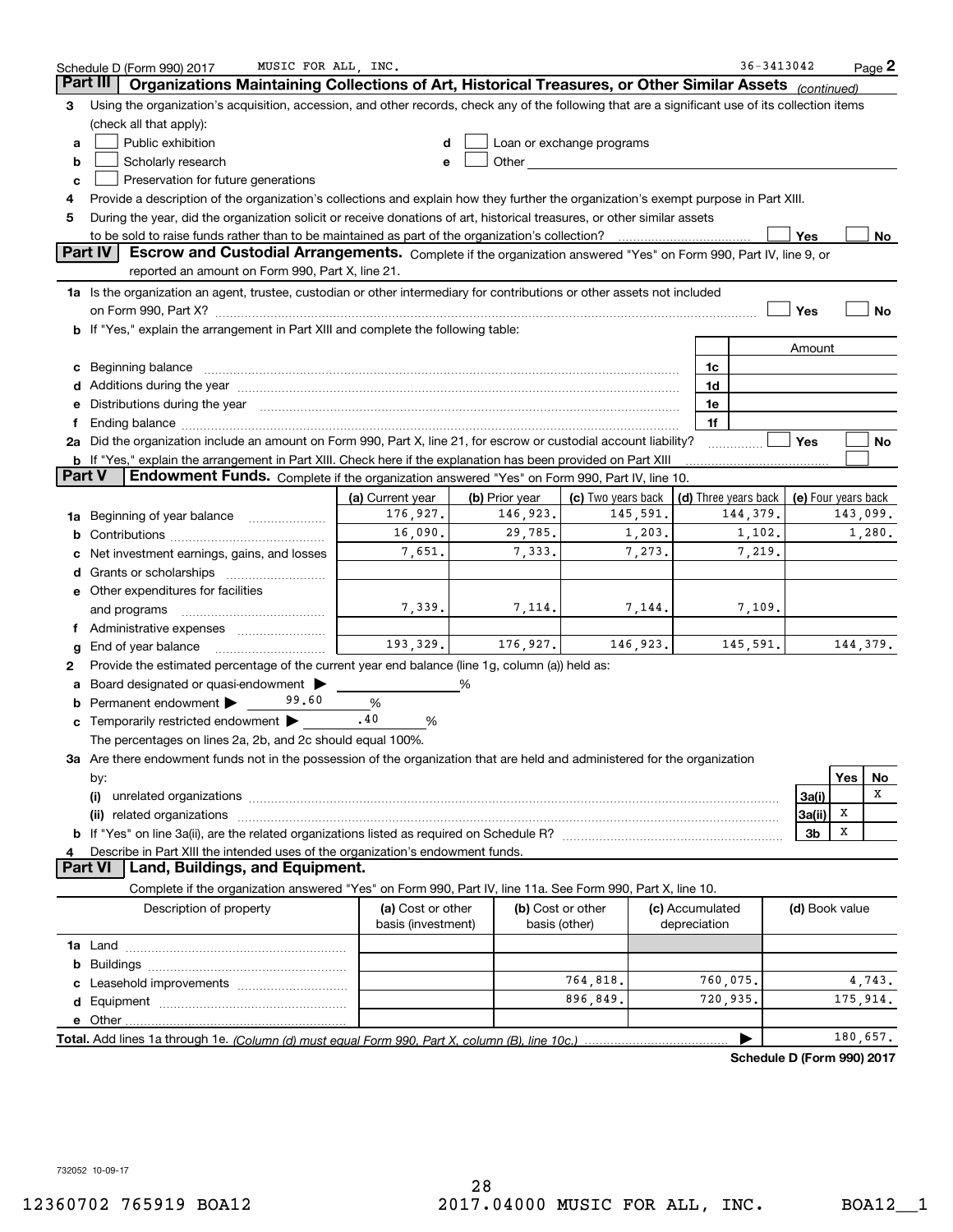Schedule D (Form 990) 2017 MUSIC FOR ALL, INC. 36-3413042 Page 2

## Part III Organizations Maintaining Collections of Art, Historical Treasures, or Other Similar Assets *(continued)*

**3** Using the organization's acquisition, accession, and other records, check any of the following that are a significant use of its collection items (check all that apply):

- **a** ☐ Public exhibition
- **b** ☐ Scholarly research
- **c** ☐ Preservation for future generations
- **d** ☐ Loan or exchange programs
- **e** ☐ Other

**4** Provide a description of the organization's collections and explain how they further the organization's exempt purpose in Part XIII.

**5** During the year, did the organization solicit or receive donations of art, historical treasures, or other similar assets to be sold to raise funds rather than to be maintained as part of the organization's collection? ☐ Yes ☐ No

## Part IV Escrow and Custodial Arrangements.

Complete if the organization answered "Yes" on Form 990, Part IV, line 9, or reported an amount on Form 990, Part X, line 21.

**1a** Is the organization an agent, trustee, custodian or other intermediary for contributions or other assets not included on Form 990, Part X? ☐ Yes ☐ No

**b** If "Yes," explain the arrangement in Part XIII and complete the following table:

| | | Amount |
|---|---|---|
| **c** Beginning balance | 1c | |
| **d** Additions during the year | 1d | |
| **e** Distributions during the year | 1e | |
| **f** Ending balance | 1f | |

**2a** Did the organization include an amount on Form 990, Part X, line 21, for escrow or custodial account liability? ☐ Yes ☐ No

**b** If "Yes," explain the arrangement in Part XIII. Check here if the explanation has been provided on Part XIII ☐

## Part V Endowment Funds.

Complete if the organization answered "Yes" on Form 990, Part IV, line 10.

| | (a) Current year | (b) Prior year | (c) Two years back | (d) Three years back | (e) Four years back |
|---|---|---|---|---|---|
| **1a** Beginning of year balance | 176,927. | 146,923. | 145,591. | 144,379. | 143,099. |
| **b** Contributions | 16,090. | 29,785. | 1,203. | 1,102. | 1,280. |
| **c** Net investment earnings, gains, and losses | 7,651. | 7,333. | 7,273. | 7,219. | |
| **d** Grants or scholarships | | | | | |
| **e** Other expenditures for facilities and programs | 7,339. | 7,114. | 7,144. | 7,109. | |
| **f** Administrative expenses | | | | | |
| **g** End of year balance | 193,329. | 176,927. | 146,923. | 145,591. | 144,379. |

**2** Provide the estimated percentage of the current year end balance (line 1g, column (a)) held as:

- **a** Board designated or quasi-endowment ▶ ______ %
- **b** Permanent endowment ▶ 99.60 %
- **c** Temporarily restricted endowment ▶ .40 %

The percentages on lines 2a, 2b, and 2c should equal 100%.

**3a** Are there endowment funds not in the possession of the organization that are held and administered for the organization by:

| | | Yes | No |
|---|---|---|---|
| **(i)** unrelated organizations | 3a(i) | | X |
| **(ii)** related organizations | 3a(ii) | X | |
| **b** If "Yes" on line 3a(ii), are the related organizations listed as required on Schedule R? | 3b | X | |

**4** Describe in Part XIII the intended uses of the organization's endowment funds.

## Part VI Land, Buildings, and Equipment.

Complete if the organization answered "Yes" on Form 990, Part IV, line 11a. See Form 990, Part X, line 10.

| Description of property | (a) Cost or other basis (investment) | (b) Cost or other basis (other) | (c) Accumulated depreciation | (d) Book value |
|---|---|---|---|---|
| **1a** Land | | | | |
| **b** Buildings | | | | |
| **c** Leasehold improvements | | 764,818. | 760,075. | 4,743. |
| **d** Equipment | | 896,849. | 720,935. | 175,914. |
| **e** Other | | | | |

**Total.** Add lines 1a through 1e. *(Column (d) must equal Form 990, Part X, column (B), line 10c.)* ▶ 180,657.

**Schedule D (Form 990) 2017**

732052 10-09-17

12360702 765919 BOA12 2017.04000 MUSIC FOR ALL, INC. BOA12__1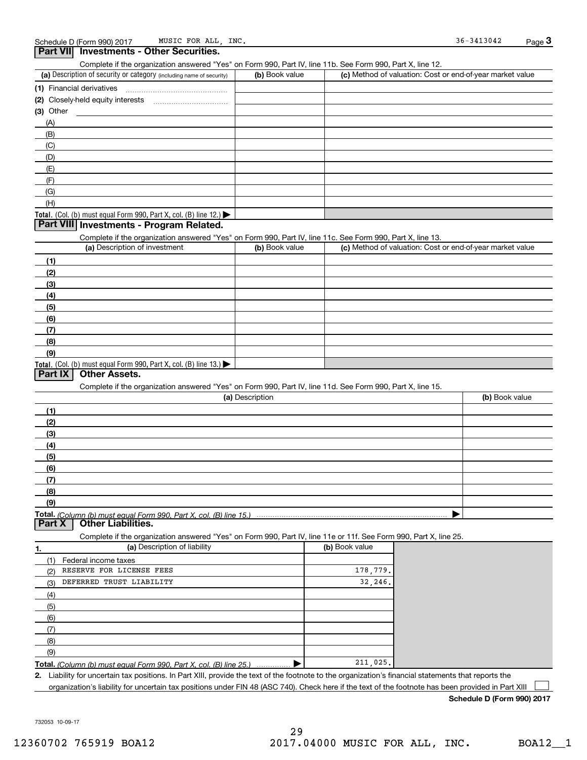Schedule D (Form 990) 2017 MUSIC FOR ALL, INC. 36-3413042 Page 3

## Part VII Investments - Other Securities.

Complete if the organization answered "Yes" on Form 990, Part IV, line 11b. See Form 990, Part X, line 12.

| (a) Description of security or category (including name of security) | (b) Book value | (c) Method of valuation: Cost or end-of-year market value |
|---|---|---|
| (1) Financial derivatives | | |
| (2) Closely-held equity interests | | |
| (3) Other | | |
| (A) | | |
| (B) | | |
| (C) | | |
| (D) | | |
| (E) | | |
| (F) | | |
| (G) | | |
| (H) | | |
| **Total.** (Col. (b) must equal Form 990, Part X, col. (B) line 12.) | | |

## Part VIII Investments - Program Related.

Complete if the organization answered "Yes" on Form 990, Part IV, line 11c. See Form 990, Part X, line 13.

| (a) Description of investment | (b) Book value | (c) Method of valuation: Cost or end-of-year market value |
|---|---|---|
| (1) | | |
| (2) | | |
| (3) | | |
| (4) | | |
| (5) | | |
| (6) | | |
| (7) | | |
| (8) | | |
| (9) | | |
| **Total.** (Col. (b) must equal Form 990, Part X, col. (B) line 13.) | | |

## Part IX Other Assets.

Complete if the organization answered "Yes" on Form 990, Part IV, line 11d. See Form 990, Part X, line 15.

| (a) Description | (b) Book value |
|---|---|
| (1) | |
| (2) | |
| (3) | |
| (4) | |
| (5) | |
| (6) | |
| (7) | |
| (8) | |
| (9) | |
| **Total.** *(Column (b) must equal Form 990, Part X, col. (B) line 15.)* | |

## Part X Other Liabilities.

Complete if the organization answered "Yes" on Form 990, Part IV, line 11e or 11f. See Form 990, Part X, line 25.

| 1. (a) Description of liability | (b) Book value |
|---|---|
| (1) Federal income taxes | |
| (2) RESERVE FOR LICENSE FEES | 178,779. |
| (3) DEFERRED TRUST LIABILITY | 32,246. |
| (4) | |
| (5) | |
| (6) | |
| (7) | |
| (8) | |
| (9) | |
| **Total.** *(Column (b) must equal Form 990, Part X, col. (B) line 25.)* | 211,025. |

**2.** Liability for uncertain tax positions. In Part XIII, provide the text of the footnote to the organization's financial statements that reports the organization's liability for uncertain tax positions under FIN 48 (ASC 740). Check here if the text of the footnote has been provided in Part XIII ☐

**Schedule D (Form 990) 2017**

732053 10-09-17

12360702 765919 BOA12 2017.04000 MUSIC FOR ALL, INC. BOA12__1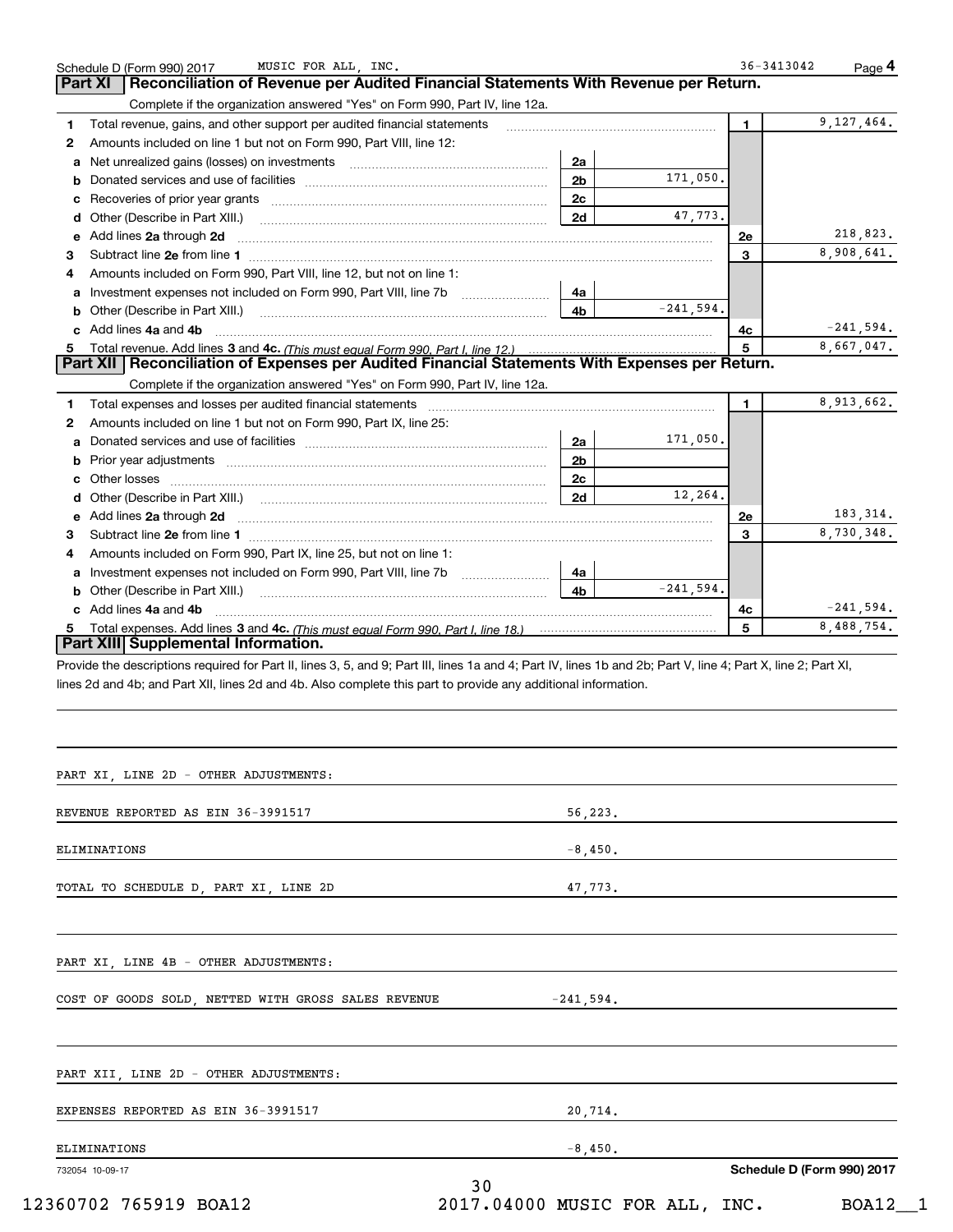Schedule D (Form 990) 2017 MUSIC FOR ALL, INC. 36-3413042 Page **4**

## Part XI Reconciliation of Revenue per Audited Financial Statements With Revenue per Return.

Complete if the organization answered "Yes" on Form 990, Part IV, line 12a.

| | | | | | |
|---|---|---|---|---|---|
| **1** | Total revenue, gains, and other support per audited financial statements | | | **1** | 9,127,464. |
| **2** | Amounts included on line 1 but not on Form 990, Part VIII, line 12: | | | | |
| **a** | Net unrealized gains (losses) on investments | **2a** | | | |
| **b** | Donated services and use of facilities | **2b** | 171,050. | | |
| **c** | Recoveries of prior year grants | **2c** | | | |
| **d** | Other (Describe in Part XIII.) | **2d** | 47,773. | | |
| **e** | Add lines **2a** through **2d** | | | **2e** | 218,823. |
| **3** | Subtract line **2e** from line **1** | | | **3** | 8,908,641. |
| **4** | Amounts included on Form 990, Part VIII, line 12, but not on line 1: | | | | |
| **a** | Investment expenses not included on Form 990, Part VIII, line 7b | **4a** | | | |
| **b** | Other (Describe in Part XIII.) | **4b** | -241,594. | | |
| **c** | Add lines **4a** and **4b** | | | **4c** | -241,594. |
| **5** | Total revenue. Add lines **3** and **4c.** *(This must equal Form 990, Part I, line 12.)* | | | **5** | 8,667,047. |

## Part XII Reconciliation of Expenses per Audited Financial Statements With Expenses per Return.

Complete if the organization answered "Yes" on Form 990, Part IV, line 12a.

| | | | | | |
|---|---|---|---|---|---|
| **1** | Total expenses and losses per audited financial statements | | | **1** | 8,913,662. |
| **2** | Amounts included on line 1 but not on Form 990, Part IX, line 25: | | | | |
| **a** | Donated services and use of facilities | **2a** | 171,050. | | |
| **b** | Prior year adjustments | **2b** | | | |
| **c** | Other losses | **2c** | | | |
| **d** | Other (Describe in Part XIII.) | **2d** | 12,264. | | |
| **e** | Add lines **2a** through **2d** | | | **2e** | 183,314. |
| **3** | Subtract line **2e** from line **1** | | | **3** | 8,730,348. |
| **4** | Amounts included on Form 990, Part IX, line 25, but not on line 1: | | | | |
| **a** | Investment expenses not included on Form 990, Part VIII, line 7b | **4a** | | | |
| **b** | Other (Describe in Part XIII.) | **4b** | -241,594. | | |
| **c** | Add lines **4a** and **4b** | | | **4c** | -241,594. |
| **5** | Total expenses. Add lines **3** and **4c.** *(This must equal Form 990, Part I, line 18.)* | | | **5** | 8,488,754. |

## Part XIII Supplemental Information.

Provide the descriptions required for Part II, lines 3, 5, and 9; Part III, lines 1a and 4; Part IV, lines 1b and 2b; Part V, line 4; Part X, line 2; Part XI, lines 2d and 4b; and Part XII, lines 2d and 4b. Also complete this part to provide any additional information.

PART XI, LINE 2D - OTHER ADJUSTMENTS:

| | |
|---|---|
| REVENUE REPORTED AS EIN 36-3991517 | 56,223. |
| ELIMINATIONS | -8,450. |
| TOTAL TO SCHEDULE D, PART XI, LINE 2D | 47,773. |

PART XI, LINE 4B - OTHER ADJUSTMENTS:

| | |
|---|---|
| COST OF GOODS SOLD, NETTED WITH GROSS SALES REVENUE | -241,594. |

PART XII, LINE 2D - OTHER ADJUSTMENTS:

| | |
|---|---|
| EXPENSES REPORTED AS EIN 36-3991517 | 20,714. |
| ELIMINATIONS | -8,450. |

732054 10-09-17 **Schedule D (Form 990) 2017**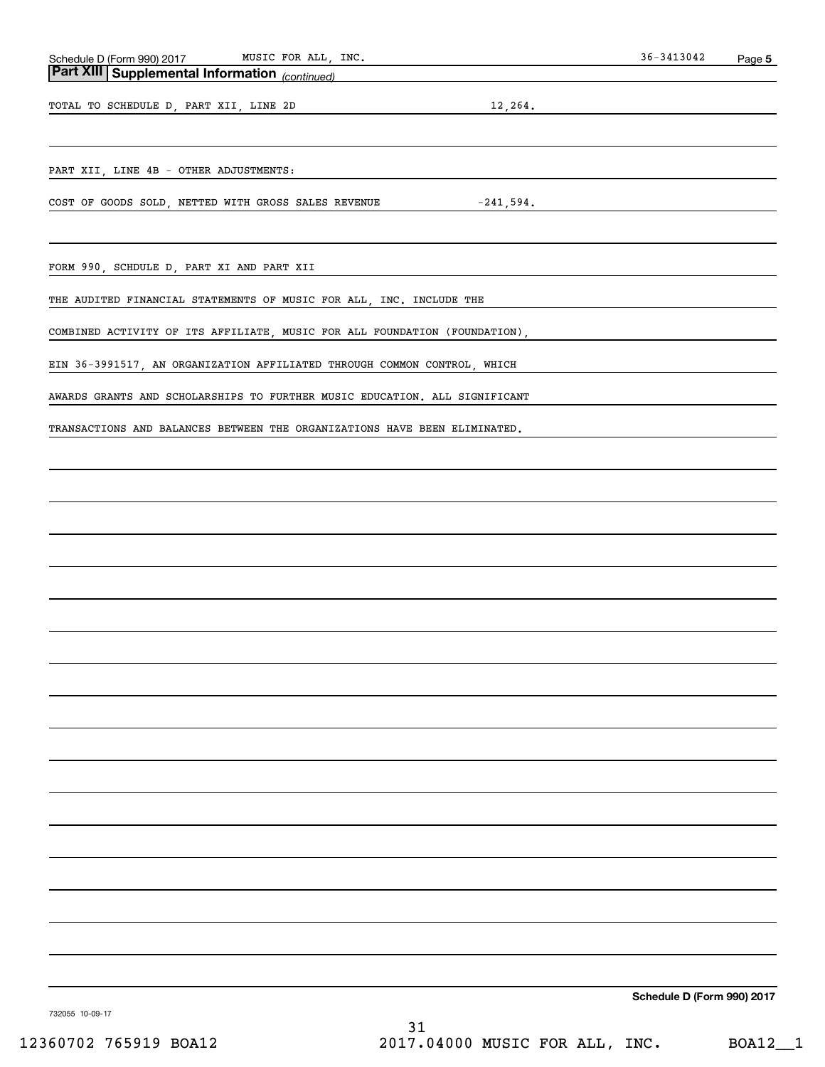## Part XIII Supplemental Information *(continued)*

TOTAL TO SCHEDULE D, PART XII, LINE 2D 12,264.

PART XII, LINE 4B - OTHER ADJUSTMENTS:

COST OF GOODS SOLD, NETTED WITH GROSS SALES REVENUE -241,594.

FORM 990, SCHDULE D, PART XI AND PART XII

THE AUDITED FINANCIAL STATEMENTS OF MUSIC FOR ALL, INC. INCLUDE THE COMBINED ACTIVITY OF ITS AFFILIATE, MUSIC FOR ALL FOUNDATION (FOUNDATION), EIN 36-3991517, AN ORGANIZATION AFFILIATED THROUGH COMMON CONTROL, WHICH AWARDS GRANTS AND SCHOLARSHIPS TO FURTHER MUSIC EDUCATION. ALL SIGNIFICANT TRANSACTIONS AND BALANCES BETWEEN THE ORGANIZATIONS HAVE BEEN ELIMINATED.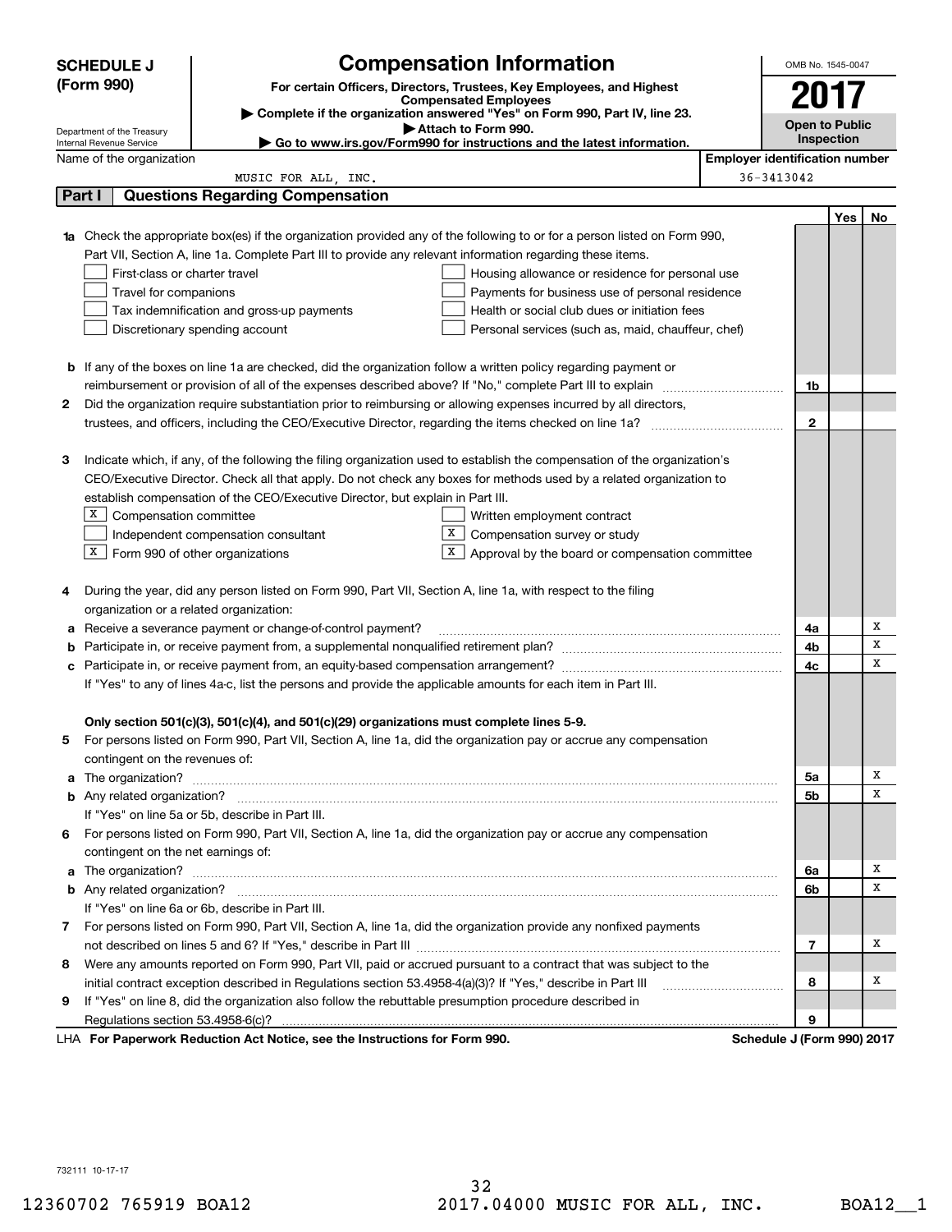**SCHEDULE J (Form 990)**

Department of the Treasury
Internal Revenue Service

# Compensation Information

**For certain Officers, Directors, Trustees, Key Employees, and Highest Compensated Employees**

▶ Complete if the organization answered "Yes" on Form 990, Part IV, line 23.
▶ Attach to Form 990.
▶ Go to www.irs.gov/Form990 for instructions and the latest information.

OMB No. 1545-0047

**2017**

**Open to Public Inspection**

Name of the organization: MUSIC FOR ALL, INC.

Employer identification number: 36-3413042

## Part I Questions Regarding Compensation

| | | | Yes | No |
|---|---|---|---|---|
| **1a** | Check the appropriate box(es) if the organization provided any of the following to or for a person listed on Form 990, Part VII, Section A, line 1a. Complete Part III to provide any relevant information regarding these items.<br>☐ First-class or charter travel ☐ Housing allowance or residence for personal use<br>☐ Travel for companions ☐ Payments for business use of personal residence<br>☐ Tax indemnification and gross-up payments ☐ Health or social club dues or initiation fees<br>☐ Discretionary spending account ☐ Personal services (such as, maid, chauffeur, chef) | | | |
| **b** | If any of the boxes on line 1a are checked, did the organization follow a written policy regarding payment or reimbursement or provision of all of the expenses described above? If "No," complete Part III to explain | 1b | | |
| **2** | Did the organization require substantiation prior to reimbursing or allowing expenses incurred by all directors, trustees, and officers, including the CEO/Executive Director, regarding the items checked on line 1a? | 2 | | |
| **3** | Indicate which, if any, of the following the filing organization used to establish the compensation of the organization's CEO/Executive Director. Check all that apply. Do not check any boxes for methods used by a related organization to establish compensation of the CEO/Executive Director, but explain in Part III.<br>☒ Compensation committee ☐ Written employment contract<br>☐ Independent compensation consultant ☒ Compensation survey or study<br>☒ Form 990 of other organizations ☒ Approval by the board or compensation committee | | | |
| **4** | During the year, did any person listed on Form 990, Part VII, Section A, line 1a, with respect to the filing organization or a related organization: | | | |
| **a** | Receive a severance payment or change-of-control payment? | 4a | | X |
| **b** | Participate in, or receive payment from, a supplemental nonqualified retirement plan? | 4b | | X |
| **c** | Participate in, or receive payment from, an equity-based compensation arrangement? | 4c | | X |
| | If "Yes" to any of lines 4a-c, list the persons and provide the applicable amounts for each item in Part III. | | | |
| | **Only section 501(c)(3), 501(c)(4), and 501(c)(29) organizations must complete lines 5-9.** | | | |
| **5** | For persons listed on Form 990, Part VII, Section A, line 1a, did the organization pay or accrue any compensation contingent on the revenues of: | | | |
| **a** | The organization? | 5a | | X |
| **b** | Any related organization? | 5b | | X |
| | If "Yes" on line 5a or 5b, describe in Part III. | | | |
| **6** | For persons listed on Form 990, Part VII, Section A, line 1a, did the organization pay or accrue any compensation contingent on the net earnings of: | | | |
| **a** | The organization? | 6a | | X |
| **b** | Any related organization? | 6b | | X |
| | If "Yes" on line 6a or 6b, describe in Part III. | | | |
| **7** | For persons listed on Form 990, Part VII, Section A, line 1a, did the organization provide any nonfixed payments not described on lines 5 and 6? If "Yes," describe in Part III | 7 | | X |
| **8** | Were any amounts reported on Form 990, Part VII, paid or accrued pursuant to a contract that was subject to the initial contract exception described in Regulations section 53.4958-4(a)(3)? If "Yes," describe in Part III | 8 | | X |
| **9** | If "Yes" on line 8, did the organization also follow the rebuttable presumption procedure described in Regulations section 53.4958-6(c)? | 9 | | |

LHA **For Paperwork Reduction Act Notice, see the Instructions for Form 990.** **Schedule J (Form 990) 2017**

732111 10-17-17

12360702 765919 BOA12 2017.04000 MUSIC FOR ALL, INC. BOA12__1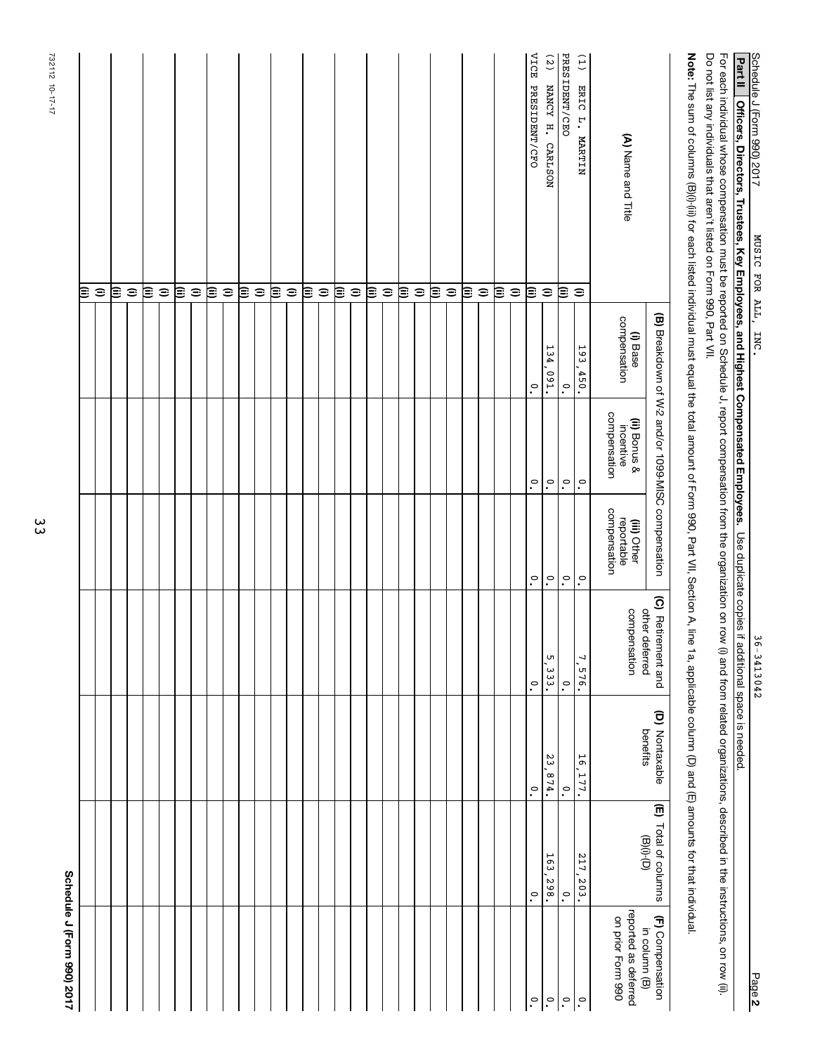Schedule J (Form 990) 2017 MUSIC FOR ALL, INC. 36-3413042 Page **2**

## Part II Officers, Directors, Trustees, Key Employees, and Highest Compensated Employees.

Use duplicate copies if additional space is needed.

For each individual whose compensation must be reported on Schedule J, report compensation from the organization on row (i) and from related organizations, described in the instructions, on row (ii). Do not list any individuals that aren't listed on Form 990, Part VII.

**Note:** The sum of columns (B)(i)-(iii) for each listed individual must equal the total amount of Form 990, Part VII, Section A, line 1a, applicable column (D) and (E) amounts for that individual.

| (A) Name and Title | | (B) Breakdown of W-2 and/or 1099-MISC compensation | | | (C) Retirement and other deferred compensation | (D) Nontaxable benefits | (E) Total of columns (B)(i)-(D) | (F) Compensation in column (B) reported as deferred on prior Form 990 |
|---|---|---|---|---|---|---|---|---|
| | | (i) Base compensation | (ii) Bonus & incentive compensation | (iii) Other reportable compensation | | | | |
| (1) ERIC L. MARTIN | (i) | 193,450. | 0. | 0. | 7,576. | 16,177. | 217,203. | 0. |
| PRESIDENT/CEO | (ii) | 0. | 0. | 0. | 0. | 0. | 0. | 0. |
| (2) NANCY H. CARLSON | (i) | 134,091. | 0. | 0. | 5,333. | 23,874. | 163,298. | 0. |
| VICE PRESIDENT/CFO | (ii) | 0. | 0. | 0. | 0. | 0. | 0. | 0. |
| | (i) | | | | | | | |
| | (ii) | | | | | | | |
| | (i) | | | | | | | |
| | (ii) | | | | | | | |
| | (i) | | | | | | | |
| | (ii) | | | | | | | |
| | (i) | | | | | | | |
| | (ii) | | | | | | | |
| | (i) | | | | | | | |
| | (ii) | | | | | | | |
| | (i) | | | | | | | |
| | (ii) | | | | | | | |
| | (i) | | | | | | | |
| | (ii) | | | | | | | |
| | (i) | | | | | | | |
| | (ii) | | | | | | | |
| | (i) | | | | | | | |
| | (ii) | | | | | | | |
| | (i) | | | | | | | |
| | (ii) | | | | | | | |
| | (i) | | | | | | | |
| | (ii) | | | | | | | |
| | (i) | | | | | | | |
| | (ii) | | | | | | | |
| | (i) | | | | | | | |
| | (ii) | | | | | | | |
| | (i) | | | | | | | |
| | (ii) | | | | | | | |

732112 10-17-17

**Schedule J (Form 990) 2017**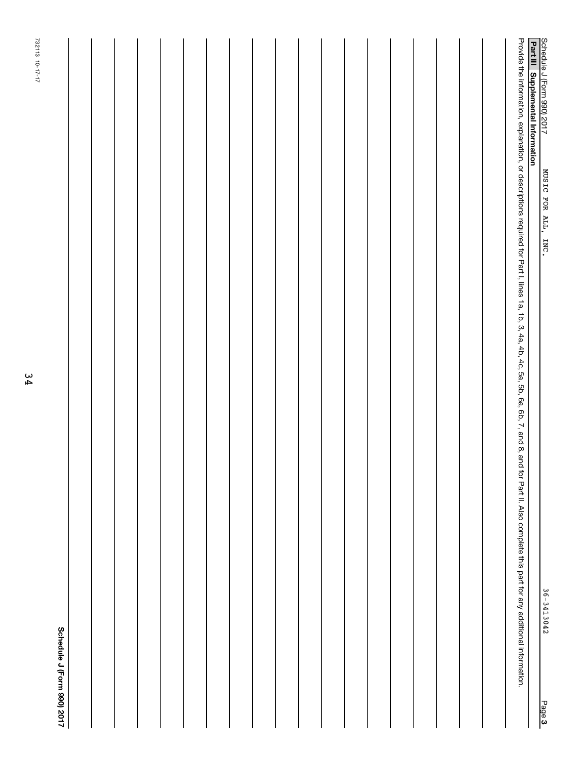Schedule J (Form 990) 2017 MUSIC FOR ALL, INC. 36-3413042 Page 3

**Part III Supplemental Information**

Provide the information, explanation, or descriptions required for Part I, lines 1a, 1b, 3, 4a, 4b, 4c, 5a, 5b, 6a, 6b, 7, and 8, and for Part II. Also complete this part for any additional information.

732113 10-17-17

**Schedule J (Form 990) 2017**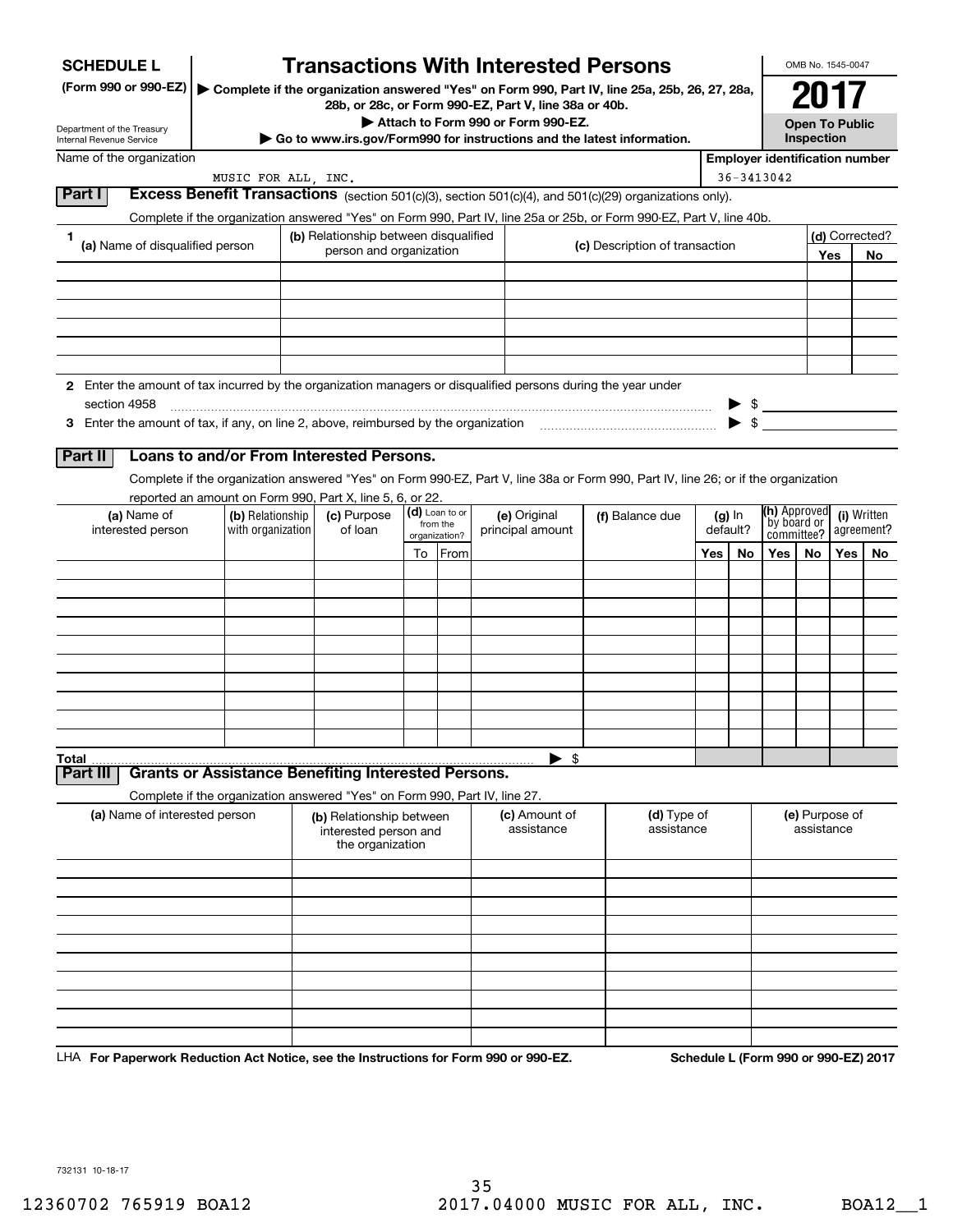**SCHEDULE L**
**(Form 990 or 990-EZ)**

Department of the Treasury
Internal Revenue Service

# Transactions With Interested Persons

▶ Complete if the organization answered "Yes" on Form 990, Part IV, line 25a, 25b, 26, 27, 28a, 28b, or 28c, or Form 990-EZ, Part V, line 38a or 40b.
▶ Attach to Form 990 or Form 990-EZ.
▶ Go to www.irs.gov/Form990 for instructions and the latest information.

OMB No. 1545-0047
**2017**
**Open To Public Inspection**

Name of the organization: MUSIC FOR ALL, INC.
Employer identification number: 36-3413042

## Part I Excess Benefit Transactions (section 501(c)(3), section 501(c)(4), and 501(c)(29) organizations only).

Complete if the organization answered "Yes" on Form 990, Part IV, line 25a or 25b, or Form 990-EZ, Part V, line 40b.

| 1 (a) Name of disqualified person | (b) Relationship between disqualified person and organization | (c) Description of transaction | (d) Corrected? Yes | No |
|---|---|---|---|---|
| | | | | |
| | | | | |
| | | | | |
| | | | | |
| | | | | |
| | | | | |

**2** Enter the amount of tax incurred by the organization managers or disqualified persons during the year under section 4958 ▶ $

**3** Enter the amount of tax, if any, on line 2, above, reimbursed by the organization ▶ $

## Part II Loans to and/or From Interested Persons.

Complete if the organization answered "Yes" on Form 990-EZ, Part V, line 38a or Form 990, Part IV, line 26; or if the organization reported an amount on Form 990, Part X, line 5, 6, or 22.

| (a) Name of interested person | (b) Relationship with organization | (c) Purpose of loan | (d) Loan to or from the organization? To | From | (e) Original principal amount | (f) Balance due | (g) In default? Yes | No | (h) Approved by board or committee? Yes | No | (i) Written agreement? Yes | No |
|---|---|---|---|---|---|---|---|---|---|---|---|---|
| | | | | | | | | | | | | |
| | | | | | | | | | | | | |
| | | | | | | | | | | | | |
| | | | | | | | | | | | | |
| | | | | | | | | | | | | |
| | | | | | | | | | | | | |
| | | | | | | | | | | | | |
| | | | | | | | | | | | | |
| | | | | | | | | | | | | |
| | | | | | | | | | | | | |
| **Total** | | | | | ▶ $ | | | | | | | |

## Part III Grants or Assistance Benefiting Interested Persons.

Complete if the organization answered "Yes" on Form 990, Part IV, line 27.

| (a) Name of interested person | (b) Relationship between interested person and the organization | (c) Amount of assistance | (d) Type of assistance | (e) Purpose of assistance |
|---|---|---|---|---|
| | | | | |
| | | | | |
| | | | | |
| | | | | |
| | | | | |
| | | | | |
| | | | | |
| | | | | |
| | | | | |
| | | | | |

LHA **For Paperwork Reduction Act Notice, see the Instructions for Form 990 or 990-EZ.** **Schedule L (Form 990 or 990-EZ) 2017**

732131 10-18-17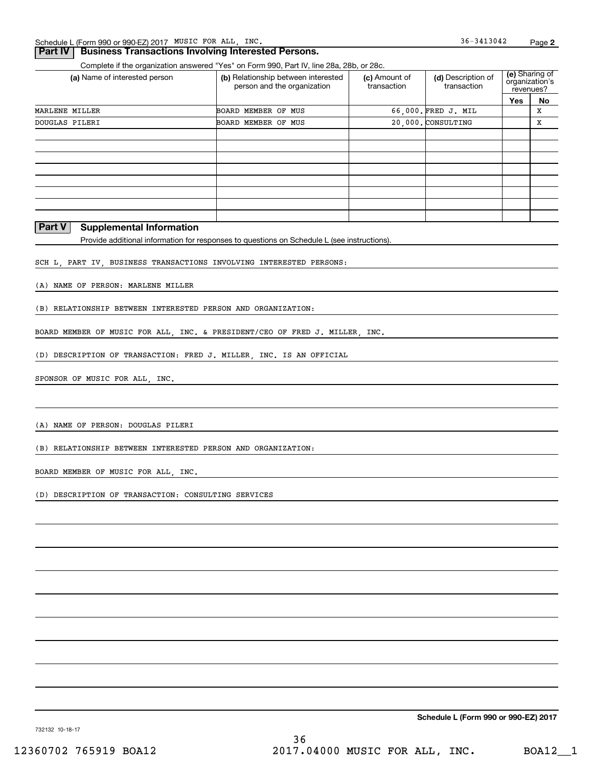Schedule L (Form 990 or 990-EZ) 2017 MUSIC FOR ALL, INC. 36-3413042 Page 2

## Part IV Business Transactions Involving Interested Persons.

Complete if the organization answered "Yes" on Form 990, Part IV, line 28a, 28b, or 28c.

| (a) Name of interested person | (b) Relationship between interested person and the organization | (c) Amount of transaction | (d) Description of transaction | (e) Sharing of organization's revenues? | |
|---|---|---|---|---|---|
| | | | | Yes | No |
| MARLENE MILLER | BOARD MEMBER OF MUS | 66,000. | FRED J. MIL | | X |
| DOUGLAS PILERI | BOARD MEMBER OF MUS | 20,000. | CONSULTING | | X |
| | | | | | |
| | | | | | |
| | | | | | |
| | | | | | |
| | | | | | |
| | | | | | |
| | | | | | |
| | | | | | |

## Part V Supplemental Information

Provide additional information for responses to questions on Schedule L (see instructions).

SCH L, PART IV, BUSINESS TRANSACTIONS INVOLVING INTERESTED PERSONS:

(A) NAME OF PERSON: MARLENE MILLER

(B) RELATIONSHIP BETWEEN INTERESTED PERSON AND ORGANIZATION:

BOARD MEMBER OF MUSIC FOR ALL, INC. & PRESIDENT/CEO OF FRED J. MILLER, INC.

(D) DESCRIPTION OF TRANSACTION: FRED J. MILLER, INC. IS AN OFFICIAL

SPONSOR OF MUSIC FOR ALL, INC.

(A) NAME OF PERSON: DOUGLAS PILERI

(B) RELATIONSHIP BETWEEN INTERESTED PERSON AND ORGANIZATION:

BOARD MEMBER OF MUSIC FOR ALL, INC.

(D) DESCRIPTION OF TRANSACTION: CONSULTING SERVICES

**Schedule L (Form 990 or 990-EZ) 2017**

732132 10-18-17

12360702 765919 BOA12 2017.04000 MUSIC FOR ALL, INC. BOA12__1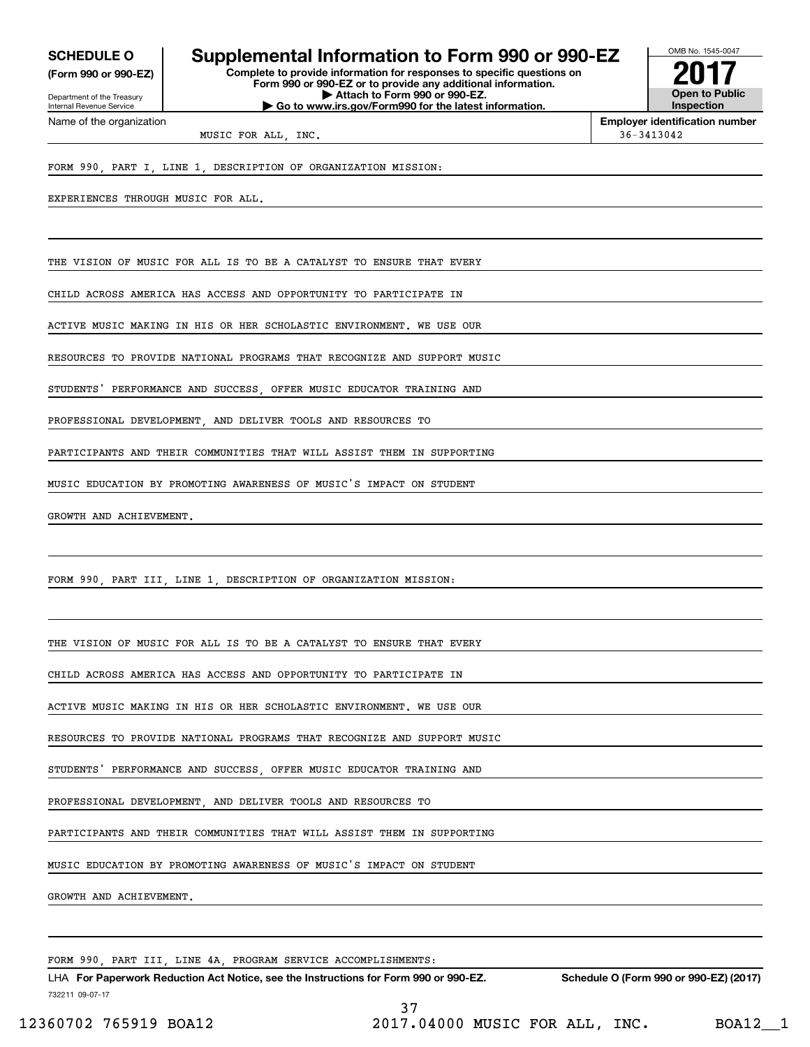**SCHEDULE O**
**(Form 990 or 990-EZ)**

Department of the Treasury
Internal Revenue Service

# Supplemental Information to Form 990 or 990-EZ

**Complete to provide information for responses to specific questions on Form 990 or 990-EZ or to provide any additional information.**
**▶ Attach to Form 990 or 990-EZ.**
**▶ Go to www.irs.gov/Form990 for the latest information.**

OMB No. 1545-0047

**2017**

**Open to Public Inspection**

| Name of the organization | Employer identification number |
|---|---|
| MUSIC FOR ALL, INC. | 36-3413042 |

FORM 990, PART I, LINE 1, DESCRIPTION OF ORGANIZATION MISSION:

EXPERIENCES THROUGH MUSIC FOR ALL.

THE VISION OF MUSIC FOR ALL IS TO BE A CATALYST TO ENSURE THAT EVERY CHILD ACROSS AMERICA HAS ACCESS AND OPPORTUNITY TO PARTICIPATE IN ACTIVE MUSIC MAKING IN HIS OR HER SCHOLASTIC ENVIRONMENT. WE USE OUR RESOURCES TO PROVIDE NATIONAL PROGRAMS THAT RECOGNIZE AND SUPPORT MUSIC STUDENTS' PERFORMANCE AND SUCCESS, OFFER MUSIC EDUCATOR TRAINING AND PROFESSIONAL DEVELOPMENT, AND DELIVER TOOLS AND RESOURCES TO PARTICIPANTS AND THEIR COMMUNITIES THAT WILL ASSIST THEM IN SUPPORTING MUSIC EDUCATION BY PROMOTING AWARENESS OF MUSIC'S IMPACT ON STUDENT GROWTH AND ACHIEVEMENT.

FORM 990, PART III, LINE 1, DESCRIPTION OF ORGANIZATION MISSION:

THE VISION OF MUSIC FOR ALL IS TO BE A CATALYST TO ENSURE THAT EVERY CHILD ACROSS AMERICA HAS ACCESS AND OPPORTUNITY TO PARTICIPATE IN ACTIVE MUSIC MAKING IN HIS OR HER SCHOLASTIC ENVIRONMENT. WE USE OUR RESOURCES TO PROVIDE NATIONAL PROGRAMS THAT RECOGNIZE AND SUPPORT MUSIC STUDENTS' PERFORMANCE AND SUCCESS, OFFER MUSIC EDUCATOR TRAINING AND PROFESSIONAL DEVELOPMENT, AND DELIVER TOOLS AND RESOURCES TO PARTICIPANTS AND THEIR COMMUNITIES THAT WILL ASSIST THEM IN SUPPORTING MUSIC EDUCATION BY PROMOTING AWARENESS OF MUSIC'S IMPACT ON STUDENT GROWTH AND ACHIEVEMENT.

FORM 990, PART III, LINE 4A, PROGRAM SERVICE ACCOMPLISHMENTS:

LHA **For Paperwork Reduction Act Notice, see the Instructions for Form 990 or 990-EZ.** **Schedule O (Form 990 or 990-EZ) (2017)**

732211 09-07-17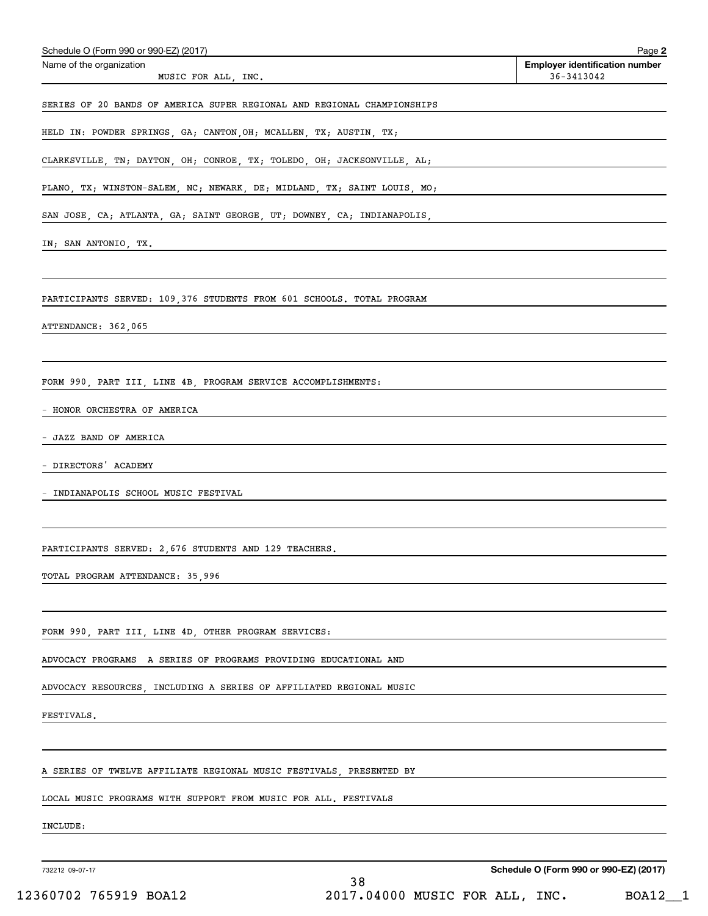Schedule O (Form 990 or 990-EZ) (2017)

| Name of the organization | Employer identification number |
|---|---|
| MUSIC FOR ALL, INC. | 36-3413042 |

SERIES OF 20 BANDS OF AMERICA SUPER REGIONAL AND REGIONAL CHAMPIONSHIPS HELD IN: POWDER SPRINGS, GA; CANTON,OH; MCALLEN, TX; AUSTIN, TX; CLARKSVILLE, TN; DAYTON, OH; CONROE, TX; TOLEDO, OH; JACKSONVILLE, AL; PLANO, TX; WINSTON-SALEM, NC; NEWARK, DE; MIDLAND, TX; SAINT LOUIS, MO; SAN JOSE, CA; ATLANTA, GA; SAINT GEORGE, UT; DOWNEY, CA; INDIANAPOLIS, IN; SAN ANTONIO, TX.

PARTICIPANTS SERVED: 109,376 STUDENTS FROM 601 SCHOOLS. TOTAL PROGRAM ATTENDANCE: 362,065

FORM 990, PART III, LINE 4B, PROGRAM SERVICE ACCOMPLISHMENTS:

- HONOR ORCHESTRA OF AMERICA
- JAZZ BAND OF AMERICA
- DIRECTORS' ACADEMY
- INDIANAPOLIS SCHOOL MUSIC FESTIVAL

PARTICIPANTS SERVED: 2,676 STUDENTS AND 129 TEACHERS.

TOTAL PROGRAM ATTENDANCE: 35,996

FORM 990, PART III, LINE 4D, OTHER PROGRAM SERVICES:

ADVOCACY PROGRAMS A SERIES OF PROGRAMS PROVIDING EDUCATIONAL AND ADVOCACY RESOURCES, INCLUDING A SERIES OF AFFILIATED REGIONAL MUSIC FESTIVALS.

A SERIES OF TWELVE AFFILIATE REGIONAL MUSIC FESTIVALS, PRESENTED BY LOCAL MUSIC PROGRAMS WITH SUPPORT FROM MUSIC FOR ALL. FESTIVALS INCLUDE:

732212 09-07-17

Schedule O (Form 990 or 990-EZ) (2017)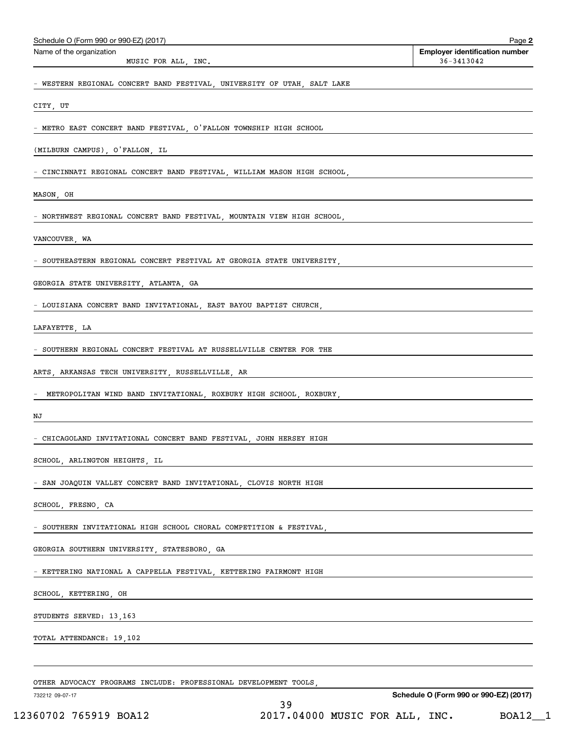Schedule O (Form 990 or 990-EZ) (2017)

Name of the organization: MUSIC FOR ALL, INC.

Employer identification number: 36-3413042

- WESTERN REGIONAL CONCERT BAND FESTIVAL, UNIVERSITY OF UTAH, SALT LAKE CITY, UT
- METRO EAST CONCERT BAND FESTIVAL, O'FALLON TOWNSHIP HIGH SCHOOL (MILBURN CAMPUS), O'FALLON, IL
- CINCINNATI REGIONAL CONCERT BAND FESTIVAL, WILLIAM MASON HIGH SCHOOL, MASON, OH
- NORTHWEST REGIONAL CONCERT BAND FESTIVAL, MOUNTAIN VIEW HIGH SCHOOL, VANCOUVER, WA
- SOUTHEASTERN REGIONAL CONCERT FESTIVAL AT GEORGIA STATE UNIVERSITY, GEORGIA STATE UNIVERSITY, ATLANTA, GA
- LOUISIANA CONCERT BAND INVITATIONAL, EAST BAYOU BAPTIST CHURCH, LAFAYETTE, LA
- SOUTHERN REGIONAL CONCERT FESTIVAL AT RUSSELLVILLE CENTER FOR THE ARTS, ARKANSAS TECH UNIVERSITY, RUSSELLVILLE, AR
- METROPOLITAN WIND BAND INVITATIONAL, ROXBURY HIGH SCHOOL, ROXBURY, NJ
- CHICAGOLAND INVITATIONAL CONCERT BAND FESTIVAL, JOHN HERSEY HIGH SCHOOL, ARLINGTON HEIGHTS, IL
- SAN JOAQUIN VALLEY CONCERT BAND INVITATIONAL, CLOVIS NORTH HIGH SCHOOL, FRESNO, CA
- SOUTHERN INVITATIONAL HIGH SCHOOL CHORAL COMPETITION & FESTIVAL, GEORGIA SOUTHERN UNIVERSITY, STATESBORO, GA
- KETTERING NATIONAL A CAPPELLA FESTIVAL, KETTERING FAIRMONT HIGH SCHOOL, KETTERING, OH

STUDENTS SERVED: 13,163

TOTAL ATTENDANCE: 19,102

OTHER ADVOCACY PROGRAMS INCLUDE: PROFESSIONAL DEVELOPMENT TOOLS,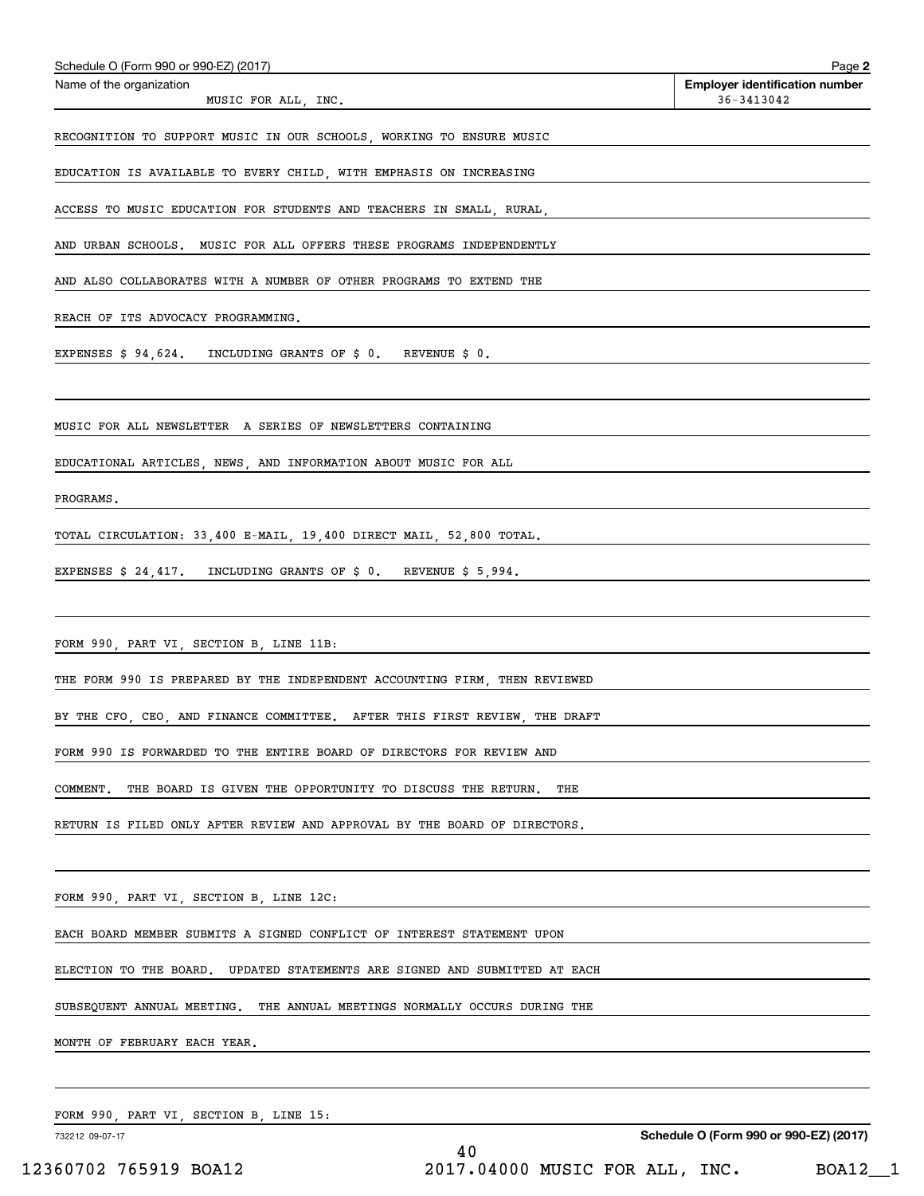Schedule O (Form 990 or 990-EZ) (2017)

Name of the organization: MUSIC FOR ALL, INC.

Employer identification number: 36-3413042

RECOGNITION TO SUPPORT MUSIC IN OUR SCHOOLS, WORKING TO ENSURE MUSIC EDUCATION IS AVAILABLE TO EVERY CHILD, WITH EMPHASIS ON INCREASING ACCESS TO MUSIC EDUCATION FOR STUDENTS AND TEACHERS IN SMALL, RURAL, AND URBAN SCHOOLS. MUSIC FOR ALL OFFERS THESE PROGRAMS INDEPENDENTLY AND ALSO COLLABORATES WITH A NUMBER OF OTHER PROGRAMS TO EXTEND THE REACH OF ITS ADVOCACY PROGRAMMING.

EXPENSES $ 94,624. INCLUDING GRANTS OF $ 0. REVENUE $ 0.

MUSIC FOR ALL NEWSLETTER A SERIES OF NEWSLETTERS CONTAINING EDUCATIONAL ARTICLES, NEWS, AND INFORMATION ABOUT MUSIC FOR ALL PROGRAMS.

TOTAL CIRCULATION: 33,400 E-MAIL, 19,400 DIRECT MAIL, 52,800 TOTAL.

EXPENSES $ 24,417. INCLUDING GRANTS OF $ 0. REVENUE $ 5,994.

FORM 990, PART VI, SECTION B, LINE 11B:

THE FORM 990 IS PREPARED BY THE INDEPENDENT ACCOUNTING FIRM, THEN REVIEWED BY THE CFO, CEO, AND FINANCE COMMITTEE. AFTER THIS FIRST REVIEW, THE DRAFT FORM 990 IS FORWARDED TO THE ENTIRE BOARD OF DIRECTORS FOR REVIEW AND COMMENT. THE BOARD IS GIVEN THE OPPORTUNITY TO DISCUSS THE RETURN. THE RETURN IS FILED ONLY AFTER REVIEW AND APPROVAL BY THE BOARD OF DIRECTORS.

FORM 990, PART VI, SECTION B, LINE 12C:

EACH BOARD MEMBER SUBMITS A SIGNED CONFLICT OF INTEREST STATEMENT UPON ELECTION TO THE BOARD. UPDATED STATEMENTS ARE SIGNED AND SUBMITTED AT EACH SUBSEQUENT ANNUAL MEETING. THE ANNUAL MEETINGS NORMALLY OCCURS DURING THE MONTH OF FEBRUARY EACH YEAR.

FORM 990, PART VI, SECTION B, LINE 15:

Schedule O (Form 990 or 990-EZ) (2017)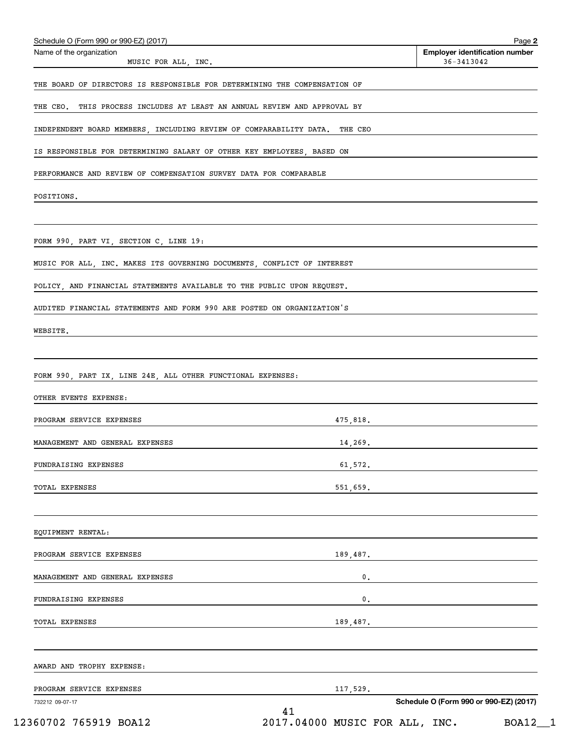Schedule O (Form 990 or 990-EZ) (2017) Page **2**

| Name of the organization | **Employer identification number** |
|---|---|
| MUSIC FOR ALL, INC. | 36-3413042 |

THE BOARD OF DIRECTORS IS RESPONSIBLE FOR DETERMINING THE COMPENSATION OF THE CEO. THIS PROCESS INCLUDES AT LEAST AN ANNUAL REVIEW AND APPROVAL BY INDEPENDENT BOARD MEMBERS, INCLUDING REVIEW OF COMPARABILITY DATA. THE CEO IS RESPONSIBLE FOR DETERMINING SALARY OF OTHER KEY EMPLOYEES, BASED ON PERFORMANCE AND REVIEW OF COMPENSATION SURVEY DATA FOR COMPARABLE POSITIONS.

FORM 990, PART VI, SECTION C, LINE 19:

MUSIC FOR ALL, INC. MAKES ITS GOVERNING DOCUMENTS, CONFLICT OF INTEREST POLICY, AND FINANCIAL STATEMENTS AVAILABLE TO THE PUBLIC UPON REQUEST. AUDITED FINANCIAL STATEMENTS AND FORM 990 ARE POSTED ON ORGANIZATION'S WEBSITE.

FORM 990, PART IX, LINE 24E, ALL OTHER FUNCTIONAL EXPENSES:

OTHER EVENTS EXPENSE:

| | |
|---|---|
| PROGRAM SERVICE EXPENSES | 475,818. |
| MANAGEMENT AND GENERAL EXPENSES | 14,269. |
| FUNDRAISING EXPENSES | 61,572. |
| TOTAL EXPENSES | 551,659. |

EQUIPMENT RENTAL:

| | |
|---|---|
| PROGRAM SERVICE EXPENSES | 189,487. |
| MANAGEMENT AND GENERAL EXPENSES | 0. |
| FUNDRAISING EXPENSES | 0. |
| TOTAL EXPENSES | 189,487. |

AWARD AND TROPHY EXPENSE:

| | |
|---|---|
| PROGRAM SERVICE EXPENSES | 117,529. |

732212 09-07-17 **Schedule O (Form 990 or 990-EZ) (2017)**

12360702 765919 BOA12 2017.04000 MUSIC FOR ALL, INC. BOA12__1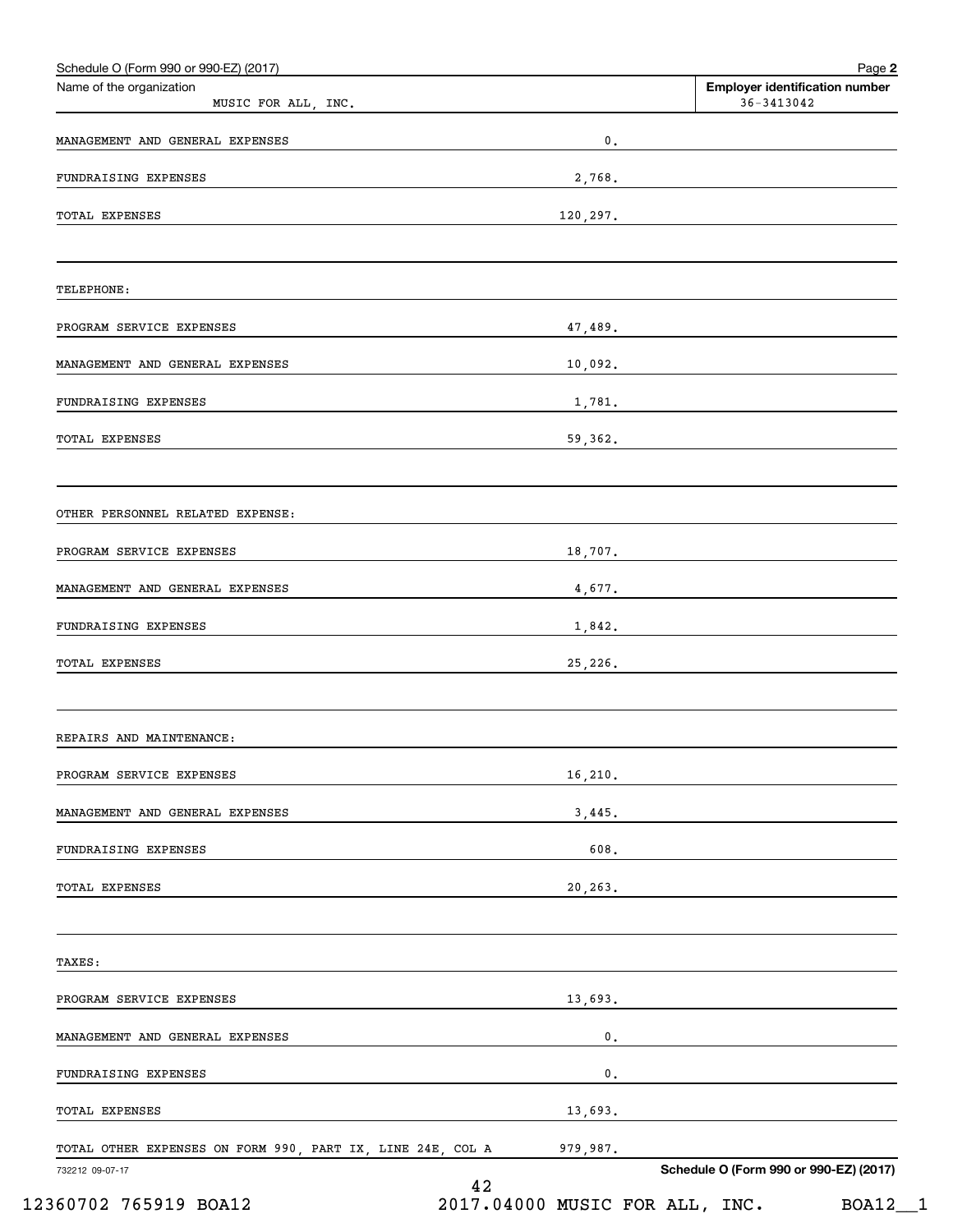Schedule O (Form 990 or 990-EZ) (2017)

| Name of the organization | Employer identification number |
|---|---|
| MUSIC FOR ALL, INC. | 36-3413042 |

| | |
|---|---|
| MANAGEMENT AND GENERAL EXPENSES | 0. |
| FUNDRAISING EXPENSES | 2,768. |
| TOTAL EXPENSES | 120,297. |

TELEPHONE:

| | |
|---|---|
| PROGRAM SERVICE EXPENSES | 47,489. |
| MANAGEMENT AND GENERAL EXPENSES | 10,092. |
| FUNDRAISING EXPENSES | 1,781. |
| TOTAL EXPENSES | 59,362. |

OTHER PERSONNEL RELATED EXPENSE:

| | |
|---|---|
| PROGRAM SERVICE EXPENSES | 18,707. |
| MANAGEMENT AND GENERAL EXPENSES | 4,677. |
| FUNDRAISING EXPENSES | 1,842. |
| TOTAL EXPENSES | 25,226. |

REPAIRS AND MAINTENANCE:

| | |
|---|---|
| PROGRAM SERVICE EXPENSES | 16,210. |
| MANAGEMENT AND GENERAL EXPENSES | 3,445. |
| FUNDRAISING EXPENSES | 608. |
| TOTAL EXPENSES | 20,263. |

TAXES:

| | |
|---|---|
| PROGRAM SERVICE EXPENSES | 13,693. |
| MANAGEMENT AND GENERAL EXPENSES | 0. |
| FUNDRAISING EXPENSES | 0. |
| TOTAL EXPENSES | 13,693. |
| TOTAL OTHER EXPENSES ON FORM 990, PART IX, LINE 24E, COL A | 979,987. |

732212 09-07-17

Schedule O (Form 990 or 990-EZ) (2017)

12360702 765919 BOA12 2017.04000 MUSIC FOR ALL, INC. BOA12__1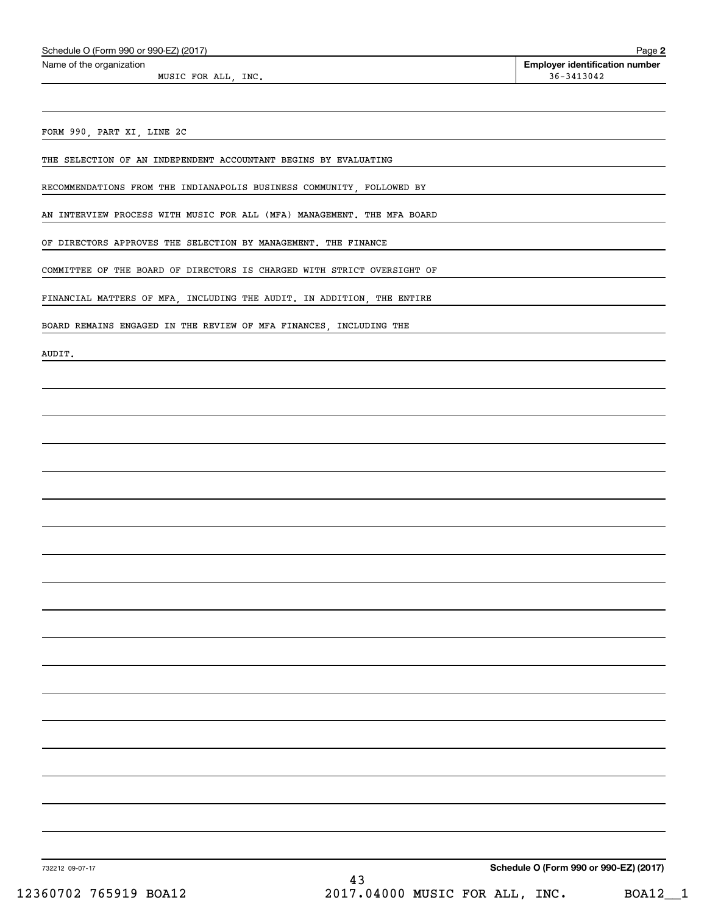Schedule O (Form 990 or 990-EZ) (2017)

Name of the organization: MUSIC FOR ALL, INC.

**Employer identification number:** 36-3413042

FORM 990, PART XI, LINE 2C

THE SELECTION OF AN INDEPENDENT ACCOUNTANT BEGINS BY EVALUATING RECOMMENDATIONS FROM THE INDIANAPOLIS BUSINESS COMMUNITY, FOLLOWED BY AN INTERVIEW PROCESS WITH MUSIC FOR ALL (MFA) MANAGEMENT. THE MFA BOARD OF DIRECTORS APPROVES THE SELECTION BY MANAGEMENT. THE FINANCE COMMITTEE OF THE BOARD OF DIRECTORS IS CHARGED WITH STRICT OVERSIGHT OF FINANCIAL MATTERS OF MFA, INCLUDING THE AUDIT. IN ADDITION, THE ENTIRE BOARD REMAINS ENGAGED IN THE REVIEW OF MFA FINANCES, INCLUDING THE AUDIT.

732212 09-07-17

**Schedule O (Form 990 or 990-EZ) (2017)**

12360702 765919 BOA12 2017.04000 MUSIC FOR ALL, INC. BOA12__1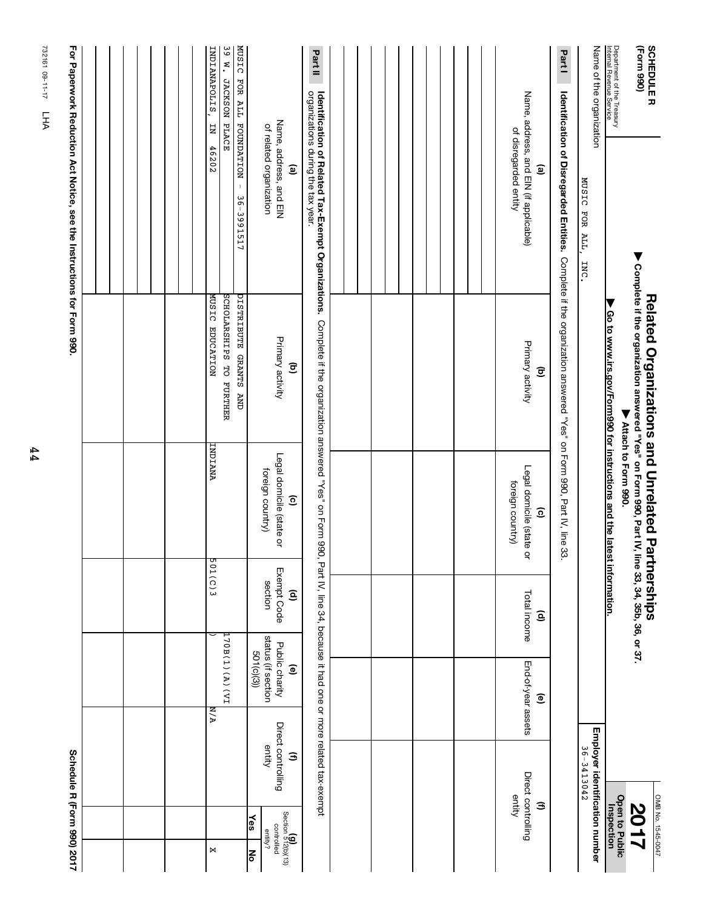**SCHEDULE R (Form 990)**

Department of the Treasury
Internal Revenue Service

# Related Organizations and Unrelated Partnerships

▶ Complete if the organization answered "Yes" on Form 990, Part IV, line 33, 34, 35b, 36, or 37.
▶ Attach to Form 990.
▶ Go to www.irs.gov/Form990 for instructions and the latest information.

OMB No. 1545-0047

**2017**

**Open to Public Inspection**

Name of the organization: MUSIC FOR ALL, INC.

Employer identification number: 36-3413042

**Part I** **Identification of Disregarded Entities.** Complete if the organization answered "Yes" on Form 990, Part IV, line 33.

| (a) Name, address, and EIN (if applicable) of disregarded entity | (b) Primary activity | (c) Legal domicile (state or foreign country) | (d) Total income | (e) End-of-year assets | (f) Direct controlling entity |
|---|---|---|---|---|---|
| | | | | | |
| | | | | | |
| | | | | | |
| | | | | | |
| | | | | | |
| | | | | | |

**Part II** **Identification of Related Tax-Exempt Organizations.** Complete if the organization answered "Yes" on Form 990, Part IV, line 34, because it had one or more related tax-exempt organizations during the tax year.

| (a) Name, address, and EIN of related organization | (b) Primary activity | (c) Legal domicile (state or foreign country) | (d) Exempt Code section | (e) Public charity status (if section 501(c)(3)) | (f) Direct controlling entity | (g) Section 512(b)(13) controlled entity? Yes | No |
|---|---|---|---|---|---|---|---|
| MUSIC FOR ALL FOUNDATION - 36-3991517<br>39 W. JACKSON PLACE<br>INDIANAPOLIS, IN 46202 | DISTRIBUTE GRANTS AND SCHOLARSHIPS TO FURTHER MUSIC EDUCATION | INDIANA | 501(C)3 | 170B(1)(A)(VI) | N/A | | X |
| | | | | | | | |
| | | | | | | | |
| | | | | | | | |
| | | | | | | | |
| | | | | | | | |
| | | | | | | | |

For Paperwork Reduction Act Notice, see the Instructions for Form 990.

Schedule R (Form 990) 2017

732161 09-11-17 LHA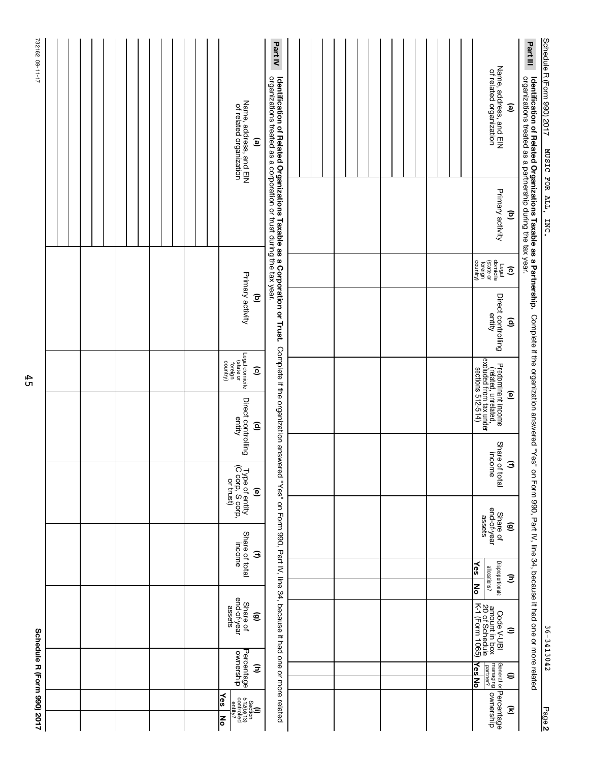Schedule R (Form 990) 2017 MUSIC FOR ALL, INC. 36-3413042 Page **2**

## Part III **Identification of Related Organizations Taxable as a Partnership.** Complete if the organization answered "Yes" on Form 990, Part IV, line 34, because it had one or more related organizations treated as a partnership during the tax year.

| (a) Name, address, and EIN of related organization | (b) Primary activity | (c) Legal domicile (state or foreign country) | (d) Direct controlling entity | (e) Predominant income (related, unrelated, excluded from tax under sections 512-514) | (f) Share of total income | (g) Share of end-of-year assets | (h) Disproportionate allocations? | | (i) Code V-UBI amount in box 20 of Schedule K-1 (Form 1065) | (j) General or managing partner? | | (k) Percentage ownership |
|---|---|---|---|---|---|---|---|---|---|---|---|---|
| | | | | | | | Yes | No | | Yes | No | |
| | | | | | | | | | | | | |
| | | | | | | | | | | | | |
| | | | | | | | | | | | | |
| | | | | | | | | | | | | |
| | | | | | | | | | | | | |
| | | | | | | | | | | | | |

## Part IV **Identification of Related Organizations Taxable as a Corporation or Trust.** Complete if the organization answered "Yes" on Form 990, Part IV, line 34, because it had one or more related organizations treated as a corporation or trust during the tax year.

| (a) Name, address, and EIN of related organization | (b) Primary activity | (c) Legal domicile (state or foreign country) | (d) Direct controlling entity | (e) Type of entity (C corp, S corp, or trust) | (f) Share of total income | (g) Share of end-of-year assets | (h) Percentage ownership | (i) Section 512(b)(13) controlled entity? | |
|---|---|---|---|---|---|---|---|---|---|
| | | | | | | | | Yes | No |
| | | | | | | | | | |
| | | | | | | | | | |
| | | | | | | | | | |
| | | | | | | | | | |
| | | | | | | | | | |
| | | | | | | | | | |
| | | | | | | | | | |

732162 09-11-17

**Schedule R (Form 990) 2017**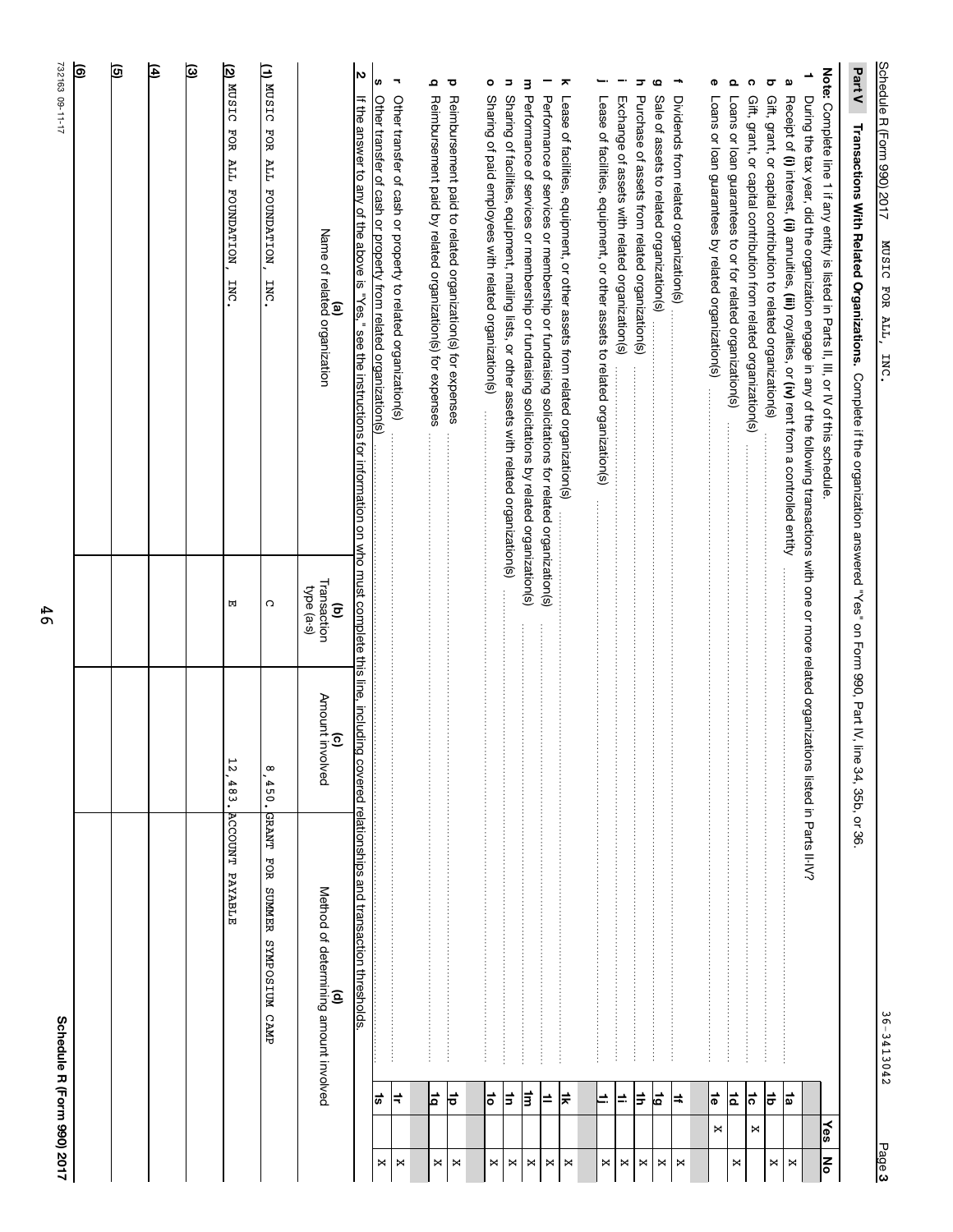Schedule R (Form 990) 2017 MUSIC FOR ALL, INC. 36-3413042 Page 3

## Part V Transactions With Related Organizations. Complete if the organization answered "Yes" on Form 990, Part IV, line 34, 35b, or 36.

**Note:** Complete line 1 if any entity is listed in Parts II, III, or IV of this schedule.

| | | | Yes | No |
|---|---|---|---|---|
| **1** | During the tax year, did the organization engage in any of the following transactions with one or more related organizations listed in Parts II-IV? | | | |
| **a** | Receipt of **(i)** interest, **(ii)** annuities, **(iii)** royalties, or **(iv)** rent from a controlled entity | 1a | | X |
| **b** | Gift, grant, or capital contribution to related organization(s) | 1b | | X |
| **c** | Gift, grant, or capital contribution from related organization(s) | 1c | X | |
| **d** | Loans or loan guarantees to or for related organization(s) | 1d | | X |
| **e** | Loans or loan guarantees by related organization(s) | 1e | X | |
| **f** | Dividends from related organization(s) | 1f | | X |
| **g** | Sale of assets to related organization(s) | 1g | | X |
| **h** | Purchase of assets from related organization(s) | 1h | | X |
| **i** | Exchange of assets with related organization(s) | 1i | | X |
| **j** | Lease of facilities, equipment, or other assets to related organization(s) | 1j | | X |
| **k** | Lease of facilities, equipment, or other assets from related organization(s) | 1k | | X |
| **l** | Performance of services or membership or fundraising solicitations for related organization(s) | 1l | | X |
| **m** | Performance of services or membership or fundraising solicitations by related organization(s) | 1m | | X |
| **n** | Sharing of facilities, equipment, mailing lists, or other assets with related organization(s) | 1n | | X |
| **o** | Sharing of paid employees with related organization(s) | 1o | | X |
| **p** | Reimbursement paid to related organization(s) for expenses | 1p | | X |
| **q** | Reimbursement paid by related organization(s) for expenses | 1q | | X |
| **r** | Other transfer of cash or property to related organization(s) | 1r | | X |
| **s** | Other transfer of cash or property from related organization(s) | 1s | | X |

**2** If the answer to any of the above is "Yes," see the instructions for information on who must complete this line, including covered relationships and transaction thresholds.

| (a) Name of related organization | (b) Transaction type (a-s) | (c) Amount involved | (d) Method of determining amount involved |
|---|---|---|---|
| (1) MUSIC FOR ALL FOUNDATION, INC. | C | 8,450. | GRANT FOR SUMMER SYMPOSIUM CAMP |
| (2) MUSIC FOR ALL FOUNDATION, INC. | E | 12,483. | ACCOUNT PAYABLE |
| (3) | | | |
| (4) | | | |
| (5) | | | |
| (6) | | | |

732163 09-11-17

Schedule R (Form 990) 2017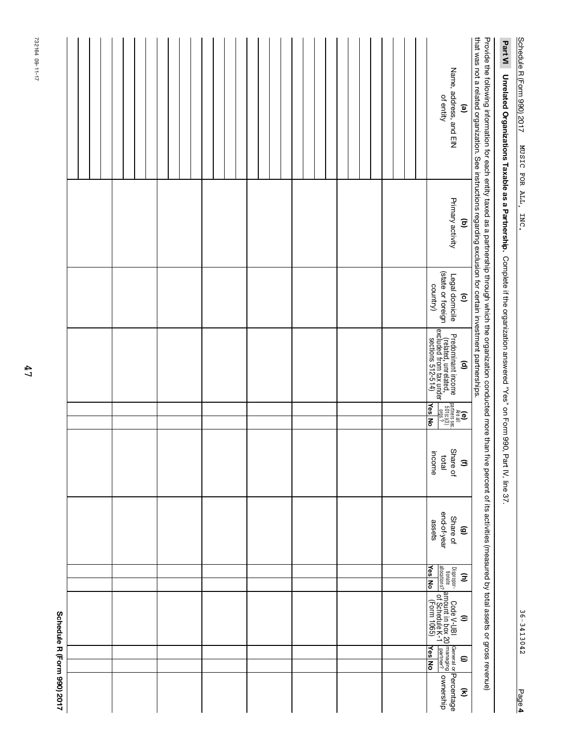Schedule R (Form 990) 2017 MUSIC FOR ALL, INC. 36-3413042 Page **4**

**Part VI** **Unrelated Organizations Taxable as a Partnership.** Complete if the organization answered "Yes" on Form 990, Part IV, line 37.

Provide the following information for each entity taxed as a partnership through which the organization conducted more than five percent of its activities (measured by total assets or gross revenue) that was not a related organization. See instructions regarding exclusion for certain investment partnerships.

| (a) Name, address, and EIN of entity | (b) Primary activity | (c) Legal domicile (state or foreign country) | (d) Predominant income (related, unrelated, excluded from tax under sections 512-514) | (e) Are all partners sec. 501(c)(3) orgs.? | | (f) Share of total income | (g) Share of end-of-year assets | (h) Dispropor-tionate allocations? | | (i) Code V-UBI amount in box 20 of Schedule K-1 (Form 1065) | (j) General or managing partner? | | (k) Percentage ownership |
|---|---|---|---|---|---|---|---|---|---|---|---|---|---|
| | | | | Yes | No | | | Yes | No | | Yes | No | |
| | | | | | | | | | | | | | |
| | | | | | | | | | | | | | |
| | | | | | | | | | | | | | |
| | | | | | | | | | | | | | |
| | | | | | | | | | | | | | |
| | | | | | | | | | | | | | |
| | | | | | | | | | | | | | |
| | | | | | | | | | | | | | |

**Schedule R (Form 990) 2017**

732164 09-11-17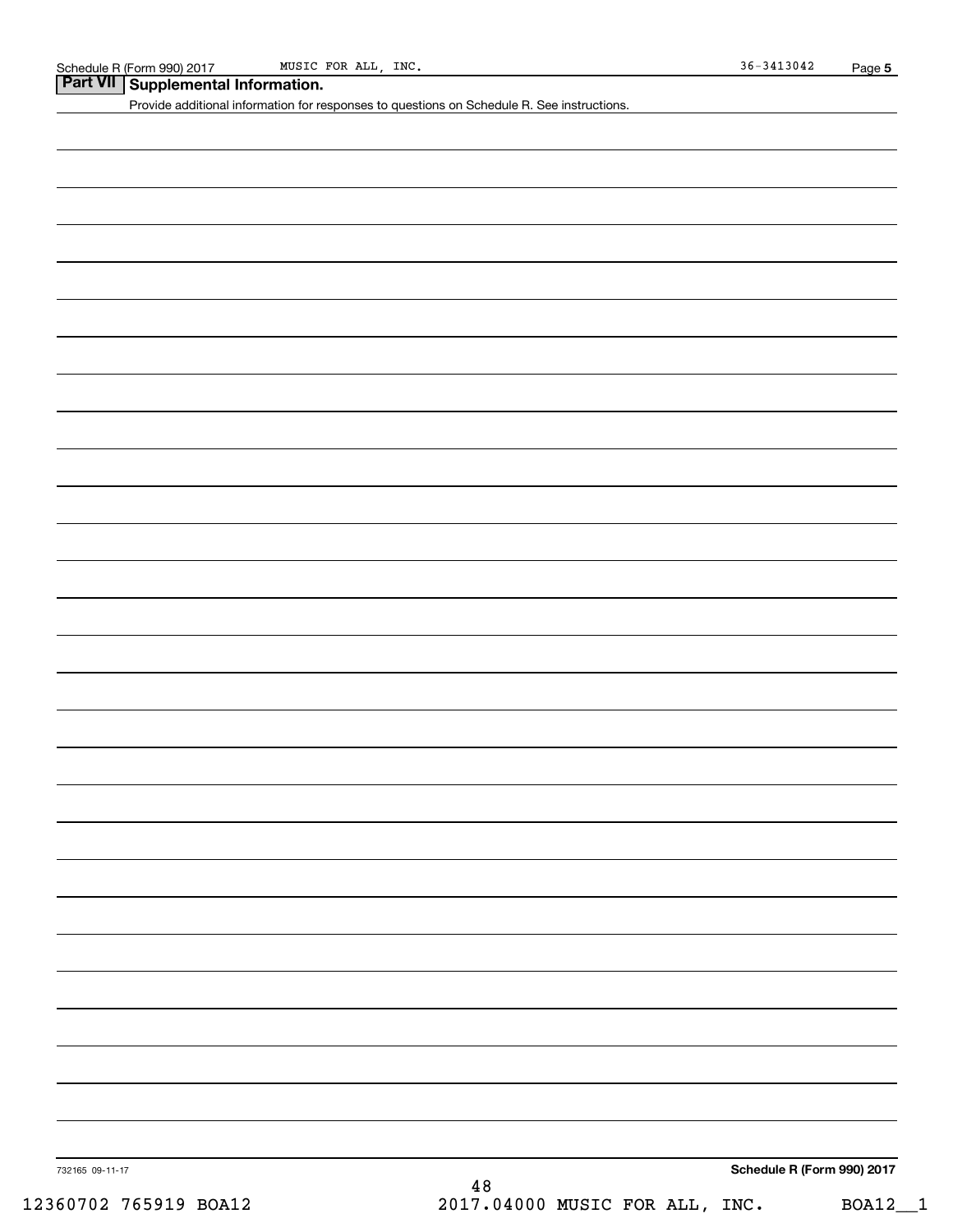## Part VII Supplemental Information.

Provide additional information for responses to questions on Schedule R. See instructions.